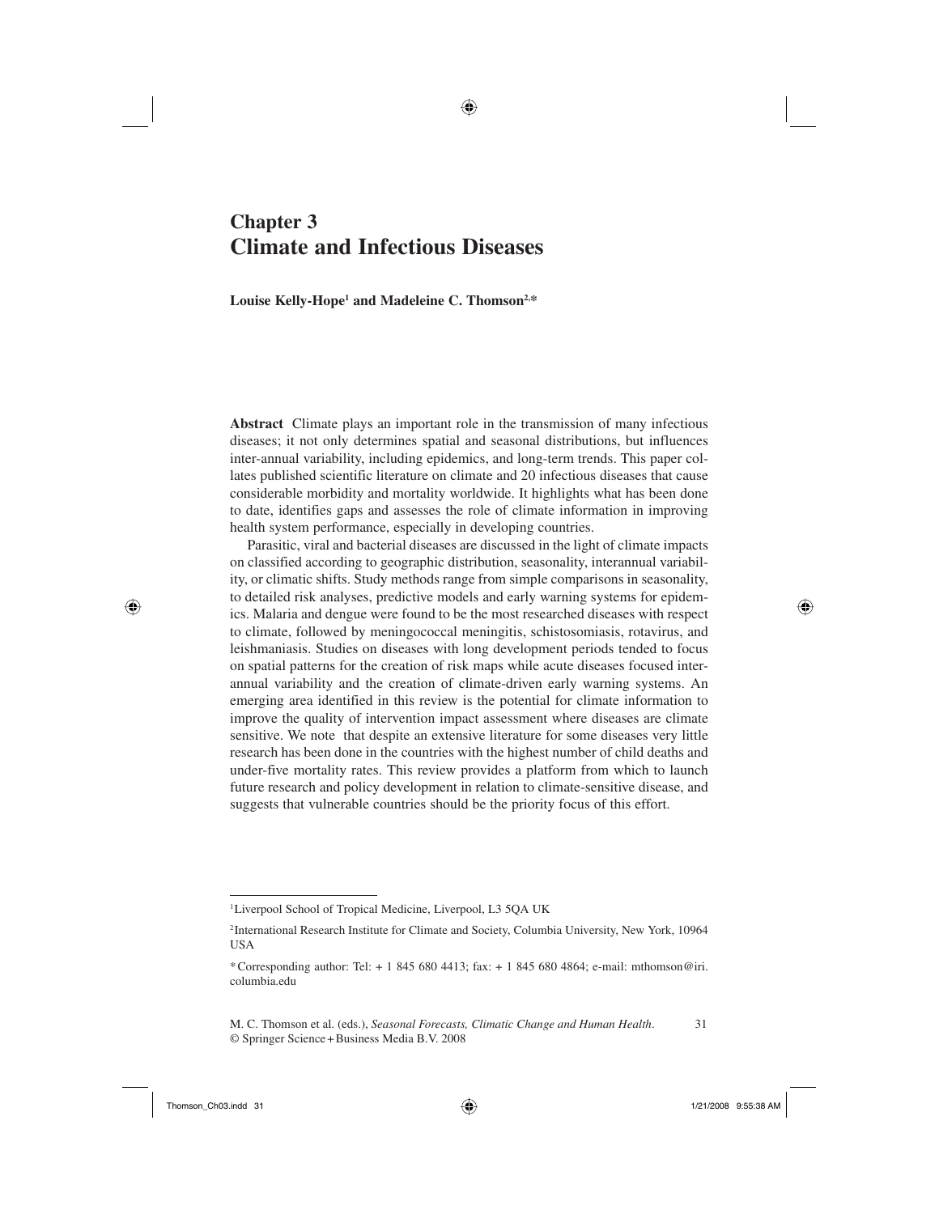# Chapter 3
# Climate and Infectious Diseases

**Louise Kelly-Hope[1] and Madeleine C. Thomson[2,*]**

**Abstract** Climate plays an important role in the transmission of many infectious diseases; it not only determines spatial and seasonal distributions, but influences inter-annual variability, including epidemics, and long-term trends. This paper collates published scientific literature on climate and 20 infectious diseases that cause considerable morbidity and mortality worldwide. It highlights what has been done to date, identifies gaps and assesses the role of climate information in improving health system performance, especially in developing countries.

Parasitic, viral and bacterial diseases are discussed in the light of climate impacts on classified according to geographic distribution, seasonality, interannual variability, or climatic shifts. Study methods range from simple comparisons in seasonality, to detailed risk analyses, predictive models and early warning systems for epidemics. Malaria and dengue were found to be the most researched diseases with respect to climate, followed by meningococcal meningitis, schistosomiasis, rotavirus, and leishmaniasis. Studies on diseases with long development periods tended to focus on spatial patterns for the creation of risk maps while acute diseases focused inter-annual variability and the creation of climate-driven early warning systems. An emerging area identified in this review is the potential for climate information to improve the quality of intervention impact assessment where diseases are climate sensitive. We note that despite an extensive literature for some diseases very little research has been done in the countries with the highest number of child deaths and under-five mortality rates. This review provides a platform from which to launch future research and policy development in relation to climate-sensitive disease, and suggests that vulnerable countries should be the priority focus of this effort.

---

[1]Liverpool School of Tropical Medicine, Liverpool, L3 5QA UK

[2]International Research Institute for Climate and Society, Columbia University, New York, 10964 USA

*Corresponding author: Tel: + 1 845 680 4413; fax: + 1 845 680 4864; e-mail: mthomson@iri.columbia.edu

M. C. Thomson et al. (eds.), *Seasonal Forecasts, Climatic Change and Human Health*.
© Springer Science+Business Media B.V. 2008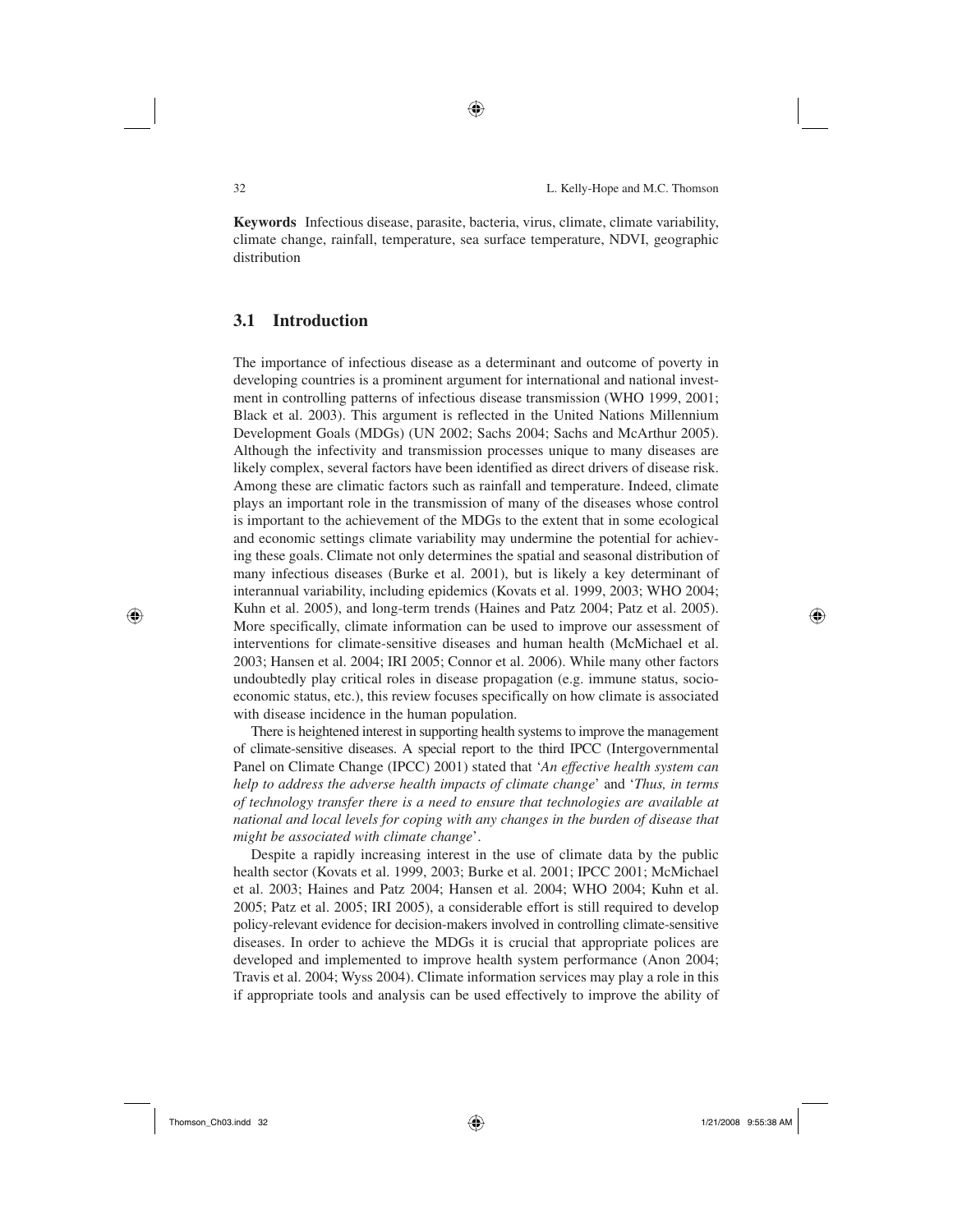**Keywords** Infectious disease, parasite, bacteria, virus, climate, climate variability, climate change, rainfall, temperature, sea surface temperature, NDVI, geographic distribution

## 3.1 Introduction

The importance of infectious disease as a determinant and outcome of poverty in developing countries is a prominent argument for international and national investment in controlling patterns of infectious disease transmission (WHO 1999, 2001; Black et al. 2003). This argument is reflected in the United Nations Millennium Development Goals (MDGs) (UN 2002; Sachs 2004; Sachs and McArthur 2005). Although the infectivity and transmission processes unique to many diseases are likely complex, several factors have been identified as direct drivers of disease risk. Among these are climatic factors such as rainfall and temperature. Indeed, climate plays an important role in the transmission of many of the diseases whose control is important to the achievement of the MDGs to the extent that in some ecological and economic settings climate variability may undermine the potential for achieving these goals. Climate not only determines the spatial and seasonal distribution of many infectious diseases (Burke et al. 2001), but is likely a key determinant of interannual variability, including epidemics (Kovats et al. 1999, 2003; WHO 2004; Kuhn et al. 2005), and long-term trends (Haines and Patz 2004; Patz et al. 2005). More specifically, climate information can be used to improve our assessment of interventions for climate-sensitive diseases and human health (McMichael et al. 2003; Hansen et al. 2004; IRI 2005; Connor et al. 2006). While many other factors undoubtedly play critical roles in disease propagation (e.g. immune status, socio-economic status, etc.), this review focuses specifically on how climate is associated with disease incidence in the human population.

There is heightened interest in supporting health systems to improve the management of climate-sensitive diseases. A special report to the third IPCC (Intergovernmental Panel on Climate Change (IPCC) 2001) stated that '*An effective health system can help to address the adverse health impacts of climate change*' and '*Thus, in terms of technology transfer there is a need to ensure that technologies are available at national and local levels for coping with any changes in the burden of disease that might be associated with climate change*'.

Despite a rapidly increasing interest in the use of climate data by the public health sector (Kovats et al. 1999, 2003; Burke et al. 2001; IPCC 2001; McMichael et al. 2003; Haines and Patz 2004; Hansen et al. 2004; WHO 2004; Kuhn et al. 2005; Patz et al. 2005; IRI 2005), a considerable effort is still required to develop policy-relevant evidence for decision-makers involved in controlling climate-sensitive diseases. In order to achieve the MDGs it is crucial that appropriate polices are developed and implemented to improve health system performance (Anon 2004; Travis et al. 2004; Wyss 2004). Climate information services may play a role in this if appropriate tools and analysis can be used effectively to improve the ability of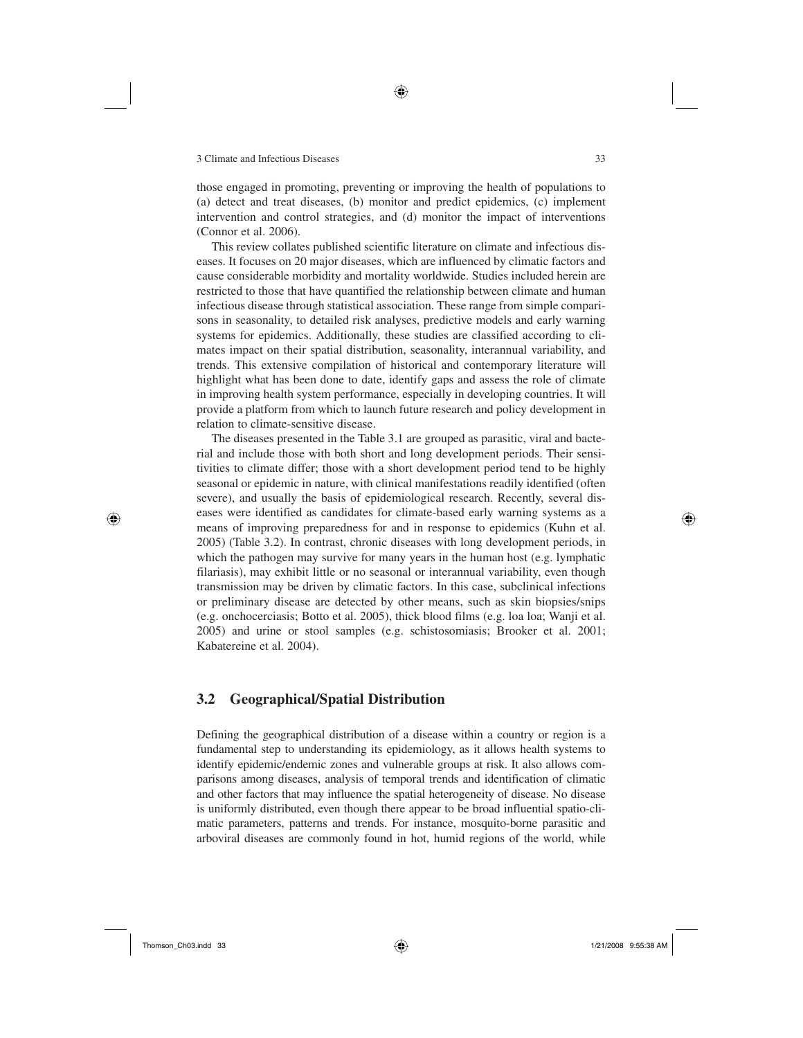those engaged in promoting, preventing or improving the health of populations to (a) detect and treat diseases, (b) monitor and predict epidemics, (c) implement intervention and control strategies, and (d) monitor the impact of interventions (Connor et al. 2006).

This review collates published scientific literature on climate and infectious diseases. It focuses on 20 major diseases, which are influenced by climatic factors and cause considerable morbidity and mortality worldwide. Studies included herein are restricted to those that have quantified the relationship between climate and human infectious disease through statistical association. These range from simple comparisons in seasonality, to detailed risk analyses, predictive models and early warning systems for epidemics. Additionally, these studies are classified according to climates impact on their spatial distribution, seasonality, interannual variability, and trends. This extensive compilation of historical and contemporary literature will highlight what has been done to date, identify gaps and assess the role of climate in improving health system performance, especially in developing countries. It will provide a platform from which to launch future research and policy development in relation to climate-sensitive disease.

The diseases presented in the Table 3.1 are grouped as parasitic, viral and bacterial and include those with both short and long development periods. Their sensitivities to climate differ; those with a short development period tend to be highly seasonal or epidemic in nature, with clinical manifestations readily identified (often severe), and usually the basis of epidemiological research. Recently, several diseases were identified as candidates for climate-based early warning systems as a means of improving preparedness for and in response to epidemics (Kuhn et al. 2005) (Table 3.2). In contrast, chronic diseases with long development periods, in which the pathogen may survive for many years in the human host (e.g. lymphatic filariasis), may exhibit little or no seasonal or interannual variability, even though transmission may be driven by climatic factors. In this case, subclinical infections or preliminary disease are detected by other means, such as skin biopsies/snips (e.g. onchocerciasis; Botto et al. 2005), thick blood films (e.g. loa loa; Wanji et al. 2005) and urine or stool samples (e.g. schistosomiasis; Brooker et al. 2001; Kabatereine et al. 2004).

## 3.2 Geographical/Spatial Distribution

Defining the geographical distribution of a disease within a country or region is a fundamental step to understanding its epidemiology, as it allows health systems to identify epidemic/endemic zones and vulnerable groups at risk. It also allows comparisons among diseases, analysis of temporal trends and identification of climatic and other factors that may influence the spatial heterogeneity of disease. No disease is uniformly distributed, even though there appear to be broad influential spatio-climatic parameters, patterns and trends. For instance, mosquito-borne parasitic and arboviral diseases are commonly found in hot, humid regions of the world, while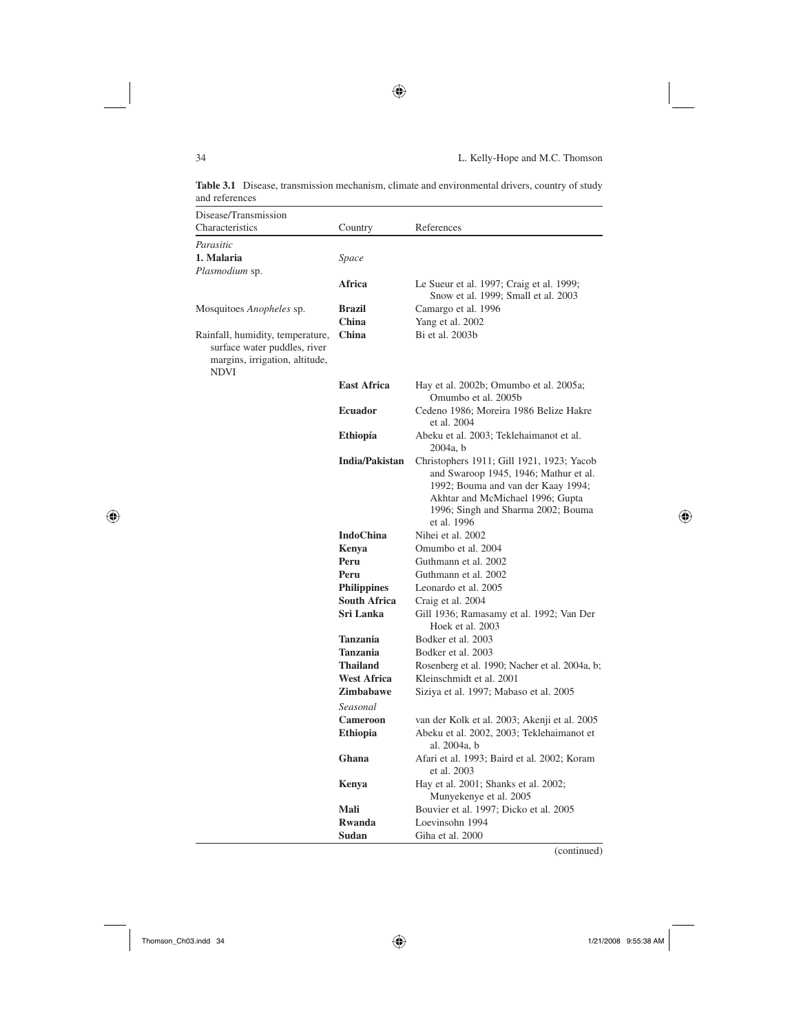**Table 3.1** Disease, transmission mechanism, climate and environmental drivers, country of study and references

| Disease/Transmission Characteristics | Country | References |
|---|---|---|
| *Parasitic* | | |
| **1. Malaria** | *Space* | |
| *Plasmodium* sp. | | |
| | **Africa** | Le Sueur et al. 1997; Craig et al. 1999; Snow et al. 1999; Small et al. 2003 |
| Mosquitoes *Anopheles* sp. | **Brazil** | Camargo et al. 1996 |
| | **China** | Yang et al. 2002 |
| Rainfall, humidity, temperature, surface water puddles, river margins, irrigation, altitude, NDVI | **China** | Bi et al. 2003b |
| | **East Africa** | Hay et al. 2002b; Omumbo et al. 2005a; Omumbo et al. 2005b |
| | **Ecuador** | Cedeno 1986; Moreira 1986 Belize Hakre et al. 2004 |
| | **Ethiopía** | Abeku et al. 2003; Teklehaimanot et al. 2004a, b |
| | **India/Pakistan** | Christophers 1911; Gill 1921, 1923; Yacob and Swaroop 1945, 1946; Mathur et al. 1992; Bouma and van der Kaay 1994; Akhtar and McMichael 1996; Gupta 1996; Singh and Sharma 2002; Bouma et al. 1996 |
| | **IndoChina** | Nihei et al. 2002 |
| | **Kenya** | Omumbo et al. 2004 |
| | **Peru** | Guthmann et al. 2002 |
| | **Peru** | Guthmann et al. 2002 |
| | **Philippines** | Leonardo et al. 2005 |
| | **South Africa** | Craig et al. 2004 |
| | **Sri Lanka** | Gill 1936; Ramasamy et al. 1992; Van Der Hoek et al. 2003 |
| | **Tanzania** | Bodker et al. 2003 |
| | **Tanzania** | Bodker et al. 2003 |
| | **Thailand** | Rosenberg et al. 1990; Nacher et al. 2004a, b; |
| | **West Africa** | Kleinschmidt et al. 2001 |
| | **Zimbabawe** | Siziya et al. 1997; Mabaso et al. 2005 |
| | *Seasonal* | |
| | **Cameroon** | van der Kolk et al. 2003; Akenji et al. 2005 |
| | **Ethiopia** | Abeku et al. 2002, 2003; Teklehaimanot et al. 2004a, b |
| | **Ghana** | Afari et al. 1993; Baird et al. 2002; Koram et al. 2003 |
| | **Kenya** | Hay et al. 2001; Shanks et al. 2002; Munyekenye et al. 2005 |
| | **Mali** | Bouvier et al. 1997; Dicko et al. 2005 |
| | **Rwanda** | Loevinsohn 1994 |
| | **Sudan** | Giha et al. 2000 |

(continued)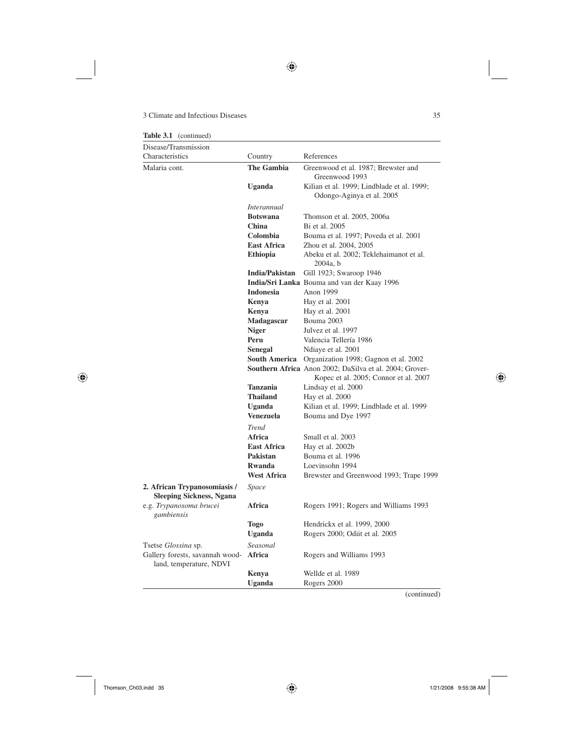**Table 3.1** (continued)

| Disease/Transmission Characteristics | Country | References |
|---|---|---|
| Malaria cont. | **The Gambia** | Greenwood et al. 1987; Brewster and Greenwood 1993 |
| | **Uganda** | Kilian et al. 1999; Lindblade et al. 1999; Odongo-Aginya et al. 2005 |
| | *Interannual* | |
| | **Botswana** | Thomson et al. 2005, 2006a |
| | **China** | Bi et al. 2005 |
| | **Colombia** | Bouma et al. 1997; Poveda et al. 2001 |
| | **East Africa** | Zhou et al. 2004, 2005 |
| | **Ethiopia** | Abeku et al. 2002; Teklehaimanot et al. 2004a, b |
| | **India/Pakistan** | Gill 1923; Swaroop 1946 |
| | **India/Sri Lanka** | Bouma and van der Kaay 1996 |
| | **Indonesia** | Anon 1999 |
| | **Kenya** | Hay et al. 2001 |
| | **Kenya** | Hay et al. 2001 |
| | **Madagascar** | Bouma 2003 |
| | **Niger** | Julvez et al. 1997 |
| | **Peru** | Valencia Tellería 1986 |
| | **Senegal** | Ndiaye et al. 2001 |
| | **South America** | Organization 1998; Gagnon et al. 2002 |
| | **Southern Africa** | Anon 2002; DaSilva et al. 2004; Grover-Kopec et al. 2005; Connor et al. 2007 |
| | **Tanzania** | Lindsay et al. 2000 |
| | **Thailand** | Hay et al. 2000 |
| | **Uganda** | Kilian et al. 1999; Lindblade et al. 1999 |
| | **Venezuela** | Bouma and Dye 1997 |
| | *Trend* | |
| | **Africa** | Small et al. 2003 |
| | **East Africa** | Hay et al. 2002b |
| | **Pakistan** | Bouma et al. 1996 |
| | **Rwanda** | Loevinsohn 1994 |
| | **West Africa** | Brewster and Greenwood 1993; Trape 1999 |
| **2. African Trypanosomiasis / Sleeping Sickness, Ngana** | *Space* | |
| e.g. *Trypanosoma brucei gambiensis* | **Africa** | Rogers 1991; Rogers and Williams 1993 |
| | **Togo** | Hendrickx et al. 1999, 2000 |
| | **Uganda** | Rogers 2000; Odiit et al. 2005 |
| Tsetse *Glossina* sp. | *Seasonal* | |
| Gallery forests, savannah woodland, temperature, NDVI | **Africa** | Rogers and Williams 1993 |
| | **Kenya** | Wellde et al. 1989 |
| | **Uganda** | Rogers 2000 |

(continued)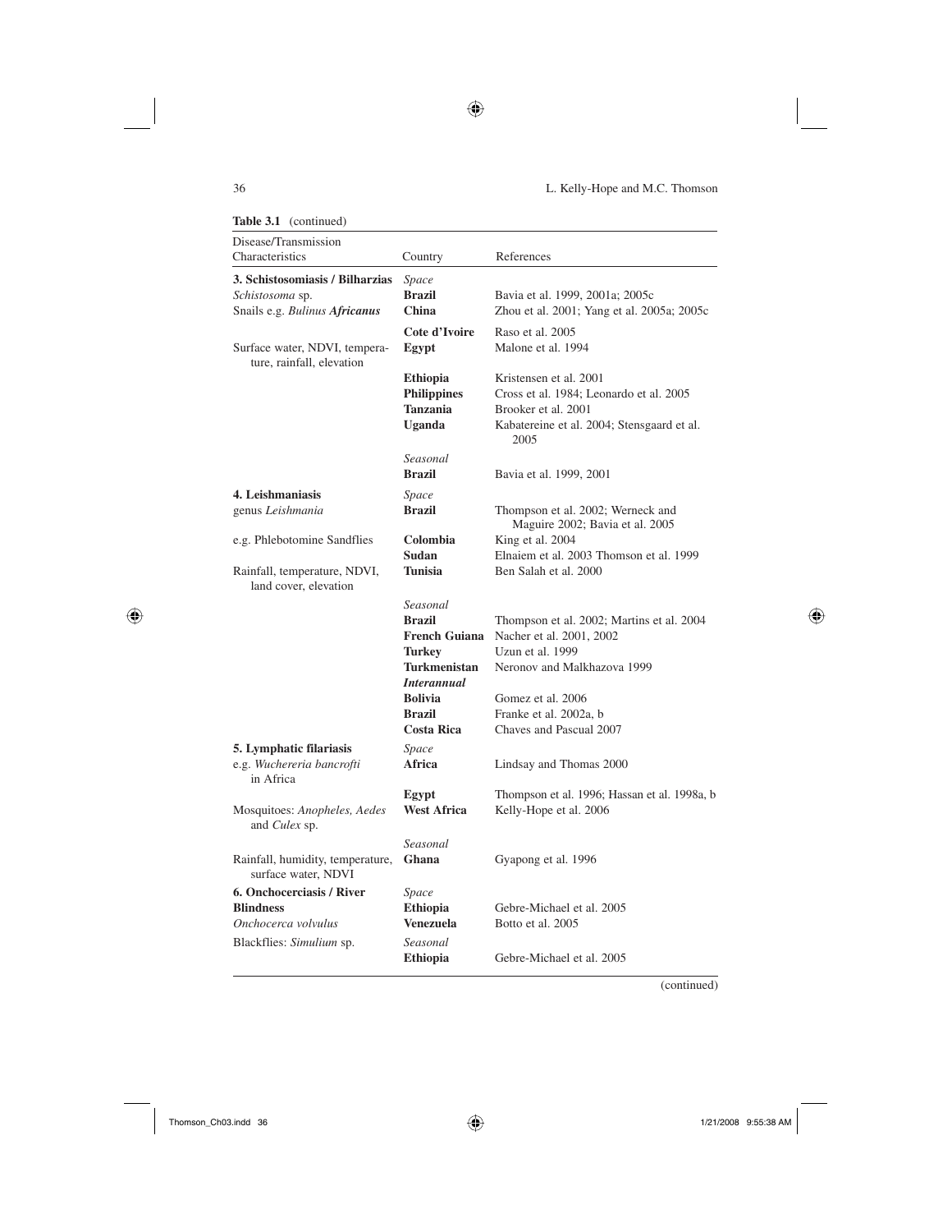**Table 3.1** (continued)

| Disease/Transmission Characteristics | Country | References |
|---|---|---|
| **3. Schistosomiasis / Bilharzias** | *Space* | |
| *Schistosoma* sp. | **Brazil** | Bavia et al. 1999, 2001a; 2005c |
| Snails e.g. *Bulinus* ***Africanus*** | **China** | Zhou et al. 2001; Yang et al. 2005a; 2005c |
| | **Cote d'Ivoire** | Raso et al. 2005 |
| Surface water, NDVI, temperature, rainfall, elevation | **Egypt** | Malone et al. 1994 |
| | **Ethiopia** | Kristensen et al. 2001 |
| | **Philippines** | Cross et al. 1984; Leonardo et al. 2005 |
| | **Tanzania** | Brooker et al. 2001 |
| | **Uganda** | Kabatereine et al. 2004; Stensgaard et al. 2005 |
| | *Seasonal* | |
| | **Brazil** | Bavia et al. 1999, 2001 |
| **4. Leishmaniasis** | *Space* | |
| genus *Leishmania* | **Brazil** | Thompson et al. 2002; Werneck and Maguire 2002; Bavia et al. 2005 |
| e.g. Phlebotomine Sandflies | **Colombia** | King et al. 2004 |
| | **Sudan** | Elnaiem et al. 2003 Thomson et al. 1999 |
| Rainfall, temperature, NDVI, land cover, elevation | **Tunisia** | Ben Salah et al. 2000 |
| | *Seasonal* | |
| | **Brazil** | Thompson et al. 2002; Martins et al. 2004 |
| | **French Guiana** | Nacher et al. 2001, 2002 |
| | **Turkey** | Uzun et al. 1999 |
| | **Turkmenistan** | Neronov and Malkhazova 1999 |
| | ***Interannual*** | |
| | **Bolivia** | Gomez et al. 2006 |
| | **Brazil** | Franke et al. 2002a, b |
| | **Costa Rica** | Chaves and Pascual 2007 |
| **5. Lymphatic filariasis** | *Space* | |
| e.g. *Wuchereria bancrofti* in Africa | **Africa** | Lindsay and Thomas 2000 |
| | **Egypt** | Thompson et al. 1996; Hassan et al. 1998a, b |
| Mosquitoes: *Anopheles, Aedes* and *Culex* sp. | **West Africa** | Kelly-Hope et al. 2006 |
| | *Seasonal* | |
| Rainfall, humidity, temperature, surface water, NDVI | **Ghana** | Gyapong et al. 1996 |
| **6. Onchocerciasis / River Blindness** | *Space* | |
| | **Ethiopia** | Gebre-Michael et al. 2005 |
| *Onchocerca volvulus* | **Venezuela** | Botto et al. 2005 |
| Blackflies: *Simulium* sp. | *Seasonal* | |
| | **Ethiopia** | Gebre-Michael et al. 2005 |

(continued)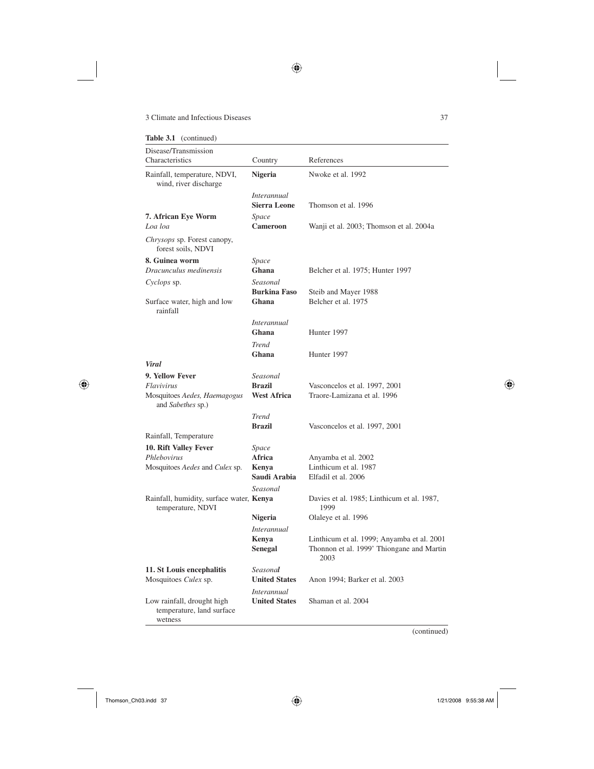**Table 3.1** (continued)

| Disease/Transmission Characteristics | Country | References |
|---|---|---|
| Rainfall, temperature, NDVI, wind, river discharge | **Nigeria** | Nwoke et al. 1992 |
| | *Interannual* | |
| | **Sierra Leone** | Thomson et al. 1996 |
| **7. African Eye Worm** | *Space* | |
| *Loa loa* | **Cameroon** | Wanji et al. 2003; Thomson et al. 2004a |
| *Chrysops* sp. Forest canopy, forest soils, NDVI | | |
| **8. Guinea worm** | *Space* | |
| *Dracunculus medinensis* | **Ghana** | Belcher et al. 1975; Hunter 1997 |
| *Cyclops* sp. | *Seasonal* | |
| | **Burkina Faso** | Steib and Mayer 1988 |
| Surface water, high and low rainfall | **Ghana** | Belcher et al. 1975 |
| | *Interannual* | |
| | **Ghana** | Hunter 1997 |
| | *Trend* | |
| | **Ghana** | Hunter 1997 |
| ***Viral*** | | |
| **9. Yellow Fever** | *Seasonal* | |
| *Flavivirus* | **Brazil** | Vasconcelos et al. 1997, 2001 |
| Mosquitoes *Aedes, Haemagogus* and *Sabethes* sp.) | **West Africa** | Traore-Lamizana et al. 1996 |
| | *Trend* | |
| | **Brazil** | Vasconcelos et al. 1997, 2001 |
| Rainfall, Temperature | | |
| **10. Rift Valley Fever** | *Space* | |
| *Phlebovirus* | **Africa** | Anyamba et al. 2002 |
| Mosquitoes *Aedes* and *Culex* sp. | **Kenya** | Linthicum et al. 1987 |
| | **Saudi Arabia** | Elfadil et al. 2006 |
| | *Seasonal* | |
| Rainfall, humidity, surface water, temperature, NDVI | **Kenya** | Davies et al. 1985; Linthicum et al. 1987, 1999 |
| | **Nigeria** | Olaleye et al. 1996 |
| | *Interannual* | |
| | **Kenya** | Linthicum et al. 1999; Anyamba et al. 2001 |
| | **Senegal** | Thonnon et al. 1999' Thiongane and Martin 2003 |
| **11. St Louis encephalitis** | *Seasonal* | |
| Mosquitoes *Culex* sp. | **United States** | Anon 1994; Barker et al. 2003 |
| | *Interannual* | |
| Low rainfall, drought high temperature, land surface wetness | **United States** | Shaman et al. 2004 |

(continued)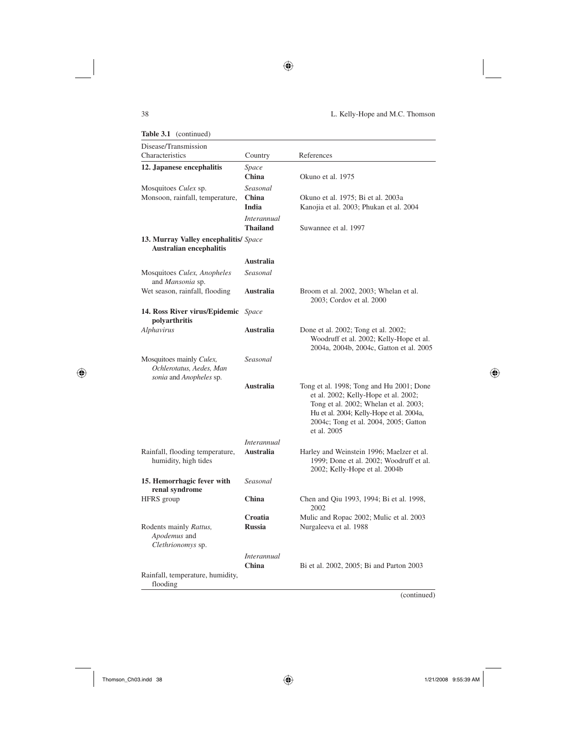**Table 3.1** (continued)

| Disease/Transmission Characteristics | Country | References |
|---|---|---|
| **12. Japanese encephalitis** | *Space* | |
| | **China** | Okuno et al. 1975 |
| Mosquitoes *Culex* sp. | *Seasonal* | |
| Monsoon, rainfall, temperature, | **China** | Okuno et al. 1975; Bi et al. 2003a |
| | **India** | Kanojia et al. 2003; Phukan et al. 2004 |
| | *Interannual* | |
| | **Thailand** | Suwannee et al. 1997 |
| **13. Murray Valley encephalitis/ Australian encephalitis** | *Space* | |
| | **Australia** | |
| Mosquitoes *Culex, Anopheles* and *Mansonia* sp. | *Seasonal* | |
| Wet season, rainfall, flooding | **Australia** | Broom et al. 2002, 2003; Whelan et al. 2003; Cordov et al. 2000 |
| **14. Ross River virus/Epidemic polyarthritis** | *Space* | |
| *Alphavirus* | **Australia** | Done et al. 2002; Tong et al. 2002; Woodruff et al. 2002; Kelly-Hope et al. 2004a, 2004b, 2004c, Gatton et al. 2005 |
| Mosquitoes mainly *Culex, Ochlerotatus, Aedes, Man sonia* and *Anopheles* sp. | *Seasonal* | |
| | **Australia** | Tong et al. 1998; Tong and Hu 2001; Done et al. 2002; Kelly-Hope et al. 2002; Tong et al. 2002; Whelan et al. 2003; Hu et al. 2004; Kelly-Hope et al. 2004a, 2004c; Tong et al. 2004, 2005; Gatton et al. 2005 |
| | *Interannual* | |
| Rainfall, flooding temperature, humidity, high tides | **Australia** | Harley and Weinstein 1996; Maelzer et al. 1999; Done et al. 2002; Woodruff et al. 2002; Kelly-Hope et al. 2004b |
| **15. Hemorrhagic fever with renal syndrome** | *Seasonal* | |
| HFRS group | **China** | Chen and Qiu 1993, 1994; Bi et al. 1998, 2002 |
| | **Croatia** | Mulic and Ropac 2002; Mulic et al. 2003 |
| Rodents mainly *Rattus, Apodemus* and *Clethrionomys* sp. | **Russia** | Nurgaleeva et al. 1988 |
| | *Interannual* | |
| | **China** | Bi et al. 2002, 2005; Bi and Parton 2003 |
| Rainfall, temperature, humidity, flooding | | |

(continued)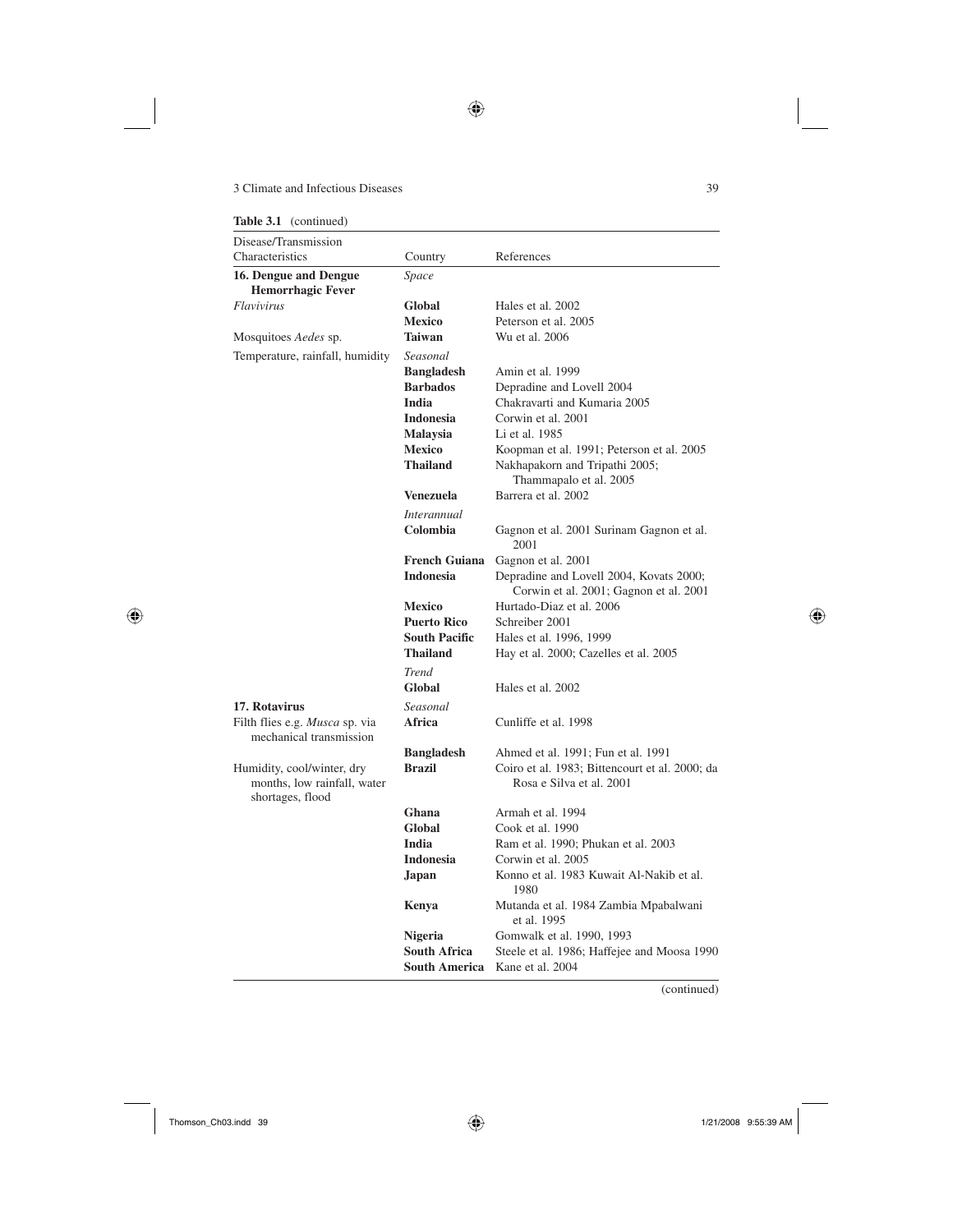**Table 3.1** (continued)

| Disease/Transmission Characteristics | Country | References |
|---|---|---|
| **16. Dengue and Dengue Hemorrhagic Fever** | *Space* | |
| *Flavivirus* | **Global** | Hales et al. 2002 |
| | **Mexico** | Peterson et al. 2005 |
| Mosquitoes *Aedes* sp. | **Taiwan** | Wu et al. 2006 |
| Temperature, rainfall, humidity | *Seasonal* | |
| | **Bangladesh** | Amin et al. 1999 |
| | **Barbados** | Depradine and Lovell 2004 |
| | **India** | Chakravarti and Kumaria 2005 |
| | **Indonesia** | Corwin et al. 2001 |
| | **Malaysia** | Li et al. 1985 |
| | **Mexico** | Koopman et al. 1991; Peterson et al. 2005 |
| | **Thailand** | Nakhapakorn and Tripathi 2005; Thammapalo et al. 2005 |
| | **Venezuela** | Barrera et al. 2002 |
| | *Interannual* | |
| | **Colombia** | Gagnon et al. 2001 Surinam Gagnon et al. 2001 |
| | **French Guiana** | Gagnon et al. 2001 |
| | **Indonesia** | Depradine and Lovell 2004, Kovats 2000; Corwin et al. 2001; Gagnon et al. 2001 |
| | **Mexico** | Hurtado-Diaz et al. 2006 |
| | **Puerto Rico** | Schreiber 2001 |
| | **South Pacific** | Hales et al. 1996, 1999 |
| | **Thailand** | Hay et al. 2000; Cazelles et al. 2005 |
| | *Trend* | |
| | **Global** | Hales et al. 2002 |
| **17. Rotavirus** | *Seasonal* | |
| Filth flies e.g. *Musca* sp. via mechanical transmission | **Africa** | Cunliffe et al. 1998 |
| | **Bangladesh** | Ahmed et al. 1991; Fun et al. 1991 |
| Humidity, cool/winter, dry months, low rainfall, water shortages, flood | **Brazil** | Coiro et al. 1983; Bittencourt et al. 2000; da Rosa e Silva et al. 2001 |
| | **Ghana** | Armah et al. 1994 |
| | **Global** | Cook et al. 1990 |
| | **India** | Ram et al. 1990; Phukan et al. 2003 |
| | **Indonesia** | Corwin et al. 2005 |
| | **Japan** | Konno et al. 1983 Kuwait Al-Nakib et al. 1980 |
| | **Kenya** | Mutanda et al. 1984 Zambia Mpabalwani et al. 1995 |
| | **Nigeria** | Gomwalk et al. 1990, 1993 |
| | **South Africa** | Steele et al. 1986; Haffejee and Moosa 1990 |
| | **South America** | Kane et al. 2004 |

(continued)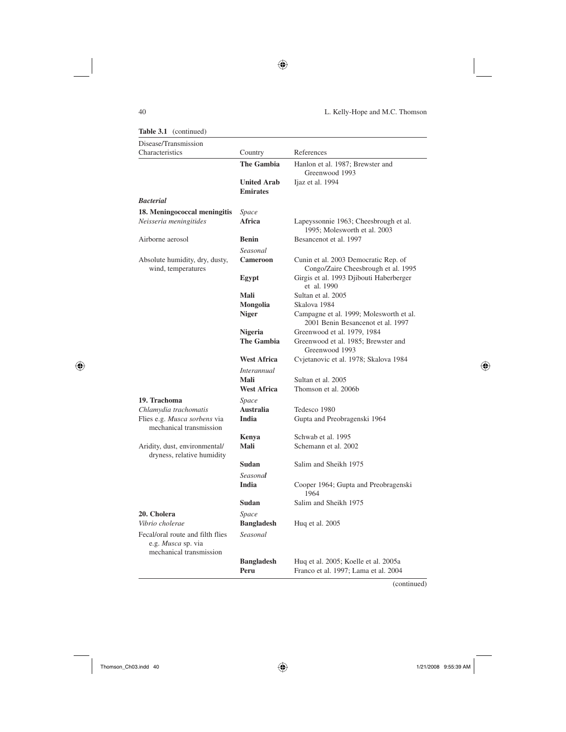**Table 3.1** (continued)

| Disease/Transmission Characteristics | Country | References |
|---|---|---|
| | **The Gambia** | Hanlon et al. 1987; Brewster and Greenwood 1993 |
| | **United Arab Emirates** | Ijaz et al. 1994 |
| ***Bacterial*** | | |
| **18. Meningococcal meningitis** | *Space* | |
| *Neisseria meningitides* | **Africa** | Lapeyssonnie 1963; Cheesbrough et al. 1995; Molesworth et al. 2003 |
| Airborne aerosol | **Benin** | Besancenot et al. 1997 |
| | *Seasonal* | |
| Absolute humidity, dry, dusty, wind, temperatures | **Cameroon** | Cunin et al. 2003 Democratic Rep. of Congo/Zaire Cheesbrough et al. 1995 |
| | **Egypt** | Girgis et al. 1993 Djibouti Haberberger et al. 1990 |
| | **Mali** | Sultan et al. 2005 |
| | **Mongolia** | Skalova 1984 |
| | **Niger** | Campagne et al. 1999; Molesworth et al. 2001 Benin Besancenot et al. 1997 |
| | **Nigeria** | Greenwood et al. 1979, 1984 |
| | **The Gambia** | Greenwood et al. 1985; Brewster and Greenwood 1993 |
| | **West Africa** | Cvjetanovic et al. 1978; Skalova 1984 |
| | *Interannual* | |
| | **Mali** | Sultan et al. 2005 |
| | **West Africa** | Thomson et al. 2006b |
| **19. Trachoma** | *Space* | |
| *Chlamydia trachomatis* | **Australia** | Tedesco 1980 |
| Flies e.g. *Musca sorbens* via mechanical transmission | **India** | Gupta and Preobragenski 1964 |
| | **Kenya** | Schwab et al. 1995 |
| Aridity, dust, environmental/dryness, relative humidity | **Mali** | Schemann et al. 2002 |
| | **Sudan** | Salim and Sheikh 1975 |
| | *Seasonal* | |
| | **India** | Cooper 1964; Gupta and Preobragenski 1964 |
| | **Sudan** | Salim and Sheikh 1975 |
| **20. Cholera** | *Space* | |
| *Vibrio cholerae* | **Bangladesh** | Huq et al. 2005 |
| Fecal/oral route and filth flies e.g. *Musca* sp. via mechanical transmission | *Seasonal* | |
| | **Bangladesh** | Huq et al. 2005; Koelle et al. 2005a |
| | **Peru** | Franco et al. 1997; Lama et al. 2004 |

(continued)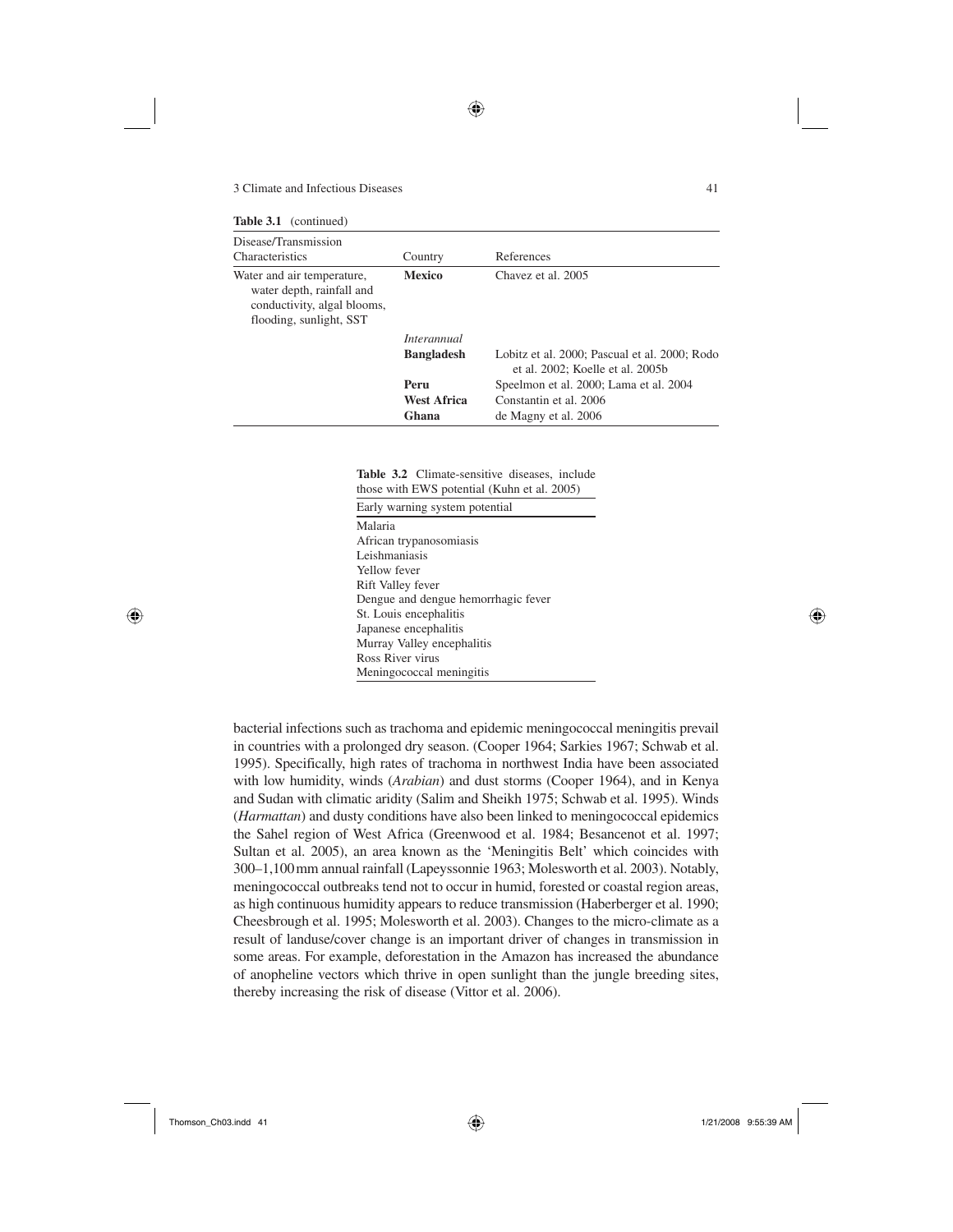**Table 3.1** (continued)

| Disease/Transmission Characteristics | Country | References |
|---|---|---|
| Water and air temperature, water depth, rainfall and conductivity, algal blooms, flooding, sunlight, SST | **Mexico** | Chavez et al. 2005 |
| | *Interannual* | |
| | **Bangladesh** | Lobitz et al. 2000; Pascual et al. 2000; Rodo et al. 2002; Koelle et al. 2005b |
| | **Peru** | Speelmon et al. 2000; Lama et al. 2004 |
| | **West Africa** | Constantin et al. 2006 |
| | **Ghana** | de Magny et al. 2006 |

**Table 3.2** Climate-sensitive diseases, include those with EWS potential (Kuhn et al. 2005)

| Early warning system potential |
|---|
| Malaria |
| African trypanosomiasis |
| Leishmaniasis |
| Yellow fever |
| Rift Valley fever |
| Dengue and dengue hemorrhagic fever |
| St. Louis encephalitis |
| Japanese encephalitis |
| Murray Valley encephalitis |
| Ross River virus |
| Meningococcal meningitis |

bacterial infections such as trachoma and epidemic meningococcal meningitis prevail in countries with a prolonged dry season. (Cooper 1964; Sarkies 1967; Schwab et al. 1995). Specifically, high rates of trachoma in northwest India have been associated with low humidity, winds (*Arabian*) and dust storms (Cooper 1964), and in Kenya and Sudan with climatic aridity (Salim and Sheikh 1975; Schwab et al. 1995). Winds (*Harmattan*) and dusty conditions have also been linked to meningococcal epidemics the Sahel region of West Africa (Greenwood et al. 1984; Besancenot et al. 1997; Sultan et al. 2005), an area known as the 'Meningitis Belt' which coincides with 300–1,100 mm annual rainfall (Lapeyssonnie 1963; Molesworth et al. 2003). Notably, meningococcal outbreaks tend not to occur in humid, forested or coastal region areas, as high continuous humidity appears to reduce transmission (Haberberger et al. 1990; Cheesbrough et al. 1995; Molesworth et al. 2003). Changes to the micro-climate as a result of landuse/cover change is an important driver of changes in transmission in some areas. For example, deforestation in the Amazon has increased the abundance of anopheline vectors which thrive in open sunlight than the jungle breeding sites, thereby increasing the risk of disease (Vittor et al. 2006).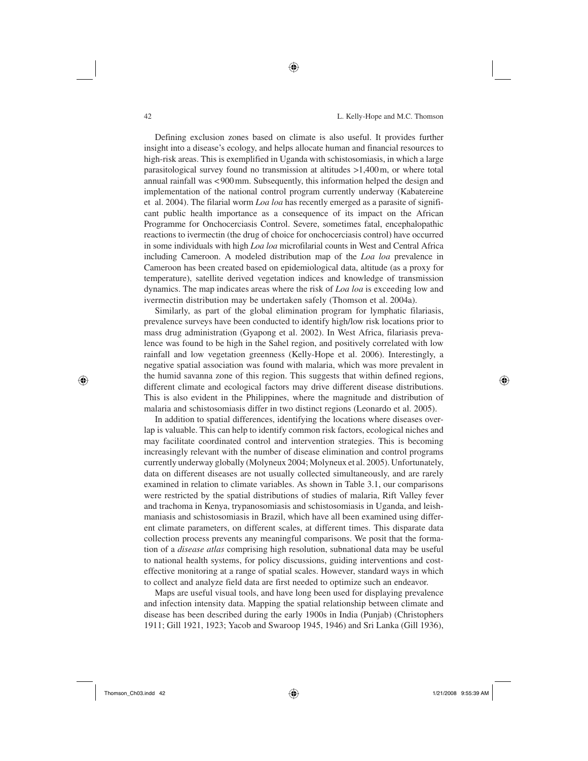Defining exclusion zones based on climate is also useful. It provides further insight into a disease's ecology, and helps allocate human and financial resources to high-risk areas. This is exemplified in Uganda with schistosomiasis, in which a large parasitological survey found no transmission at altitudes >1,400 m, or where total annual rainfall was <900 mm. Subsequently, this information helped the design and implementation of the national control program currently underway (Kabatereine et al. 2004). The filarial worm *Loa loa* has recently emerged as a parasite of significant public health importance as a consequence of its impact on the African Programme for Onchocerciasis Control. Severe, sometimes fatal, encephalopathic reactions to ivermectin (the drug of choice for onchocerciasis control) have occurred in some individuals with high *Loa loa* microfilarial counts in West and Central Africa including Cameroon. A modeled distribution map of the *Loa loa* prevalence in Cameroon has been created based on epidemiological data, altitude (as a proxy for temperature), satellite derived vegetation indices and knowledge of transmission dynamics. The map indicates areas where the risk of *Loa loa* is exceeding low and ivermectin distribution may be undertaken safely (Thomson et al. 2004a).

Similarly, as part of the global elimination program for lymphatic filariasis, prevalence surveys have been conducted to identify high/low risk locations prior to mass drug administration (Gyapong et al. 2002). In West Africa, filariasis prevalence was found to be high in the Sahel region, and positively correlated with low rainfall and low vegetation greenness (Kelly-Hope et al. 2006). Interestingly, a negative spatial association was found with malaria, which was more prevalent in the humid savanna zone of this region. This suggests that within defined regions, different climate and ecological factors may drive different disease distributions. This is also evident in the Philippines, where the magnitude and distribution of malaria and schistosomiasis differ in two distinct regions (Leonardo et al. 2005).

In addition to spatial differences, identifying the locations where diseases overlap is valuable. This can help to identify common risk factors, ecological niches and may facilitate coordinated control and intervention strategies. This is becoming increasingly relevant with the number of disease elimination and control programs currently underway globally (Molyneux 2004; Molyneux et al. 2005). Unfortunately, data on different diseases are not usually collected simultaneously, and are rarely examined in relation to climate variables. As shown in Table 3.1, our comparisons were restricted by the spatial distributions of studies of malaria, Rift Valley fever and trachoma in Kenya, trypanosomiasis and schistosomiasis in Uganda, and leishmaniasis and schistosomiasis in Brazil, which have all been examined using different climate parameters, on different scales, at different times. This disparate data collection process prevents any meaningful comparisons. We posit that the formation of a *disease atlas* comprising high resolution, subnational data may be useful to national health systems, for policy discussions, guiding interventions and cost-effective monitoring at a range of spatial scales. However, standard ways in which to collect and analyze field data are first needed to optimize such an endeavor.

Maps are useful visual tools, and have long been used for displaying prevalence and infection intensity data. Mapping the spatial relationship between climate and disease has been described during the early 1900s in India (Punjab) (Christophers 1911; Gill 1921, 1923; Yacob and Swaroop 1945, 1946) and Sri Lanka (Gill 1936),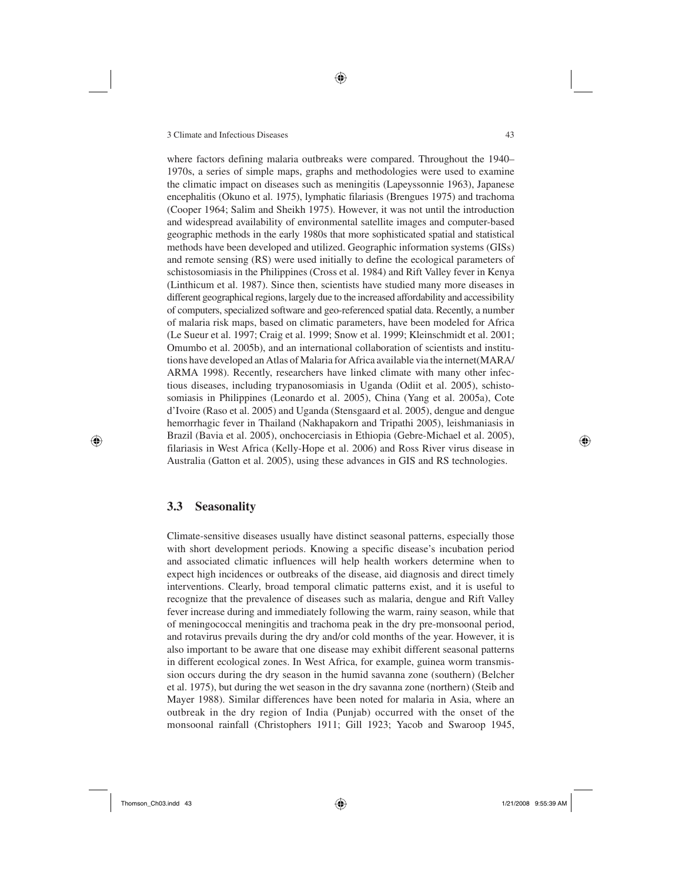where factors defining malaria outbreaks were compared. Throughout the 1940–1970s, a series of simple maps, graphs and methodologies were used to examine the climatic impact on diseases such as meningitis (Lapeyssonnie 1963), Japanese encephalitis (Okuno et al. 1975), lymphatic filariasis (Brengues 1975) and trachoma (Cooper 1964; Salim and Sheikh 1975). However, it was not until the introduction and widespread availability of environmental satellite images and computer-based geographic methods in the early 1980s that more sophisticated spatial and statistical methods have been developed and utilized. Geographic information systems (GISs) and remote sensing (RS) were used initially to define the ecological parameters of schistosomiasis in the Philippines (Cross et al. 1984) and Rift Valley fever in Kenya (Linthicum et al. 1987). Since then, scientists have studied many more diseases in different geographical regions, largely due to the increased affordability and accessibility of computers, specialized software and geo-referenced spatial data. Recently, a number of malaria risk maps, based on climatic parameters, have been modeled for Africa (Le Sueur et al. 1997; Craig et al. 1999; Snow et al. 1999; Kleinschmidt et al. 2001; Omumbo et al. 2005b), and an international collaboration of scientists and institutions have developed an Atlas of Malaria for Africa available via the internet(MARA/ARMA 1998). Recently, researchers have linked climate with many other infectious diseases, including trypanosomiasis in Uganda (Odiit et al. 2005), schistosomiasis in Philippines (Leonardo et al. 2005), China (Yang et al. 2005a), Cote d'Ivoire (Raso et al. 2005) and Uganda (Stensgaard et al. 2005), dengue and dengue hemorrhagic fever in Thailand (Nakhapakorn and Tripathi 2005), leishmaniasis in Brazil (Bavia et al. 2005), onchocerciasis in Ethiopia (Gebre-Michael et al. 2005), filariasis in West Africa (Kelly-Hope et al. 2006) and Ross River virus disease in Australia (Gatton et al. 2005), using these advances in GIS and RS technologies.

## 3.3 Seasonality

Climate-sensitive diseases usually have distinct seasonal patterns, especially those with short development periods. Knowing a specific disease's incubation period and associated climatic influences will help health workers determine when to expect high incidences or outbreaks of the disease, aid diagnosis and direct timely interventions. Clearly, broad temporal climatic patterns exist, and it is useful to recognize that the prevalence of diseases such as malaria, dengue and Rift Valley fever increase during and immediately following the warm, rainy season, while that of meningococcal meningitis and trachoma peak in the dry pre-monsoonal period, and rotavirus prevails during the dry and/or cold months of the year. However, it is also important to be aware that one disease may exhibit different seasonal patterns in different ecological zones. In West Africa, for example, guinea worm transmission occurs during the dry season in the humid savanna zone (southern) (Belcher et al. 1975), but during the wet season in the dry savanna zone (northern) (Steib and Mayer 1988). Similar differences have been noted for malaria in Asia, where an outbreak in the dry region of India (Punjab) occurred with the onset of the monsoonal rainfall (Christophers 1911; Gill 1923; Yacob and Swaroop 1945,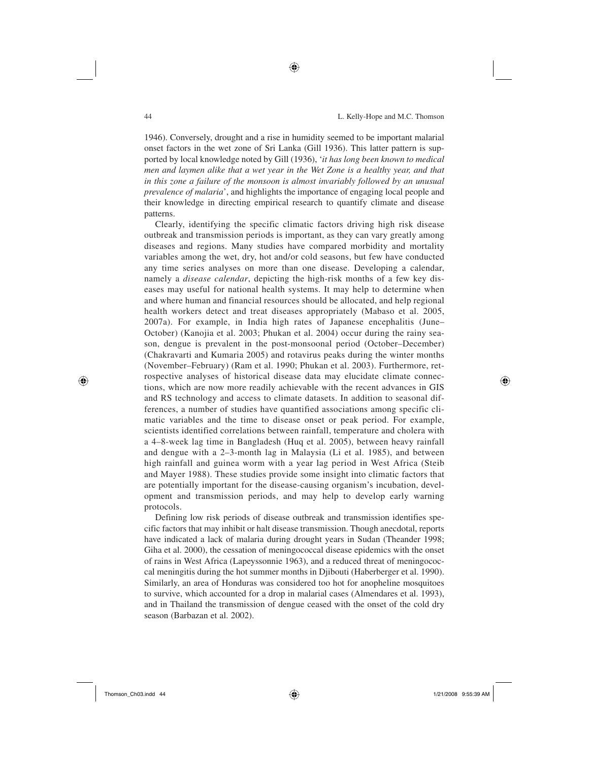1946). Conversely, drought and a rise in humidity seemed to be important malarial onset factors in the wet zone of Sri Lanka (Gill 1936). This latter pattern is supported by local knowledge noted by Gill (1936), '*it has long been known to medical men and laymen alike that a wet year in the Wet Zone is a healthy year, and that in this zone a failure of the monsoon is almost invariably followed by an unusual prevalence of malaria*', and highlights the importance of engaging local people and their knowledge in directing empirical research to quantify climate and disease patterns.

Clearly, identifying the specific climatic factors driving high risk disease outbreak and transmission periods is important, as they can vary greatly among diseases and regions. Many studies have compared morbidity and mortality variables among the wet, dry, hot and/or cold seasons, but few have conducted any time series analyses on more than one disease. Developing a calendar, namely a *disease calendar*, depicting the high-risk months of a few key diseases may useful for national health systems. It may help to determine when and where human and financial resources should be allocated, and help regional health workers detect and treat diseases appropriately (Mabaso et al. 2005, 2007a). For example, in India high rates of Japanese encephalitis (June–October) (Kanojia et al. 2003; Phukan et al. 2004) occur during the rainy season, dengue is prevalent in the post-monsoonal period (October–December) (Chakravarti and Kumaria 2005) and rotavirus peaks during the winter months (November–February) (Ram et al. 1990; Phukan et al. 2003). Furthermore, retrospective analyses of historical disease data may elucidate climate connections, which are now more readily achievable with the recent advances in GIS and RS technology and access to climate datasets. In addition to seasonal differences, a number of studies have quantified associations among specific climatic variables and the time to disease onset or peak period. For example, scientists identified correlations between rainfall, temperature and cholera with a 4–8-week lag time in Bangladesh (Huq et al. 2005), between heavy rainfall and dengue with a 2–3-month lag in Malaysia (Li et al. 1985), and between high rainfall and guinea worm with a year lag period in West Africa (Steib and Mayer 1988). These studies provide some insight into climatic factors that are potentially important for the disease-causing organism's incubation, development and transmission periods, and may help to develop early warning protocols.

Defining low risk periods of disease outbreak and transmission identifies specific factors that may inhibit or halt disease transmission. Though anecdotal, reports have indicated a lack of malaria during drought years in Sudan (Theander 1998; Giha et al. 2000), the cessation of meningococcal disease epidemics with the onset of rains in West Africa (Lapeyssonnie 1963), and a reduced threat of meningococcal meningitis during the hot summer months in Djibouti (Haberberger et al. 1990). Similarly, an area of Honduras was considered too hot for anopheline mosquitoes to survive, which accounted for a drop in malarial cases (Almendares et al. 1993), and in Thailand the transmission of dengue ceased with the onset of the cold dry season (Barbazan et al. 2002).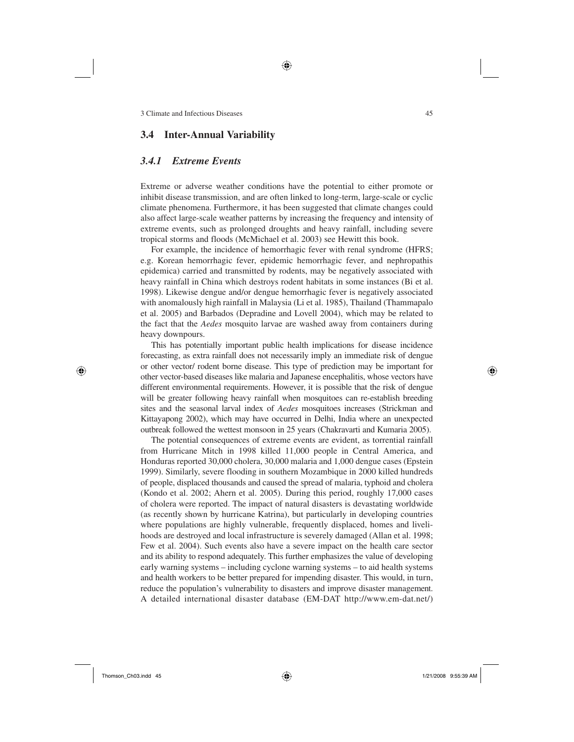## 3.4 Inter-Annual Variability

### *3.4.1 Extreme Events*

Extreme or adverse weather conditions have the potential to either promote or inhibit disease transmission, and are often linked to long-term, large-scale or cyclic climate phenomena. Furthermore, it has been suggested that climate changes could also affect large-scale weather patterns by increasing the frequency and intensity of extreme events, such as prolonged droughts and heavy rainfall, including severe tropical storms and floods (McMichael et al. 2003) see Hewitt this book.

For example, the incidence of hemorrhagic fever with renal syndrome (HFRS; e.g. Korean hemorrhagic fever, epidemic hemorrhagic fever, and nephropathis epidemica) carried and transmitted by rodents, may be negatively associated with heavy rainfall in China which destroys rodent habitats in some instances (Bi et al. 1998). Likewise dengue and/or dengue hemorrhagic fever is negatively associated with anomalously high rainfall in Malaysia (Li et al. 1985), Thailand (Thammapalo et al. 2005) and Barbados (Depradine and Lovell 2004), which may be related to the fact that the *Aedes* mosquito larvae are washed away from containers during heavy downpours.

This has potentially important public health implications for disease incidence forecasting, as extra rainfall does not necessarily imply an immediate risk of dengue or other vector/ rodent borne disease. This type of prediction may be important for other vector-based diseases like malaria and Japanese encephalitis, whose vectors have different environmental requirements. However, it is possible that the risk of dengue will be greater following heavy rainfall when mosquitoes can re-establish breeding sites and the seasonal larval index of *Aedes* mosquitoes increases (Strickman and Kittayapong 2002), which may have occurred in Delhi, India where an unexpected outbreak followed the wettest monsoon in 25 years (Chakravarti and Kumaria 2005).

The potential consequences of extreme events are evident, as torrential rainfall from Hurricane Mitch in 1998 killed 11,000 people in Central America, and Honduras reported 30,000 cholera, 30,000 malaria and 1,000 dengue cases (Epstein 1999). Similarly, severe flooding in southern Mozambique in 2000 killed hundreds of people, displaced thousands and caused the spread of malaria, typhoid and cholera (Kondo et al. 2002; Ahern et al. 2005). During this period, roughly 17,000 cases of cholera were reported. The impact of natural disasters is devastating worldwide (as recently shown by hurricane Katrina), but particularly in developing countries where populations are highly vulnerable, frequently displaced, homes and livelihoods are destroyed and local infrastructure is severely damaged (Allan et al. 1998; Few et al. 2004). Such events also have a severe impact on the health care sector and its ability to respond adequately. This further emphasizes the value of developing early warning systems – including cyclone warning systems – to aid health systems and health workers to be better prepared for impending disaster. This would, in turn, reduce the population's vulnerability to disasters and improve disaster management. A detailed international disaster database (EM-DAT http://www.em-dat.net/)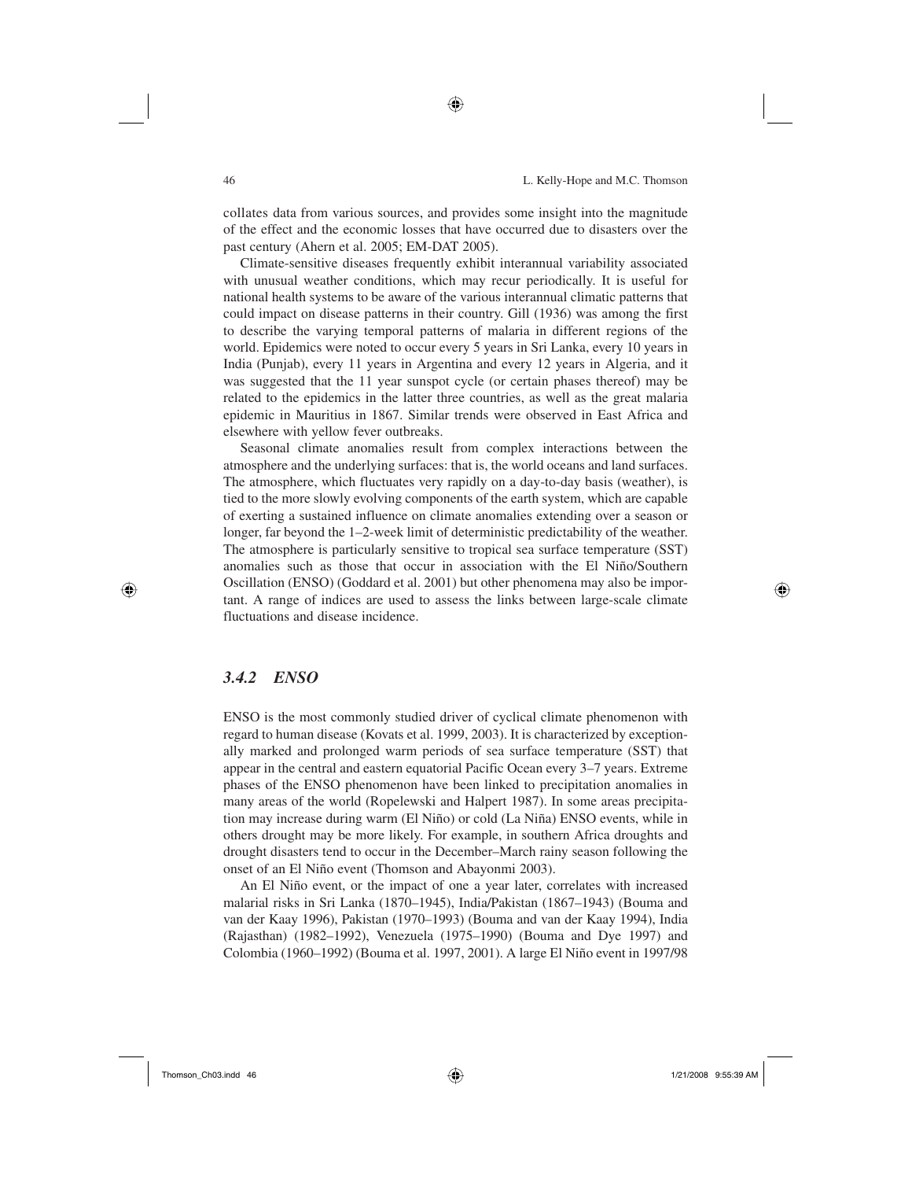collates data from various sources, and provides some insight into the magnitude of the effect and the economic losses that have occurred due to disasters over the past century (Ahern et al. 2005; EM-DAT 2005).

Climate-sensitive diseases frequently exhibit interannual variability associated with unusual weather conditions, which may recur periodically. It is useful for national health systems to be aware of the various interannual climatic patterns that could impact on disease patterns in their country. Gill (1936) was among the first to describe the varying temporal patterns of malaria in different regions of the world. Epidemics were noted to occur every 5 years in Sri Lanka, every 10 years in India (Punjab), every 11 years in Argentina and every 12 years in Algeria, and it was suggested that the 11 year sunspot cycle (or certain phases thereof) may be related to the epidemics in the latter three countries, as well as the great malaria epidemic in Mauritius in 1867. Similar trends were observed in East Africa and elsewhere with yellow fever outbreaks.

Seasonal climate anomalies result from complex interactions between the atmosphere and the underlying surfaces: that is, the world oceans and land surfaces. The atmosphere, which fluctuates very rapidly on a day-to-day basis (weather), is tied to the more slowly evolving components of the earth system, which are capable of exerting a sustained influence on climate anomalies extending over a season or longer, far beyond the 1–2-week limit of deterministic predictability of the weather. The atmosphere is particularly sensitive to tropical sea surface temperature (SST) anomalies such as those that occur in association with the El Niño/Southern Oscillation (ENSO) (Goddard et al. 2001) but other phenomena may also be important. A range of indices are used to assess the links between large-scale climate fluctuations and disease incidence.

### *3.4.2 ENSO*

ENSO is the most commonly studied driver of cyclical climate phenomenon with regard to human disease (Kovats et al. 1999, 2003). It is characterized by exceptionally marked and prolonged warm periods of sea surface temperature (SST) that appear in the central and eastern equatorial Pacific Ocean every 3–7 years. Extreme phases of the ENSO phenomenon have been linked to precipitation anomalies in many areas of the world (Ropelewski and Halpert 1987). In some areas precipitation may increase during warm (El Niño) or cold (La Niña) ENSO events, while in others drought may be more likely. For example, in southern Africa droughts and drought disasters tend to occur in the December–March rainy season following the onset of an El Niño event (Thomson and Abayonmi 2003).

An El Niño event, or the impact of one a year later, correlates with increased malarial risks in Sri Lanka (1870–1945), India/Pakistan (1867–1943) (Bouma and van der Kaay 1996), Pakistan (1970–1993) (Bouma and van der Kaay 1994), India (Rajasthan) (1982–1992), Venezuela (1975–1990) (Bouma and Dye 1997) and Colombia (1960–1992) (Bouma et al. 1997, 2001). A large El Niño event in 1997/98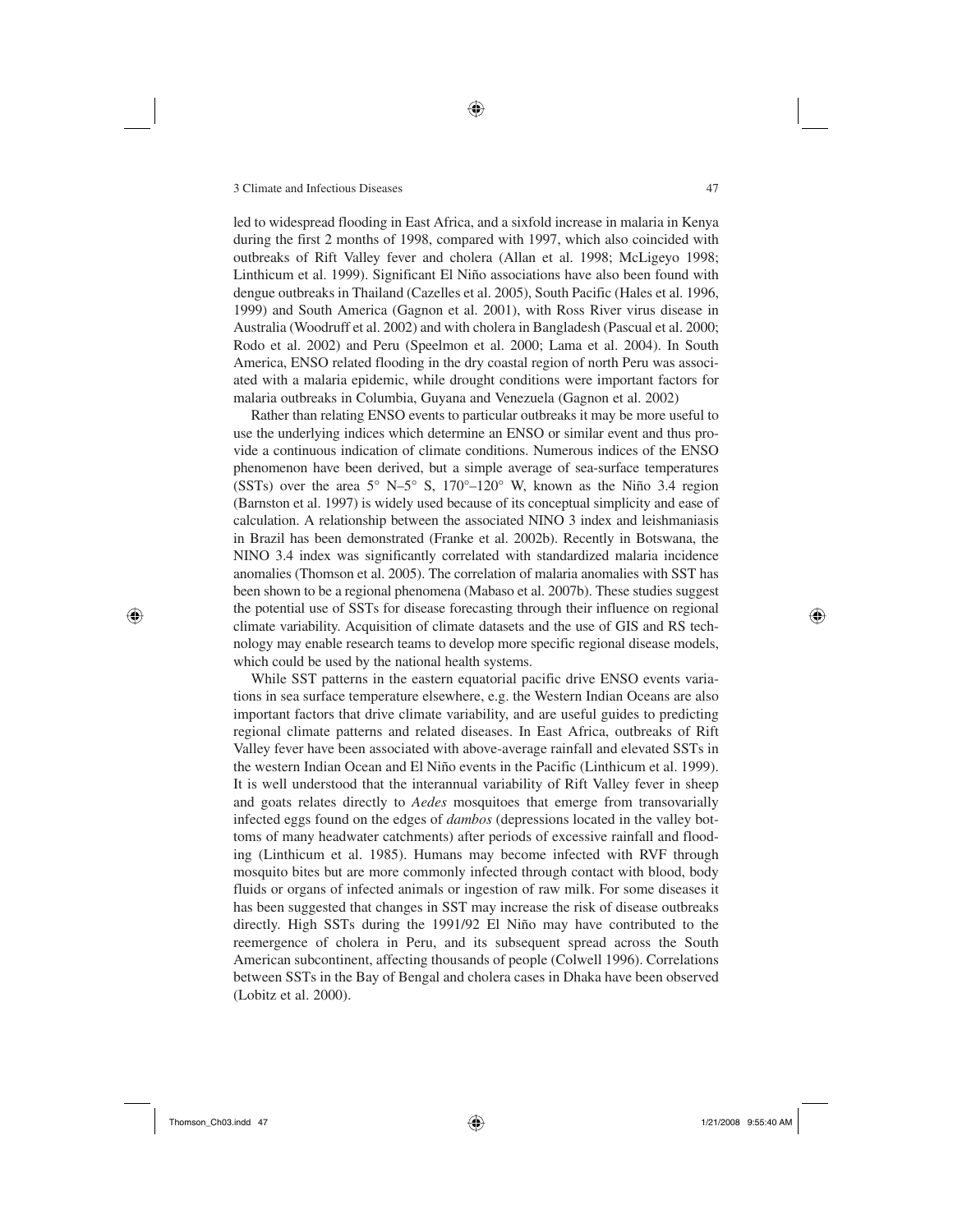led to widespread flooding in East Africa, and a sixfold increase in malaria in Kenya during the first 2 months of 1998, compared with 1997, which also coincided with outbreaks of Rift Valley fever and cholera (Allan et al. 1998; McLigeyo 1998; Linthicum et al. 1999). Significant El Niño associations have also been found with dengue outbreaks in Thailand (Cazelles et al. 2005), South Pacific (Hales et al. 1996, 1999) and South America (Gagnon et al. 2001), with Ross River virus disease in Australia (Woodruff et al. 2002) and with cholera in Bangladesh (Pascual et al. 2000; Rodo et al. 2002) and Peru (Speelmon et al. 2000; Lama et al. 2004). In South America, ENSO related flooding in the dry coastal region of north Peru was associated with a malaria epidemic, while drought conditions were important factors for malaria outbreaks in Columbia, Guyana and Venezuela (Gagnon et al. 2002)

Rather than relating ENSO events to particular outbreaks it may be more useful to use the underlying indices which determine an ENSO or similar event and thus provide a continuous indication of climate conditions. Numerous indices of the ENSO phenomenon have been derived, but a simple average of sea-surface temperatures (SSTs) over the area 5° N–5° S, 170°–120° W, known as the Niño 3.4 region (Barnston et al. 1997) is widely used because of its conceptual simplicity and ease of calculation. A relationship between the associated NINO 3 index and leishmaniasis in Brazil has been demonstrated (Franke et al. 2002b). Recently in Botswana, the NINO 3.4 index was significantly correlated with standardized malaria incidence anomalies (Thomson et al. 2005). The correlation of malaria anomalies with SST has been shown to be a regional phenomena (Mabaso et al. 2007b). These studies suggest the potential use of SSTs for disease forecasting through their influence on regional climate variability. Acquisition of climate datasets and the use of GIS and RS technology may enable research teams to develop more specific regional disease models, which could be used by the national health systems.

While SST patterns in the eastern equatorial pacific drive ENSO events variations in sea surface temperature elsewhere, e.g. the Western Indian Oceans are also important factors that drive climate variability, and are useful guides to predicting regional climate patterns and related diseases. In East Africa, outbreaks of Rift Valley fever have been associated with above-average rainfall and elevated SSTs in the western Indian Ocean and El Niño events in the Pacific (Linthicum et al. 1999). It is well understood that the interannual variability of Rift Valley fever in sheep and goats relates directly to *Aedes* mosquitoes that emerge from transovarially infected eggs found on the edges of *dambos* (depressions located in the valley bottoms of many headwater catchments) after periods of excessive rainfall and flooding (Linthicum et al. 1985). Humans may become infected with RVF through mosquito bites but are more commonly infected through contact with blood, body fluids or organs of infected animals or ingestion of raw milk. For some diseases it has been suggested that changes in SST may increase the risk of disease outbreaks directly. High SSTs during the 1991/92 El Niño may have contributed to the reemergence of cholera in Peru, and its subsequent spread across the South American subcontinent, affecting thousands of people (Colwell 1996). Correlations between SSTs in the Bay of Bengal and cholera cases in Dhaka have been observed (Lobitz et al. 2000).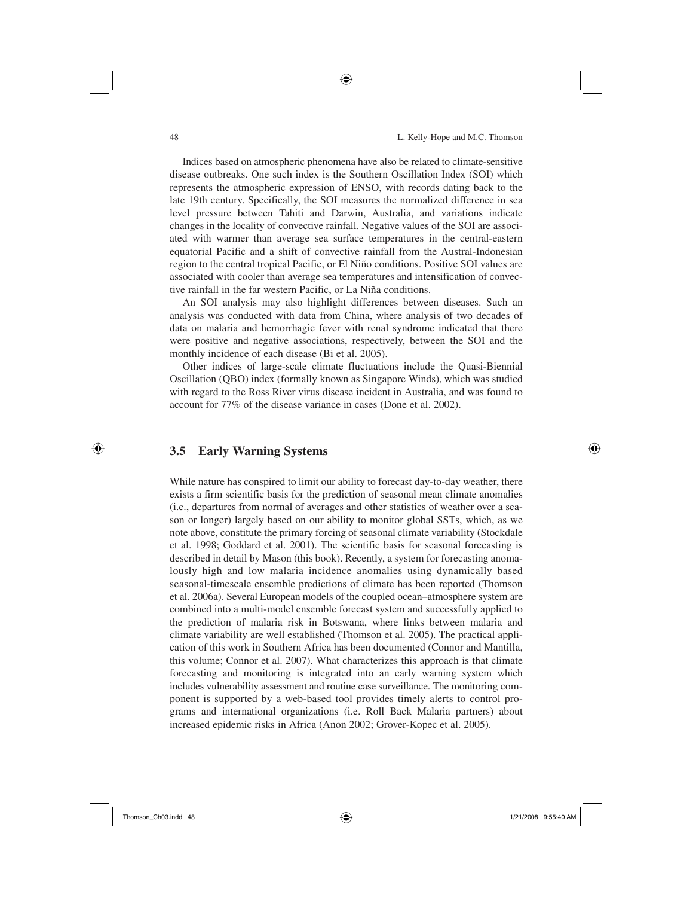Indices based on atmospheric phenomena have also be related to climate-sensitive disease outbreaks. One such index is the Southern Oscillation Index (SOI) which represents the atmospheric expression of ENSO, with records dating back to the late 19th century. Specifically, the SOI measures the normalized difference in sea level pressure between Tahiti and Darwin, Australia, and variations indicate changes in the locality of convective rainfall. Negative values of the SOI are associated with warmer than average sea surface temperatures in the central-eastern equatorial Pacific and a shift of convective rainfall from the Austral-Indonesian region to the central tropical Pacific, or El Niño conditions. Positive SOI values are associated with cooler than average sea temperatures and intensification of convective rainfall in the far western Pacific, or La Niña conditions.

An SOI analysis may also highlight differences between diseases. Such an analysis was conducted with data from China, where analysis of two decades of data on malaria and hemorrhagic fever with renal syndrome indicated that there were positive and negative associations, respectively, between the SOI and the monthly incidence of each disease (Bi et al. 2005).

Other indices of large-scale climate fluctuations include the Quasi-Biennial Oscillation (QBO) index (formally known as Singapore Winds), which was studied with regard to the Ross River virus disease incident in Australia, and was found to account for 77% of the disease variance in cases (Done et al. 2002).

## 3.5 Early Warning Systems

While nature has conspired to limit our ability to forecast day-to-day weather, there exists a firm scientific basis for the prediction of seasonal mean climate anomalies (i.e., departures from normal of averages and other statistics of weather over a season or longer) largely based on our ability to monitor global SSTs, which, as we note above, constitute the primary forcing of seasonal climate variability (Stockdale et al. 1998; Goddard et al. 2001). The scientific basis for seasonal forecasting is described in detail by Mason (this book). Recently, a system for forecasting anomalously high and low malaria incidence anomalies using dynamically based seasonal-timescale ensemble predictions of climate has been reported (Thomson et al. 2006a). Several European models of the coupled ocean–atmosphere system are combined into a multi-model ensemble forecast system and successfully applied to the prediction of malaria risk in Botswana, where links between malaria and climate variability are well established (Thomson et al. 2005). The practical application of this work in Southern Africa has been documented (Connor and Mantilla, this volume; Connor et al. 2007). What characterizes this approach is that climate forecasting and monitoring is integrated into an early warning system which includes vulnerability assessment and routine case surveillance. The monitoring component is supported by a web-based tool provides timely alerts to control programs and international organizations (i.e. Roll Back Malaria partners) about increased epidemic risks in Africa (Anon 2002; Grover-Kopec et al. 2005).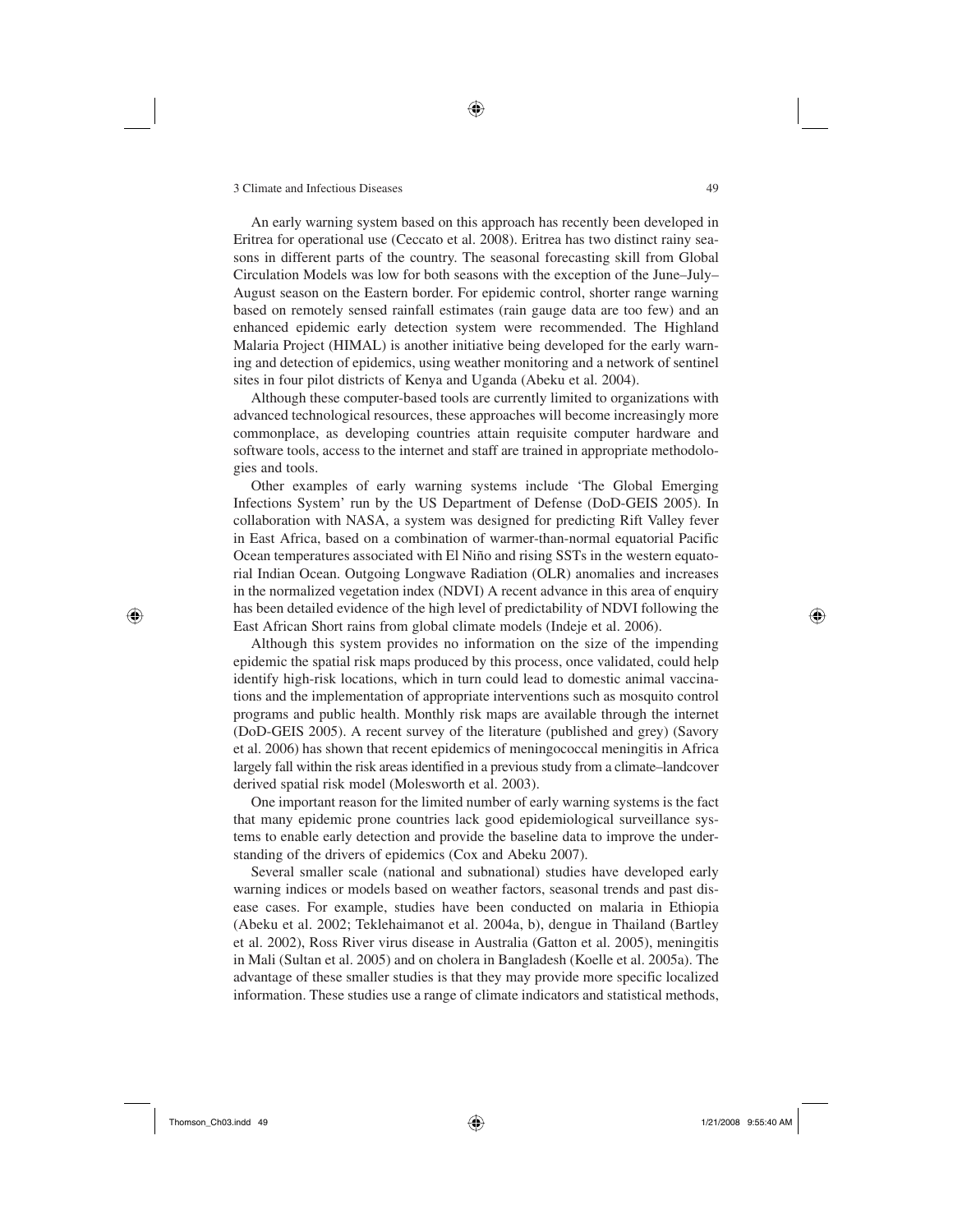An early warning system based on this approach has recently been developed in Eritrea for operational use (Ceccato et al. 2008). Eritrea has two distinct rainy seasons in different parts of the country. The seasonal forecasting skill from Global Circulation Models was low for both seasons with the exception of the June–July–August season on the Eastern border. For epidemic control, shorter range warning based on remotely sensed rainfall estimates (rain gauge data are too few) and an enhanced epidemic early detection system were recommended. The Highland Malaria Project (HIMAL) is another initiative being developed for the early warning and detection of epidemics, using weather monitoring and a network of sentinel sites in four pilot districts of Kenya and Uganda (Abeku et al. 2004).

Although these computer-based tools are currently limited to organizations with advanced technological resources, these approaches will become increasingly more commonplace, as developing countries attain requisite computer hardware and software tools, access to the internet and staff are trained in appropriate methodologies and tools.

Other examples of early warning systems include 'The Global Emerging Infections System' run by the US Department of Defense (DoD-GEIS 2005). In collaboration with NASA, a system was designed for predicting Rift Valley fever in East Africa, based on a combination of warmer-than-normal equatorial Pacific Ocean temperatures associated with El Niño and rising SSTs in the western equatorial Indian Ocean. Outgoing Longwave Radiation (OLR) anomalies and increases in the normalized vegetation index (NDVI) A recent advance in this area of enquiry has been detailed evidence of the high level of predictability of NDVI following the East African Short rains from global climate models (Indeje et al. 2006).

Although this system provides no information on the size of the impending epidemic the spatial risk maps produced by this process, once validated, could help identify high-risk locations, which in turn could lead to domestic animal vaccinations and the implementation of appropriate interventions such as mosquito control programs and public health. Monthly risk maps are available through the internet (DoD-GEIS 2005). A recent survey of the literature (published and grey) (Savory et al. 2006) has shown that recent epidemics of meningococcal meningitis in Africa largely fall within the risk areas identified in a previous study from a climate–landcover derived spatial risk model (Molesworth et al. 2003).

One important reason for the limited number of early warning systems is the fact that many epidemic prone countries lack good epidemiological surveillance systems to enable early detection and provide the baseline data to improve the understanding of the drivers of epidemics (Cox and Abeku 2007).

Several smaller scale (national and subnational) studies have developed early warning indices or models based on weather factors, seasonal trends and past disease cases. For example, studies have been conducted on malaria in Ethiopia (Abeku et al. 2002; Teklehaimanot et al. 2004a, b), dengue in Thailand (Bartley et al. 2002), Ross River virus disease in Australia (Gatton et al. 2005), meningitis in Mali (Sultan et al. 2005) and on cholera in Bangladesh (Koelle et al. 2005a). The advantage of these smaller studies is that they may provide more specific localized information. These studies use a range of climate indicators and statistical methods,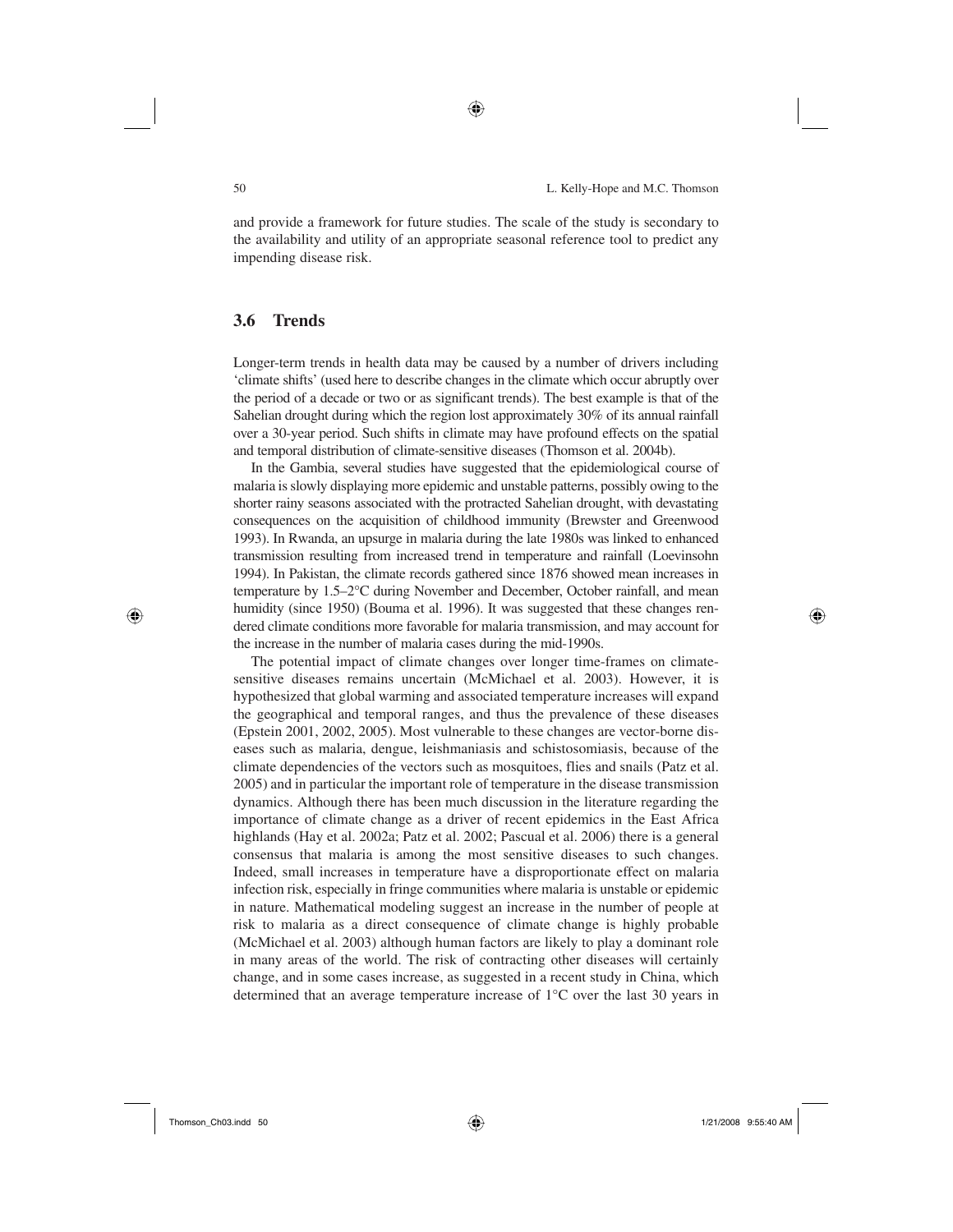and provide a framework for future studies. The scale of the study is secondary to the availability and utility of an appropriate seasonal reference tool to predict any impending disease risk.

## 3.6 Trends

Longer-term trends in health data may be caused by a number of drivers including 'climate shifts' (used here to describe changes in the climate which occur abruptly over the period of a decade or two or as significant trends). The best example is that of the Sahelian drought during which the region lost approximately 30% of its annual rainfall over a 30-year period. Such shifts in climate may have profound effects on the spatial and temporal distribution of climate-sensitive diseases (Thomson et al. 2004b).

In the Gambia, several studies have suggested that the epidemiological course of malaria is slowly displaying more epidemic and unstable patterns, possibly owing to the shorter rainy seasons associated with the protracted Sahelian drought, with devastating consequences on the acquisition of childhood immunity (Brewster and Greenwood 1993). In Rwanda, an upsurge in malaria during the late 1980s was linked to enhanced transmission resulting from increased trend in temperature and rainfall (Loevinsohn 1994). In Pakistan, the climate records gathered since 1876 showed mean increases in temperature by 1.5–2°C during November and December, October rainfall, and mean humidity (since 1950) (Bouma et al. 1996). It was suggested that these changes rendered climate conditions more favorable for malaria transmission, and may account for the increase in the number of malaria cases during the mid-1990s.

The potential impact of climate changes over longer time-frames on climate-sensitive diseases remains uncertain (McMichael et al. 2003). However, it is hypothesized that global warming and associated temperature increases will expand the geographical and temporal ranges, and thus the prevalence of these diseases (Epstein 2001, 2002, 2005). Most vulnerable to these changes are vector-borne diseases such as malaria, dengue, leishmaniasis and schistosomiasis, because of the climate dependencies of the vectors such as mosquitoes, flies and snails (Patz et al. 2005) and in particular the important role of temperature in the disease transmission dynamics. Although there has been much discussion in the literature regarding the importance of climate change as a driver of recent epidemics in the East Africa highlands (Hay et al. 2002a; Patz et al. 2002; Pascual et al. 2006) there is a general consensus that malaria is among the most sensitive diseases to such changes. Indeed, small increases in temperature have a disproportionate effect on malaria infection risk, especially in fringe communities where malaria is unstable or epidemic in nature. Mathematical modeling suggest an increase in the number of people at risk to malaria as a direct consequence of climate change is highly probable (McMichael et al. 2003) although human factors are likely to play a dominant role in many areas of the world. The risk of contracting other diseases will certainly change, and in some cases increase, as suggested in a recent study in China, which determined that an average temperature increase of 1°C over the last 30 years in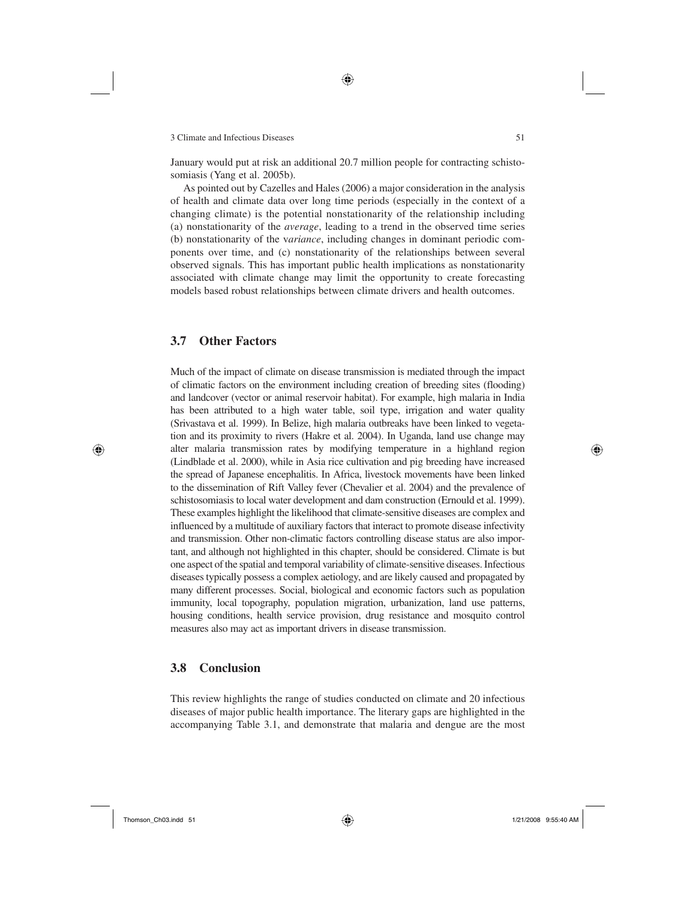January would put at risk an additional 20.7 million people for contracting schistosomiasis (Yang et al. 2005b).

As pointed out by Cazelles and Hales (2006) a major consideration in the analysis of health and climate data over long time periods (especially in the context of a changing climate) is the potential nonstationarity of the relationship including (a) nonstationarity of the *average*, leading to a trend in the observed time series (b) nonstationarity of the v*ariance*, including changes in dominant periodic components over time, and (c) nonstationarity of the relationships between several observed signals. This has important public health implications as nonstationarity associated with climate change may limit the opportunity to create forecasting models based robust relationships between climate drivers and health outcomes.

## 3.7 Other Factors

Much of the impact of climate on disease transmission is mediated through the impact of climatic factors on the environment including creation of breeding sites (flooding) and landcover (vector or animal reservoir habitat). For example, high malaria in India has been attributed to a high water table, soil type, irrigation and water quality (Srivastava et al. 1999). In Belize, high malaria outbreaks have been linked to vegetation and its proximity to rivers (Hakre et al. 2004). In Uganda, land use change may alter malaria transmission rates by modifying temperature in a highland region (Lindblade et al. 2000), while in Asia rice cultivation and pig breeding have increased the spread of Japanese encephalitis. In Africa, livestock movements have been linked to the dissemination of Rift Valley fever (Chevalier et al. 2004) and the prevalence of schistosomiasis to local water development and dam construction (Ernould et al. 1999). These examples highlight the likelihood that climate-sensitive diseases are complex and influenced by a multitude of auxiliary factors that interact to promote disease infectivity and transmission. Other non-climatic factors controlling disease status are also important, and although not highlighted in this chapter, should be considered. Climate is but one aspect of the spatial and temporal variability of climate-sensitive diseases. Infectious diseases typically possess a complex aetiology, and are likely caused and propagated by many different processes. Social, biological and economic factors such as population immunity, local topography, population migration, urbanization, land use patterns, housing conditions, health service provision, drug resistance and mosquito control measures also may act as important drivers in disease transmission.

## 3.8 Conclusion

This review highlights the range of studies conducted on climate and 20 infectious diseases of major public health importance. The literary gaps are highlighted in the accompanying Table 3.1, and demonstrate that malaria and dengue are the most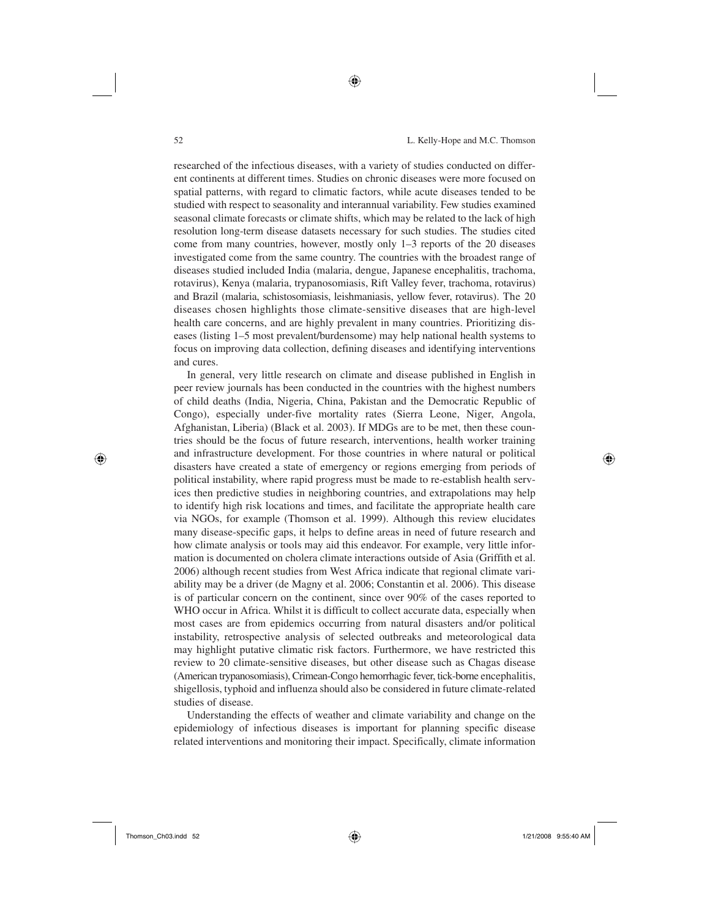researched of the infectious diseases, with a variety of studies conducted on different continents at different times. Studies on chronic diseases were more focused on spatial patterns, with regard to climatic factors, while acute diseases tended to be studied with respect to seasonality and interannual variability. Few studies examined seasonal climate forecasts or climate shifts, which may be related to the lack of high resolution long-term disease datasets necessary for such studies. The studies cited come from many countries, however, mostly only 1–3 reports of the 20 diseases investigated come from the same country. The countries with the broadest range of diseases studied included India (malaria, dengue, Japanese encephalitis, trachoma, rotavirus), Kenya (malaria, trypanosomiasis, Rift Valley fever, trachoma, rotavirus) and Brazil (malaria, schistosomiasis, leishmaniasis, yellow fever, rotavirus). The 20 diseases chosen highlights those climate-sensitive diseases that are high-level health care concerns, and are highly prevalent in many countries. Prioritizing diseases (listing 1–5 most prevalent/burdensome) may help national health systems to focus on improving data collection, defining diseases and identifying interventions and cures.

In general, very little research on climate and disease published in English in peer review journals has been conducted in the countries with the highest numbers of child deaths (India, Nigeria, China, Pakistan and the Democratic Republic of Congo), especially under-five mortality rates (Sierra Leone, Niger, Angola, Afghanistan, Liberia) (Black et al. 2003). If MDGs are to be met, then these countries should be the focus of future research, interventions, health worker training and infrastructure development. For those countries in where natural or political disasters have created a state of emergency or regions emerging from periods of political instability, where rapid progress must be made to re-establish health services then predictive studies in neighboring countries, and extrapolations may help to identify high risk locations and times, and facilitate the appropriate health care via NGOs, for example (Thomson et al. 1999). Although this review elucidates many disease-specific gaps, it helps to define areas in need of future research and how climate analysis or tools may aid this endeavor. For example, very little information is documented on cholera climate interactions outside of Asia (Griffith et al. 2006) although recent studies from West Africa indicate that regional climate variability may be a driver (de Magny et al. 2006; Constantin et al. 2006). This disease is of particular concern on the continent, since over 90% of the cases reported to WHO occur in Africa. Whilst it is difficult to collect accurate data, especially when most cases are from epidemics occurring from natural disasters and/or political instability, retrospective analysis of selected outbreaks and meteorological data may highlight putative climatic risk factors. Furthermore, we have restricted this review to 20 climate-sensitive diseases, but other disease such as Chagas disease (American trypanosomiasis), Crimean-Congo hemorrhagic fever, tick-borne encephalitis, shigellosis, typhoid and influenza should also be considered in future climate-related studies of disease.

Understanding the effects of weather and climate variability and change on the epidemiology of infectious diseases is important for planning specific disease related interventions and monitoring their impact. Specifically, climate information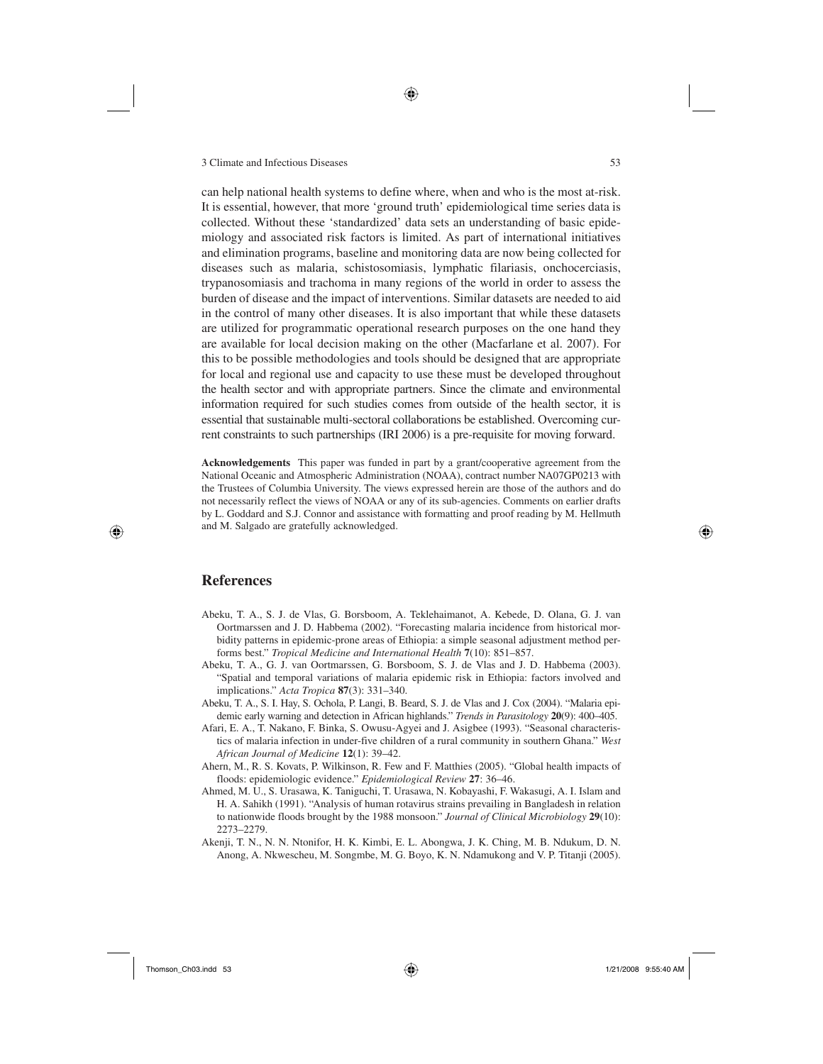can help national health systems to define where, when and who is the most at-risk. It is essential, however, that more 'ground truth' epidemiological time series data is collected. Without these 'standardized' data sets an understanding of basic epidemiology and associated risk factors is limited. As part of international initiatives and elimination programs, baseline and monitoring data are now being collected for diseases such as malaria, schistosomiasis, lymphatic filariasis, onchocerciasis, trypanosomiasis and trachoma in many regions of the world in order to assess the burden of disease and the impact of interventions. Similar datasets are needed to aid in the control of many other diseases. It is also important that while these datasets are utilized for programmatic operational research purposes on the one hand they are available for local decision making on the other (Macfarlane et al. 2007). For this to be possible methodologies and tools should be designed that are appropriate for local and regional use and capacity to use these must be developed throughout the health sector and with appropriate partners. Since the climate and environmental information required for such studies comes from outside of the health sector, it is essential that sustainable multi-sectoral collaborations be established. Overcoming current constraints to such partnerships (IRI 2006) is a pre-requisite for moving forward.

**Acknowledgements** This paper was funded in part by a grant/cooperative agreement from the National Oceanic and Atmospheric Administration (NOAA), contract number NA07GP0213 with the Trustees of Columbia University. The views expressed herein are those of the authors and do not necessarily reflect the views of NOAA or any of its sub-agencies. Comments on earlier drafts by L. Goddard and S.J. Connor and assistance with formatting and proof reading by M. Hellmuth and M. Salgado are gratefully acknowledged.

## References

Abeku, T. A., S. J. de Vlas, G. Borsboom, A. Teklehaimanot, A. Kebede, D. Olana, G. J. van Oortmarssen and J. D. Habbema (2002). "Forecasting malaria incidence from historical morbidity patterns in epidemic-prone areas of Ethiopia: a simple seasonal adjustment method performs best." *Tropical Medicine and International Health* **7**(10): 851–857.

Abeku, T. A., G. J. van Oortmarssen, G. Borsboom, S. J. de Vlas and J. D. Habbema (2003). "Spatial and temporal variations of malaria epidemic risk in Ethiopia: factors involved and implications." *Acta Tropica* **87**(3): 331–340.

Abeku, T. A., S. I. Hay, S. Ochola, P. Langi, B. Beard, S. J. de Vlas and J. Cox (2004). "Malaria epidemic early warning and detection in African highlands." *Trends in Parasitology* **20**(9): 400–405.

Afari, E. A., T. Nakano, F. Binka, S. Owusu-Agyei and J. Asigbee (1993). "Seasonal characteristics of malaria infection in under-five children of a rural community in southern Ghana." *West African Journal of Medicine* **12**(1): 39–42.

Ahern, M., R. S. Kovats, P. Wilkinson, R. Few and F. Matthies (2005). "Global health impacts of floods: epidemiologic evidence." *Epidemiological Review* **27**: 36–46.

Ahmed, M. U., S. Urasawa, K. Taniguchi, T. Urasawa, N. Kobayashi, F. Wakasugi, A. I. Islam and H. A. Sahikh (1991). "Analysis of human rotavirus strains prevailing in Bangladesh in relation to nationwide floods brought by the 1988 monsoon." *Journal of Clinical Microbiology* **29**(10): 2273–2279.

Akenji, T. N., N. N. Ntonifor, H. K. Kimbi, E. L. Abongwa, J. K. Ching, M. B. Ndukum, D. N. Anong, A. Nkwescheu, M. Songmbe, M. G. Boyo, K. N. Ndamukong and V. P. Titanji (2005).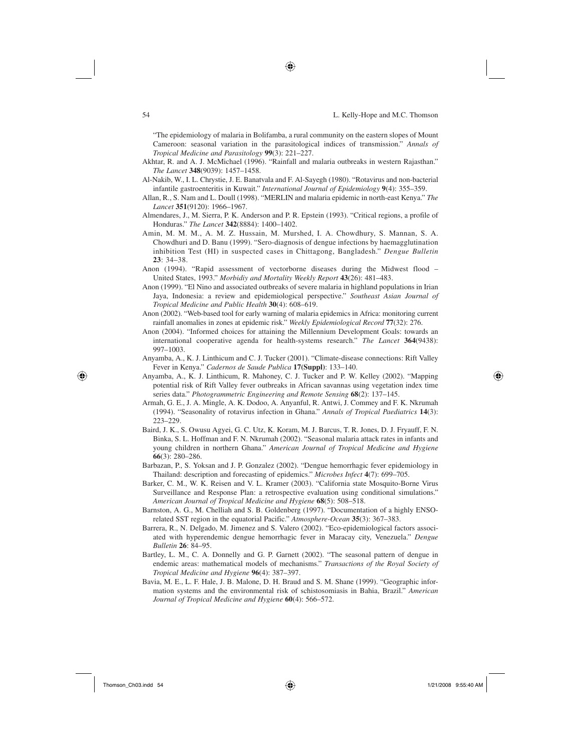"The epidemiology of malaria in Bolifamba, a rural community on the eastern slopes of Mount Cameroon: seasonal variation in the parasitological indices of transmission." *Annals of Tropical Medicine and Parasitology* **99**(3): 221–227.

Akhtar, R. and A. J. McMichael (1996). "Rainfall and malaria outbreaks in western Rajasthan." *The Lancet* **348**(9039): 1457–1458.

Al-Nakib, W., I. L. Chrystie, J. E. Banatvala and F. Al-Sayegh (1980). "Rotavirus and non-bacterial infantile gastroenteritis in Kuwait." *International Journal of Epidemiology* **9**(4): 355–359.

Allan, R., S. Nam and L. Doull (1998). "MERLIN and malaria epidemic in north-east Kenya." *The Lancet* **351**(9120): 1966–1967.

Almendares, J., M. Sierra, P. K. Anderson and P. R. Epstein (1993). "Critical regions, a profile of Honduras." *The Lancet* **342**(8884): 1400–1402.

Amin, M. M. M., A. M. Z. Hussain, M. Murshed, I. A. Chowdhury, S. Mannan, S. A. Chowdhuri and D. Banu (1999). "Sero-diagnosis of dengue infections by haemagglutination inhibition Test (HI) in suspected cases in Chittagong, Bangladesh." *Dengue Bulletin* **23**: 34–38.

Anon (1994). "Rapid assessment of vectorborne diseases during the Midwest flood – United States, 1993." *Morbidiy and Mortality Weekly Report* **43**(26): 481–483.

Anon (1999). "El Nino and associated outbreaks of severe malaria in highland populations in Irian Jaya, Indonesia: a review and epidemiological perspective." *Southeast Asian Journal of Tropical Medicine and Public Health* **30**(4): 608–619.

Anon (2002). "Web-based tool for early warning of malaria epidemics in Africa: monitoring current rainfall anomalies in zones at epidemic risk." *Weekly Epidemiological Record* **77**(32): 276.

Anon (2004). "Informed choices for attaining the Millennium Development Goals: towards an international cooperative agenda for health-systems research." *The Lancet* **364**(9438): 997–1003.

Anyamba, A., K. J. Linthicum and C. J. Tucker (2001). "Climate-disease connections: Rift Valley Fever in Kenya." *Cadernos de Saude Publica* **17**(**Suppl**): 133–140.

Anyamba, A., K. J. Linthicum, R. Mahoney, C. J. Tucker and P. W. Kelley (2002). "Mapping potential risk of Rift Valley fever outbreaks in African savannas using vegetation index time series data." *Photogrammetric Engineering and Remote Sensing* **68**(2): 137–145.

Armah, G. E., J. A. Mingle, A. K. Dodoo, A. Anyanful, R. Antwi, J. Commey and F. K. Nkrumah (1994). "Seasonality of rotavirus infection in Ghana." *Annals of Tropical Paediatrics* **14**(3): 223–229.

Baird, J. K., S. Owusu Agyei, G. C. Utz, K. Koram, M. J. Barcus, T. R. Jones, D. J. Fryauff, F. N. Binka, S. L. Hoffman and F. N. Nkrumah (2002). "Seasonal malaria attack rates in infants and young children in northern Ghana." *American Journal of Tropical Medicine and Hygiene* **66**(3): 280–286.

Barbazan, P., S. Yoksan and J. P. Gonzalez (2002). "Dengue hemorrhagic fever epidemiology in Thailand: description and forecasting of epidemics." *Microbes Infect* **4**(7): 699–705.

Barker, C. M., W. K. Reisen and V. L. Kramer (2003). "California state Mosquito-Borne Virus Surveillance and Response Plan: a retrospective evaluation using conditional simulations." *American Journal of Tropical Medicine and Hygiene* **68**(5): 508–518.

Barnston, A. G., M. Chelliah and S. B. Goldenberg (1997). "Documentation of a highly ENSO-related SST region in the equatorial Pacific." *Atmosphere-Ocean* **35**(3): 367–383.

Barrera, R., N. Delgado, M. Jimenez and S. Valero (2002). "Eco-epidemiological factors associated with hyperendemic dengue hemorrhagic fever in Maracay city, Venezuela." *Dengue Bulletin* **26**: 84–95.

Bartley, L. M., C. A. Donnelly and G. P. Garnett (2002). "The seasonal pattern of dengue in endemic areas: mathematical models of mechanisms." *Transactions of the Royal Society of Tropical Medicine and Hygiene* **96**(4): 387–397.

Bavia, M. E., L. F. Hale, J. B. Malone, D. H. Braud and S. M. Shane (1999). "Geographic information systems and the environmental risk of schistosomiasis in Bahia, Brazil." *American Journal of Tropical Medicine and Hygiene* **60**(4): 566–572.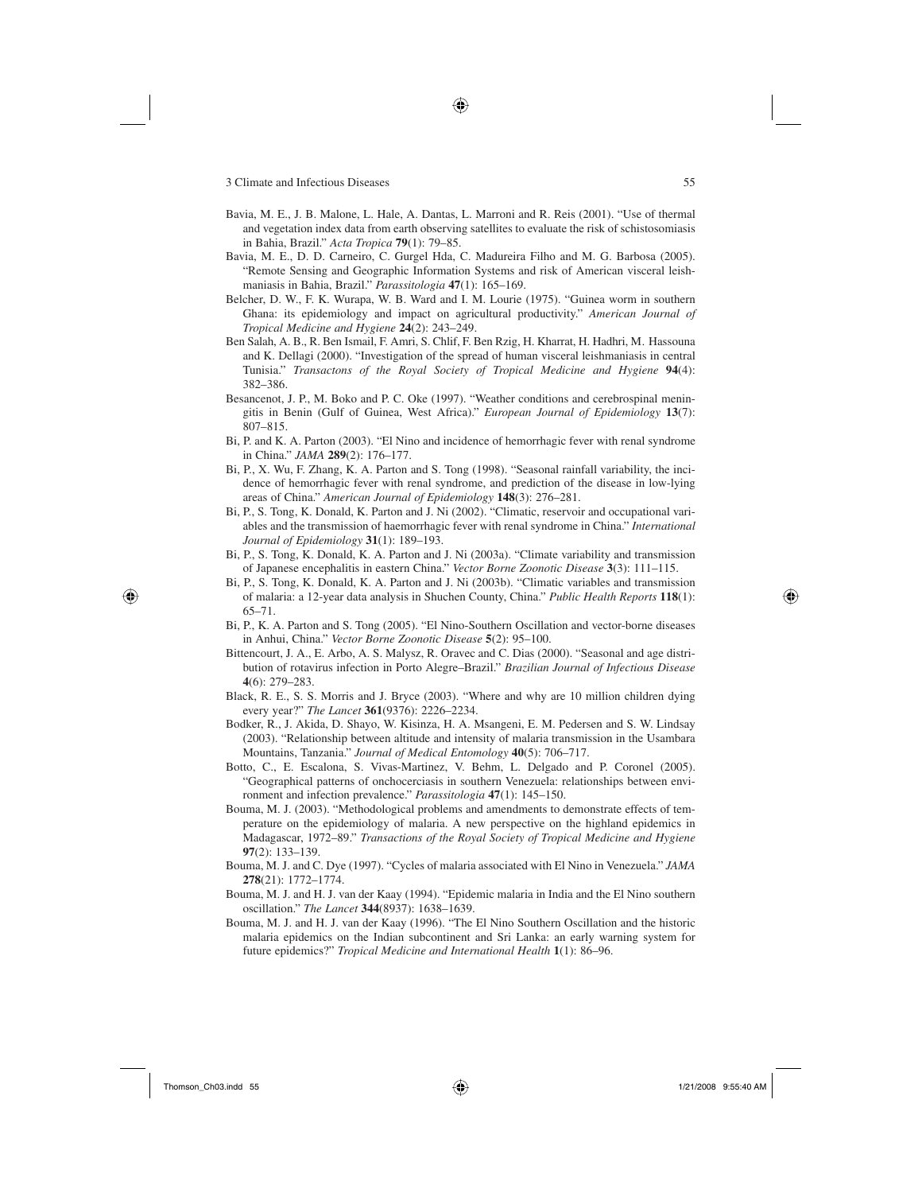Bavia, M. E., J. B. Malone, L. Hale, A. Dantas, L. Marroni and R. Reis (2001). "Use of thermal and vegetation index data from earth observing satellites to evaluate the risk of schistosomiasis in Bahia, Brazil." *Acta Tropica* **79**(1): 79–85.

Bavia, M. E., D. D. Carneiro, C. Gurgel Hda, C. Madureira Filho and M. G. Barbosa (2005). "Remote Sensing and Geographic Information Systems and risk of American visceral leishmaniasis in Bahia, Brazil." *Parassitologia* **47**(1): 165–169.

Belcher, D. W., F. K. Wurapa, W. B. Ward and I. M. Lourie (1975). "Guinea worm in southern Ghana: its epidemiology and impact on agricultural productivity." *American Journal of Tropical Medicine and Hygiene* **24**(2): 243–249.

Ben Salah, A. B., R. Ben Ismail, F. Amri, S. Chlif, F. Ben Rzig, H. Kharrat, H. Hadhri, M. Hassouna and K. Dellagi (2000). "Investigation of the spread of human visceral leishmaniasis in central Tunisia." *Transactons of the Royal Society of Tropical Medicine and Hygiene* **94**(4): 382–386.

Besancenot, J. P., M. Boko and P. C. Oke (1997). "Weather conditions and cerebrospinal meningitis in Benin (Gulf of Guinea, West Africa)." *European Journal of Epidemiology* **13**(7): 807–815.

Bi, P. and K. A. Parton (2003). "El Nino and incidence of hemorrhagic fever with renal syndrome in China." *JAMA* **289**(2): 176–177.

Bi, P., X. Wu, F. Zhang, K. A. Parton and S. Tong (1998). "Seasonal rainfall variability, the incidence of hemorrhagic fever with renal syndrome, and prediction of the disease in low-lying areas of China." *American Journal of Epidemiology* **148**(3): 276–281.

Bi, P., S. Tong, K. Donald, K. Parton and J. Ni (2002). "Climatic, reservoir and occupational variables and the transmission of haemorrhagic fever with renal syndrome in China." *International Journal of Epidemiology* **31**(1): 189–193.

Bi, P., S. Tong, K. Donald, K. A. Parton and J. Ni (2003a). "Climate variability and transmission of Japanese encephalitis in eastern China." *Vector Borne Zoonotic Disease* **3**(3): 111–115.

Bi, P., S. Tong, K. Donald, K. A. Parton and J. Ni (2003b). "Climatic variables and transmission of malaria: a 12-year data analysis in Shuchen County, China." *Public Health Reports* **118**(1): 65–71.

Bi, P., K. A. Parton and S. Tong (2005). "El Nino-Southern Oscillation and vector-borne diseases in Anhui, China." *Vector Borne Zoonotic Disease* **5**(2): 95–100.

Bittencourt, J. A., E. Arbo, A. S. Malysz, R. Oravec and C. Dias (2000). "Seasonal and age distribution of rotavirus infection in Porto Alegre–Brazil." *Brazilian Journal of Infectious Disease* **4**(6): 279–283.

Black, R. E., S. S. Morris and J. Bryce (2003). "Where and why are 10 million children dying every year?" *The Lancet* **361**(9376): 2226–2234.

Bodker, R., J. Akida, D. Shayo, W. Kisinza, H. A. Msangeni, E. M. Pedersen and S. W. Lindsay (2003). "Relationship between altitude and intensity of malaria transmission in the Usambara Mountains, Tanzania." *Journal of Medical Entomology* **40**(5): 706–717.

Botto, C., E. Escalona, S. Vivas-Martinez, V. Behm, L. Delgado and P. Coronel (2005). "Geographical patterns of onchocerciasis in southern Venezuela: relationships between environment and infection prevalence." *Parassitologia* **47**(1): 145–150.

Bouma, M. J. (2003). "Methodological problems and amendments to demonstrate effects of temperature on the epidemiology of malaria. A new perspective on the highland epidemics in Madagascar, 1972–89." *Transactions of the Royal Society of Tropical Medicine and Hygiene* **97**(2): 133–139.

Bouma, M. J. and C. Dye (1997). "Cycles of malaria associated with El Nino in Venezuela." *JAMA* **278**(21): 1772–1774.

Bouma, M. J. and H. J. van der Kaay (1994). "Epidemic malaria in India and the El Nino southern oscillation." *The Lancet* **344**(8937): 1638–1639.

Bouma, M. J. and H. J. van der Kaay (1996). "The El Nino Southern Oscillation and the historic malaria epidemics on the Indian subcontinent and Sri Lanka: an early warning system for future epidemics?" *Tropical Medicine and International Health* **1**(1): 86–96.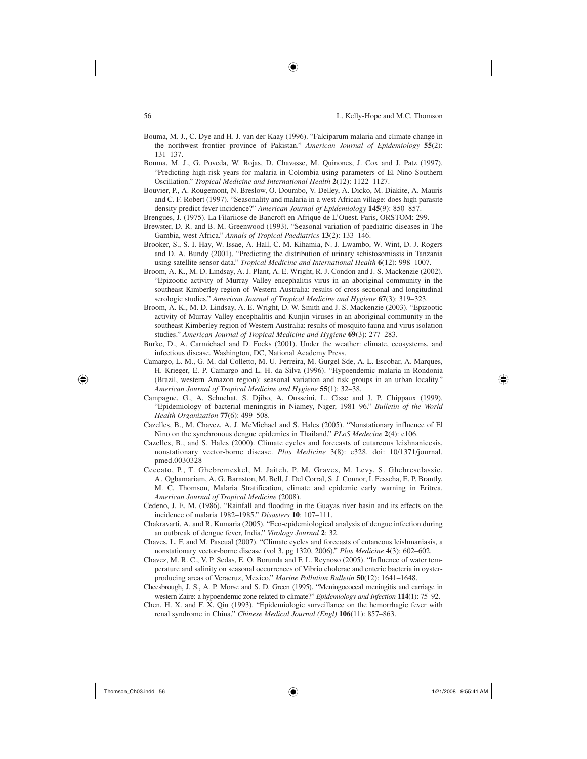Bouma, M. J., C. Dye and H. J. van der Kaay (1996). "Falciparum malaria and climate change in the northwest frontier province of Pakistan." *American Journal of Epidemiology* **55**(2): 131–137.

Bouma, M. J., G. Poveda, W. Rojas, D. Chavasse, M. Quinones, J. Cox and J. Patz (1997). "Predicting high-risk years for malaria in Colombia using parameters of El Nino Southern Oscillation." *Tropical Medicine and International Health* **2**(12): 1122–1127.

Bouvier, P., A. Rougemont, N. Breslow, O. Doumbo, V. Delley, A. Dicko, M. Diakite, A. Mauris and C. F. Robert (1997). "Seasonality and malaria in a west African village: does high parasite density predict fever incidence?" *American Journal of Epidemiology* **145**(9): 850–857.

Brengues, J. (1975). La Filariiose de Bancroft en Afrique de L'Ouest. Paris, ORSTOM: 299.

Brewster, D. R. and B. M. Greenwood (1993). "Seasonal variation of paediatric diseases in The Gambia, west Africa." *Annals of Tropical Paediatrics* **13**(2): 133–146.

Brooker, S., S. I. Hay, W. Issae, A. Hall, C. M. Kihamia, N. J. Lwambo, W. Wint, D. J. Rogers and D. A. Bundy (2001). "Predicting the distribution of urinary schistosomiasis in Tanzania using satellite sensor data." *Tropical Medicine and International Health* **6**(12): 998–1007.

Broom, A. K., M. D. Lindsay, A. J. Plant, A. E. Wright, R. J. Condon and J. S. Mackenzie (2002). "Epizootic activity of Murray Valley encephalitis virus in an aboriginal community in the southeast Kimberley region of Western Australia: results of cross-sectional and longitudinal serologic studies." *American Journal of Tropical Medicine and Hygiene* **67**(3): 319–323.

Broom, A. K., M. D. Lindsay, A. E. Wright, D. W. Smith and J. S. Mackenzie (2003). "Epizootic activity of Murray Valley encephalitis and Kunjin viruses in an aboriginal community in the southeast Kimberley region of Western Australia: results of mosquito fauna and virus isolation studies." *American Journal of Tropical Medicine and Hygiene* **69**(3): 277–283.

Burke, D., A. Carmichael and D. Focks (2001). Under the weather: climate, ecosystems, and infectious disease. Washington, DC, National Academy Press.

Camargo, L. M., G. M. dal Colletto, M. U. Ferreira, M. Gurgel Sde, A. L. Escobar, A. Marques, H. Krieger, E. P. Camargo and L. H. da Silva (1996). "Hypoendemic malaria in Rondonia (Brazil, western Amazon region): seasonal variation and risk groups in an urban locality." *American Journal of Tropical Medicine and Hygiene* **55**(1): 32–38.

Campagne, G., A. Schuchat, S. Djibo, A. Ousseini, L. Cisse and J. P. Chippaux (1999). "Epidemiology of bacterial meningitis in Niamey, Niger, 1981–96." *Bulletin of the World Health Organization* **77**(6): 499–508.

Cazelles, B., M. Chavez, A. J. McMichael and S. Hales (2005). "Nonstationary influence of El Nino on the synchronous dengue epidemics in Thailand." *PLoS Medecine* **2**(4): e106.

Cazelles, B., and S. Hales (2000). Climate cycles and forecasts of cutareous leishnanicesis, nonstationary vector-borne disease. *Plos Medicine* 3(8): e328. doi: 10/1371/journal.pmed.0030328

Ceccato, P., T. Ghebremeskel, M. Jaiteh, P. M. Graves, M. Levy, S. Ghebreselassie, A. Ogbamariam, A. G. Barnston, M. Bell, J. Del Corral, S. J. Connor, I. Fesseha, E. P. Brantly, M. C. Thomson, Malaria Stratification, climate and epidemic early warning in Eritrea. *American Journal of Tropical Medicine* (2008).

Cedeno, J. E. M. (1986). "Rainfall and flooding in the Guayas river basin and its effects on the incidence of malaria 1982–1985." *Disasters* **10**: 107–111.

Chakravarti, A. and R. Kumaria (2005). "Eco-epidemiological analysis of dengue infection during an outbreak of dengue fever, India." *Virology Journal* **2**: 32.

Chaves, L. F. and M. Pascual (2007). "Climate cycles and forecasts of cutaneous leishmaniasis, a nonstationary vector-borne disease (vol 3, pg 1320, 2006)." *Plos Medicine* **4**(3): 602–602.

Chavez, M. R. C., V. P. Sedas, E. O. Borunda and F. L. Reynoso (2005). "Influence of water temperature and salinity on seasonal occurrences of Vibrio cholerae and enteric bacteria in oyster-producing areas of Veracruz, Mexico." *Marine Pollution Bulletin* **50**(12): 1641–1648.

Cheesbrough, J. S., A. P. Morse and S. D. Green (1995). "Meningococcal meningitis and carriage in western Zaire: a hypoendemic zone related to climate?" *Epidemiology and Infection* **114**(1): 75–92.

Chen, H. X. and F. X. Qiu (1993). "Epidemiologic surveillance on the hemorrhagic fever with renal syndrome in China." *Chinese Medical Journal (Engl)* **106**(11): 857–863.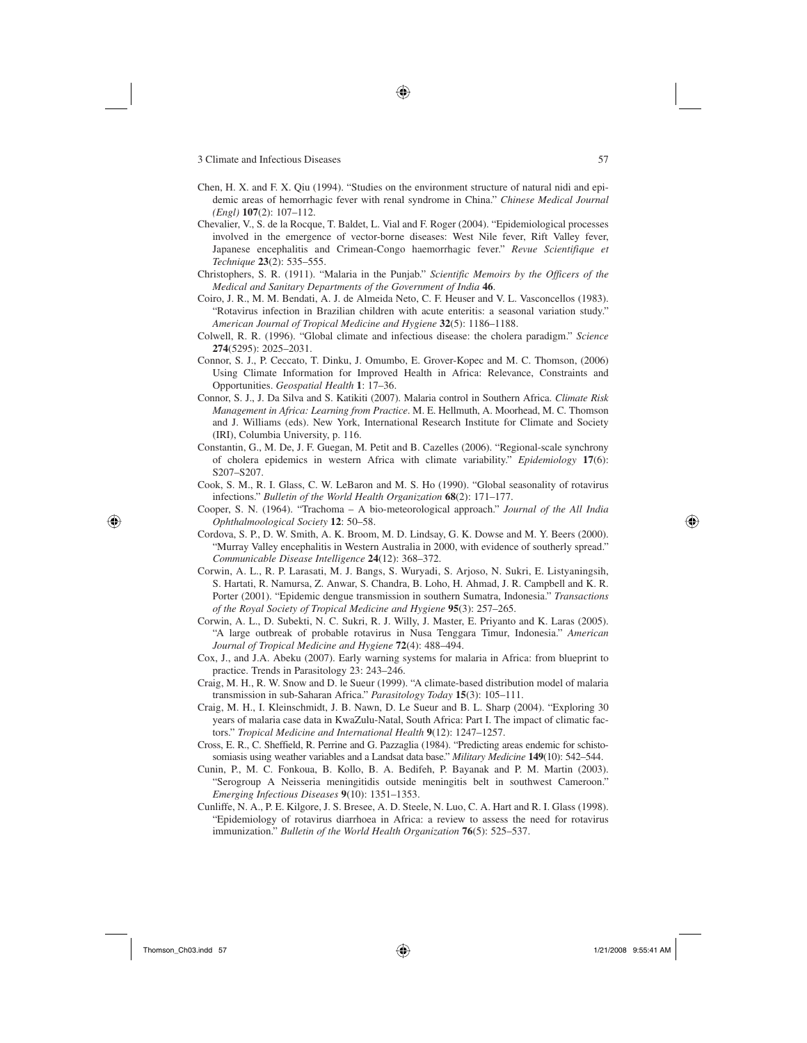Chen, H. X. and F. X. Qiu (1994). "Studies on the environment structure of natural nidi and epidemic areas of hemorrhagic fever with renal syndrome in China." *Chinese Medical Journal (Engl)* **107**(2): 107–112.

Chevalier, V., S. de la Rocque, T. Baldet, L. Vial and F. Roger (2004). "Epidemiological processes involved in the emergence of vector-borne diseases: West Nile fever, Rift Valley fever, Japanese encephalitis and Crimean-Congo haemorrhagic fever." *Revue Scientifique et Technique* **23**(2): 535–555.

Christophers, S. R. (1911). "Malaria in the Punjab." *Scientific Memoirs by the Officers of the Medical and Sanitary Departments of the Government of India* **46**.

Coiro, J. R., M. M. Bendati, A. J. de Almeida Neto, C. F. Heuser and V. L. Vasconcellos (1983). "Rotavirus infection in Brazilian children with acute enteritis: a seasonal variation study." *American Journal of Tropical Medicine and Hygiene* **32**(5): 1186–1188.

Colwell, R. R. (1996). "Global climate and infectious disease: the cholera paradigm." *Science* **274**(5295): 2025–2031.

Connor, S. J., P. Ceccato, T. Dinku, J. Omumbo, E. Grover-Kopec and M. C. Thomson, (2006) Using Climate Information for Improved Health in Africa: Relevance, Constraints and Opportunities. *Geospatial Health* **1**: 17–36.

Connor, S. J., J. Da Silva and S. Katikiti (2007). Malaria control in Southern Africa. *Climate Risk Management in Africa: Learning from Practice*. M. E. Hellmuth, A. Moorhead, M. C. Thomson and J. Williams (eds). New York, International Research Institute for Climate and Society (IRI), Columbia University, p. 116.

Constantin, G., M. De, J. F. Guegan, M. Petit and B. Cazelles (2006). "Regional-scale synchrony of cholera epidemics in western Africa with climate variability." *Epidemiology* **17**(6): S207–S207.

Cook, S. M., R. I. Glass, C. W. LeBaron and M. S. Ho (1990). "Global seasonality of rotavirus infections." *Bulletin of the World Health Organization* **68**(2): 171–177.

Cooper, S. N. (1964). "Trachoma – A bio-meteorological approach." *Journal of the All India Ophthalmoological Society* **12**: 50–58.

Cordova, S. P., D. W. Smith, A. K. Broom, M. D. Lindsay, G. K. Dowse and M. Y. Beers (2000). "Murray Valley encephalitis in Western Australia in 2000, with evidence of southerly spread." *Communicable Disease Intelligence* **24**(12): 368–372.

Corwin, A. L., R. P. Larasati, M. J. Bangs, S. Wuryadi, S. Arjoso, N. Sukri, E. Listyaningsih, S. Hartati, R. Namursa, Z. Anwar, S. Chandra, B. Loho, H. Ahmad, J. R. Campbell and K. R. Porter (2001). "Epidemic dengue transmission in southern Sumatra, Indonesia." *Transactions of the Royal Society of Tropical Medicine and Hygiene* **95**(3): 257–265.

Corwin, A. L., D. Subekti, N. C. Sukri, R. J. Willy, J. Master, E. Priyanto and K. Laras (2005). "A large outbreak of probable rotavirus in Nusa Tenggara Timur, Indonesia." *American Journal of Tropical Medicine and Hygiene* **72**(4): 488–494.

Cox, J., and J.A. Abeku (2007). Early warning systems for malaria in Africa: from blueprint to practice. Trends in Parasitology 23: 243–246.

Craig, M. H., R. W. Snow and D. le Sueur (1999). "A climate-based distribution model of malaria transmission in sub-Saharan Africa." *Parasitology Today* **15**(3): 105–111.

Craig, M. H., I. Kleinschmidt, J. B. Nawn, D. Le Sueur and B. L. Sharp (2004). "Exploring 30 years of malaria case data in KwaZulu-Natal, South Africa: Part I. The impact of climatic factors." *Tropical Medicine and International Health* **9**(12): 1247–1257.

Cross, E. R., C. Sheffield, R. Perrine and G. Pazzaglia (1984). "Predicting areas endemic for schistosomiasis using weather variables and a Landsat data base." *Military Medicine* **149**(10): 542–544.

Cunin, P., M. C. Fonkoua, B. Kollo, B. A. Bedifeh, P. Bayanak and P. M. Martin (2003). "Serogroup A Neisseria meningitidis outside meningitis belt in southwest Cameroon." *Emerging Infectious Diseases* **9**(10): 1351–1353.

Cunliffe, N. A., P. E. Kilgore, J. S. Bresee, A. D. Steele, N. Luo, C. A. Hart and R. I. Glass (1998). "Epidemiology of rotavirus diarrhoea in Africa: a review to assess the need for rotavirus immunization." *Bulletin of the World Health Organization* **76**(5): 525–537.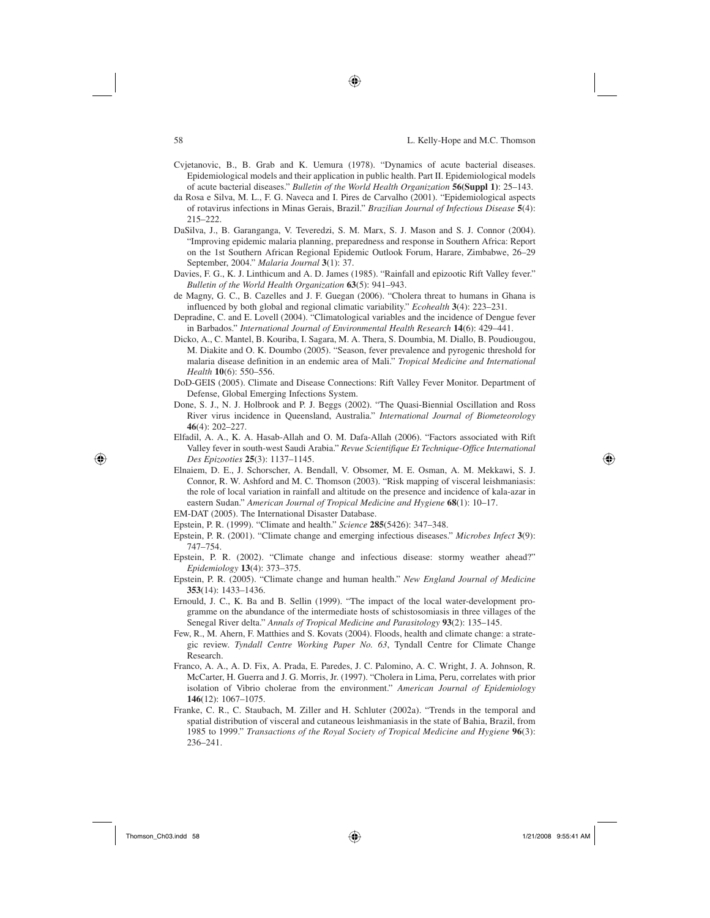Cvjetanovic, B., B. Grab and K. Uemura (1978). "Dynamics of acute bacterial diseases. Epidemiological models and their application in public health. Part II. Epidemiological models of acute bacterial diseases." *Bulletin of the World Health Organization* **56(Suppl 1)**: 25–143.

da Rosa e Silva, M. L., F. G. Naveca and I. Pires de Carvalho (2001). "Epidemiological aspects of rotavirus infections in Minas Gerais, Brazil." *Brazilian Journal of Infectious Disease* **5**(4): 215–222.

DaSilva, J., B. Garanganga, V. Teveredzi, S. M. Marx, S. J. Mason and S. J. Connor (2004). "Improving epidemic malaria planning, preparedness and response in Southern Africa: Report on the 1st Southern African Regional Epidemic Outlook Forum, Harare, Zimbabwe, 26–29 September, 2004." *Malaria Journal* **3**(1): 37.

Davies, F. G., K. J. Linthicum and A. D. James (1985). "Rainfall and epizootic Rift Valley fever." *Bulletin of the World Health Organization* **63**(5): 941–943.

de Magny, G. C., B. Cazelles and J. F. Guegan (2006). "Cholera threat to humans in Ghana is influenced by both global and regional climatic variability." *Ecohealth* **3**(4): 223–231.

Depradine, C. and E. Lovell (2004). "Climatological variables and the incidence of Dengue fever in Barbados." *International Journal of Environmental Health Research* **14**(6): 429–441.

Dicko, A., C. Mantel, B. Kouriba, I. Sagara, M. A. Thera, S. Doumbia, M. Diallo, B. Poudiougou, M. Diakite and O. K. Doumbo (2005). "Season, fever prevalence and pyrogenic threshold for malaria disease definition in an endemic area of Mali." *Tropical Medicine and International Health* **10**(6): 550–556.

DoD-GEIS (2005). Climate and Disease Connections: Rift Valley Fever Monitor. Department of Defense, Global Emerging Infections System.

Done, S. J., N. J. Holbrook and P. J. Beggs (2002). "The Quasi-Biennial Oscillation and Ross River virus incidence in Queensland, Australia." *International Journal of Biometeorology* **46**(4): 202–227.

Elfadil, A. A., K. A. Hasab-Allah and O. M. Dafa-Allah (2006). "Factors associated with Rift Valley fever in south-west Saudi Arabia." *Revue Scientifique Et Technique-Office International Des Epizooties* **25**(3): 1137–1145.

Elnaiem, D. E., J. Schorscher, A. Bendall, V. Obsomer, M. E. Osman, A. M. Mekkawi, S. J. Connor, R. W. Ashford and M. C. Thomson (2003). "Risk mapping of visceral leishmaniasis: the role of local variation in rainfall and altitude on the presence and incidence of kala-azar in eastern Sudan." *American Journal of Tropical Medicine and Hygiene* **68**(1): 10–17.

EM-DAT (2005). The International Disaster Database.

Epstein, P. R. (1999). "Climate and health." *Science* **285**(5426): 347–348.

Epstein, P. R. (2001). "Climate change and emerging infectious diseases." *Microbes Infect* **3**(9): 747–754.

Epstein, P. R. (2002). "Climate change and infectious disease: stormy weather ahead?" *Epidemiology* **13**(4): 373–375.

Epstein, P. R. (2005). "Climate change and human health." *New England Journal of Medicine* **353**(14): 1433–1436.

Ernould, J. C., K. Ba and B. Sellin (1999). "The impact of the local water-development programme on the abundance of the intermediate hosts of schistosomiasis in three villages of the Senegal River delta." *Annals of Tropical Medicine and Parasitology* **93**(2): 135–145.

Few, R., M. Ahern, F. Matthies and S. Kovats (2004). Floods, health and climate change: a strategic review. *Tyndall Centre Working Paper No. 63*, Tyndall Centre for Climate Change Research.

Franco, A. A., A. D. Fix, A. Prada, E. Paredes, J. C. Palomino, A. C. Wright, J. A. Johnson, R. McCarter, H. Guerra and J. G. Morris, Jr. (1997). "Cholera in Lima, Peru, correlates with prior isolation of Vibrio cholerae from the environment." *American Journal of Epidemiology* **146**(12): 1067–1075.

Franke, C. R., C. Staubach, M. Ziller and H. Schluter (2002a). "Trends in the temporal and spatial distribution of visceral and cutaneous leishmaniasis in the state of Bahia, Brazil, from 1985 to 1999." *Transactions of the Royal Society of Tropical Medicine and Hygiene* **96**(3): 236–241.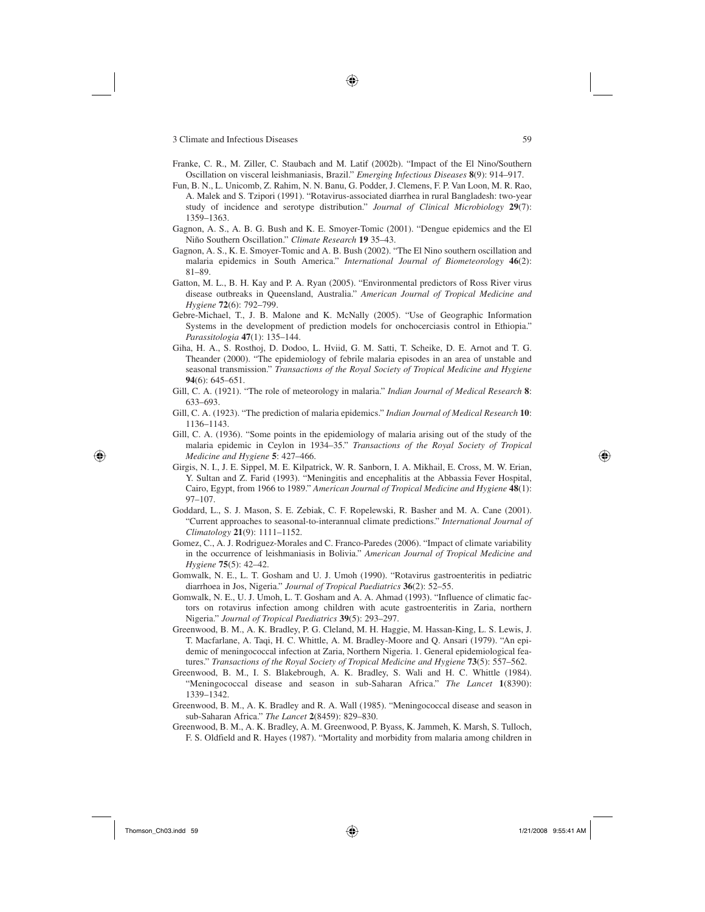Franke, C. R., M. Ziller, C. Staubach and M. Latif (2002b). "Impact of the El Nino/Southern Oscillation on visceral leishmaniasis, Brazil." *Emerging Infectious Diseases* **8**(9): 914–917.

Fun, B. N., L. Unicomb, Z. Rahim, N. N. Banu, G. Podder, J. Clemens, F. P. Van Loon, M. R. Rao, A. Malek and S. Tzipori (1991). "Rotavirus-associated diarrhea in rural Bangladesh: two-year study of incidence and serotype distribution." *Journal of Clinical Microbiology* **29**(7): 1359–1363.

Gagnon, A. S., A. B. G. Bush and K. E. Smoyer-Tomic (2001). "Dengue epidemics and the El Niño Southern Oscillation." *Climate Research* **19** 35–43.

Gagnon, A. S., K. E. Smoyer-Tomic and A. B. Bush (2002). "The El Nino southern oscillation and malaria epidemics in South America." *International Journal of Biometeorology* **46**(2): 81–89.

Gatton, M. L., B. H. Kay and P. A. Ryan (2005). "Environmental predictors of Ross River virus disease outbreaks in Queensland, Australia." *American Journal of Tropical Medicine and Hygiene* **72**(6): 792–799.

Gebre-Michael, T., J. B. Malone and K. McNally (2005). "Use of Geographic Information Systems in the development of prediction models for onchocerciasis control in Ethiopia." *Parassitologia* **47**(1): 135–144.

Giha, H. A., S. Rosthoj, D. Dodoo, L. Hviid, G. M. Satti, T. Scheike, D. E. Arnot and T. G. Theander (2000). "The epidemiology of febrile malaria episodes in an area of unstable and seasonal transmission." *Transactions of the Royal Society of Tropical Medicine and Hygiene* **94**(6): 645–651.

Gill, C. A. (1921). "The role of meteorology in malaria." *Indian Journal of Medical Research* **8**: 633–693.

Gill, C. A. (1923). "The prediction of malaria epidemics." *Indian Journal of Medical Research* **10**: 1136–1143.

Gill, C. A. (1936). "Some points in the epidemiology of malaria arising out of the study of the malaria epidemic in Ceylon in 1934–35." *Transactions of the Royal Society of Tropical Medicine and Hygiene* **5**: 427–466.

Girgis, N. I., J. E. Sippel, M. E. Kilpatrick, W. R. Sanborn, I. A. Mikhail, E. Cross, M. W. Erian, Y. Sultan and Z. Farid (1993). "Meningitis and encephalitis at the Abbassia Fever Hospital, Cairo, Egypt, from 1966 to 1989." *American Journal of Tropical Medicine and Hygiene* **48**(1): 97–107.

Goddard, L., S. J. Mason, S. E. Zebiak, C. F. Ropelewski, R. Basher and M. A. Cane (2001). "Current approaches to seasonal-to-interannual climate predictions." *International Journal of Climatology* **21**(9): 1111–1152.

Gomez, C., A. J. Rodriguez-Morales and C. Franco-Paredes (2006). "Impact of climate variability in the occurrence of leishmaniasis in Bolivia." *American Journal of Tropical Medicine and Hygiene* **75**(5): 42–42.

Gomwalk, N. E., L. T. Gosham and U. J. Umoh (1990). "Rotavirus gastroenteritis in pediatric diarrhoea in Jos, Nigeria." *Journal of Tropical Paediatrics* **36**(2): 52–55.

Gomwalk, N. E., U. J. Umoh, L. T. Gosham and A. A. Ahmad (1993). "Influence of climatic factors on rotavirus infection among children with acute gastroenteritis in Zaria, northern Nigeria." *Journal of Tropical Paediatrics* **39**(5): 293–297.

Greenwood, B. M., A. K. Bradley, P. G. Cleland, M. H. Haggie, M. Hassan-King, L. S. Lewis, J. T. Macfarlane, A. Taqi, H. C. Whittle, A. M. Bradley-Moore and Q. Ansari (1979). "An epidemic of meningococcal infection at Zaria, Northern Nigeria. 1. General epidemiological features." *Transactions of the Royal Society of Tropical Medicine and Hygiene* **73**(5): 557–562.

Greenwood, B. M., I. S. Blakebrough, A. K. Bradley, S. Wali and H. C. Whittle (1984). "Meningococcal disease and season in sub-Saharan Africa." *The Lancet* **1**(8390): 1339–1342.

Greenwood, B. M., A. K. Bradley and R. A. Wall (1985). "Meningococcal disease and season in sub-Saharan Africa." *The Lancet* **2**(8459): 829–830.

Greenwood, B. M., A. K. Bradley, A. M. Greenwood, P. Byass, K. Jammeh, K. Marsh, S. Tulloch, F. S. Oldfield and R. Hayes (1987). "Mortality and morbidity from malaria among children in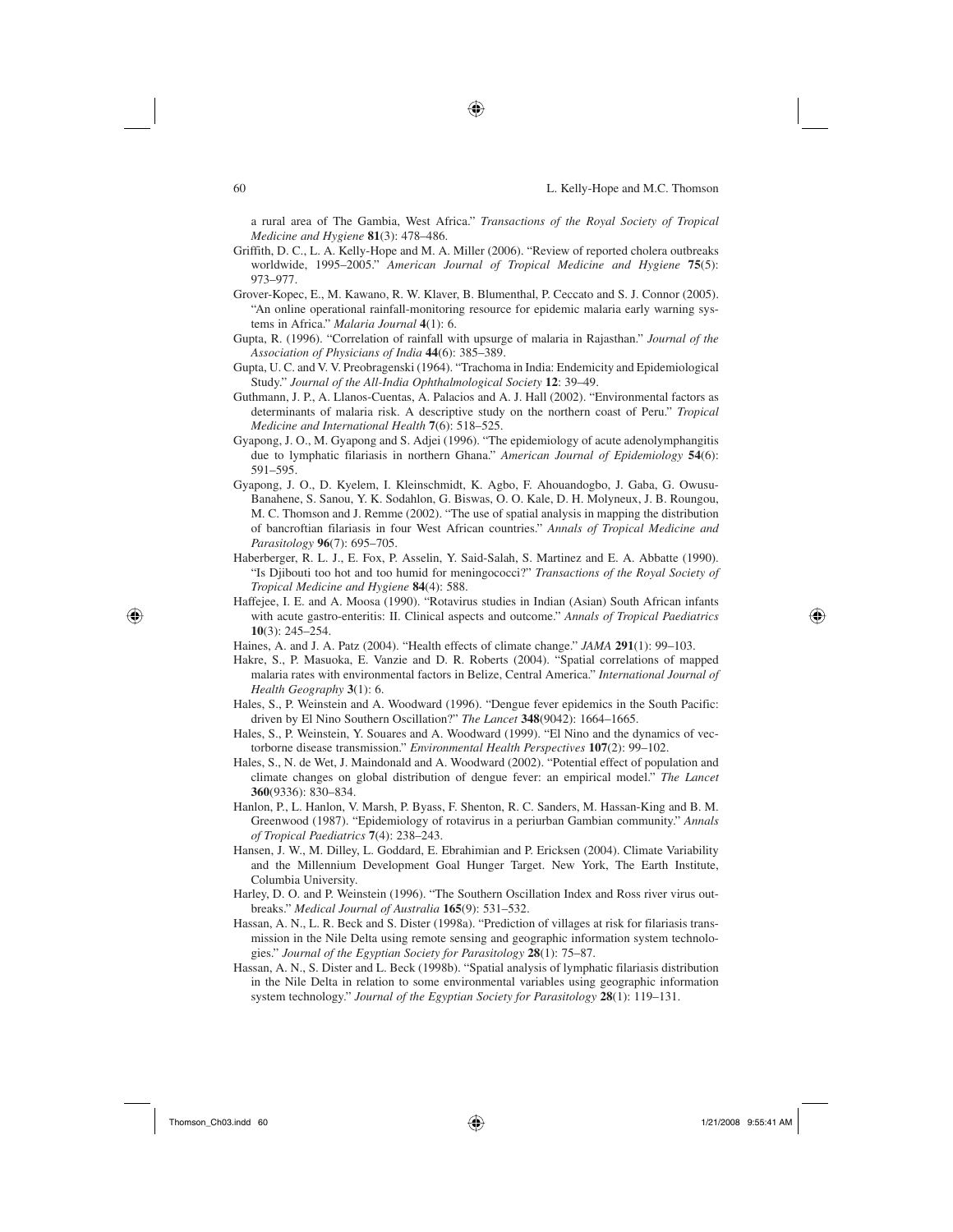a rural area of The Gambia, West Africa." *Transactions of the Royal Society of Tropical Medicine and Hygiene* **81**(3): 478–486.

Griffith, D. C., L. A. Kelly-Hope and M. A. Miller (2006). "Review of reported cholera outbreaks worldwide, 1995–2005." *American Journal of Tropical Medicine and Hygiene* **75**(5): 973–977.

Grover-Kopec, E., M. Kawano, R. W. Klaver, B. Blumenthal, P. Ceccato and S. J. Connor (2005). "An online operational rainfall-monitoring resource for epidemic malaria early warning systems in Africa." *Malaria Journal* **4**(1): 6.

Gupta, R. (1996). "Correlation of rainfall with upsurge of malaria in Rajasthan." *Journal of the Association of Physicians of India* **44**(6): 385–389.

Gupta, U. C. and V. V. Preobragenski (1964). "Trachoma in India: Endemicity and Epidemiological Study." *Journal of the All-India Ophthalmological Society* **12**: 39–49.

Guthmann, J. P., A. Llanos-Cuentas, A. Palacios and A. J. Hall (2002). "Environmental factors as determinants of malaria risk. A descriptive study on the northern coast of Peru." *Tropical Medicine and International Health* **7**(6): 518–525.

Gyapong, J. O., M. Gyapong and S. Adjei (1996). "The epidemiology of acute adenolymphangitis due to lymphatic filariasis in northern Ghana." *American Journal of Epidemiology* **54**(6): 591–595.

Gyapong, J. O., D. Kyelem, I. Kleinschmidt, K. Agbo, F. Ahouandogbo, J. Gaba, G. Owusu-Banahene, S. Sanou, Y. K. Sodahlon, G. Biswas, O. O. Kale, D. H. Molyneux, J. B. Roungou, M. C. Thomson and J. Remme (2002). "The use of spatial analysis in mapping the distribution of bancroftian filariasis in four West African countries." *Annals of Tropical Medicine and Parasitology* **96**(7): 695–705.

Haberberger, R. L. J., E. Fox, P. Asselin, Y. Said-Salah, S. Martinez and E. A. Abbatte (1990). "Is Djibouti too hot and too humid for meningococci?" *Transactions of the Royal Society of Tropical Medicine and Hygiene* **84**(4): 588.

Haffejee, I. E. and A. Moosa (1990). "Rotavirus studies in Indian (Asian) South African infants with acute gastro-enteritis: II. Clinical aspects and outcome." *Annals of Tropical Paediatrics* **10**(3): 245–254.

Haines, A. and J. A. Patz (2004). "Health effects of climate change." *JAMA* **291**(1): 99–103.

Hakre, S., P. Masuoka, E. Vanzie and D. R. Roberts (2004). "Spatial correlations of mapped malaria rates with environmental factors in Belize, Central America." *International Journal of Health Geography* **3**(1): 6.

Hales, S., P. Weinstein and A. Woodward (1996). "Dengue fever epidemics in the South Pacific: driven by El Nino Southern Oscillation?" *The Lancet* **348**(9042): 1664–1665.

Hales, S., P. Weinstein, Y. Souares and A. Woodward (1999). "El Nino and the dynamics of vectorborne disease transmission." *Environmental Health Perspectives* **107**(2): 99–102.

Hales, S., N. de Wet, J. Maindonald and A. Woodward (2002). "Potential effect of population and climate changes on global distribution of dengue fever: an empirical model." *The Lancet* **360**(9336): 830–834.

Hanlon, P., L. Hanlon, V. Marsh, P. Byass, F. Shenton, R. C. Sanders, M. Hassan-King and B. M. Greenwood (1987). "Epidemiology of rotavirus in a periurban Gambian community." *Annals of Tropical Paediatrics* **7**(4): 238–243.

Hansen, J. W., M. Dilley, L. Goddard, E. Ebrahimian and P. Ericksen (2004). Climate Variability and the Millennium Development Goal Hunger Target. New York, The Earth Institute, Columbia University.

Harley, D. O. and P. Weinstein (1996). "The Southern Oscillation Index and Ross river virus outbreaks." *Medical Journal of Australia* **165**(9): 531–532.

Hassan, A. N., L. R. Beck and S. Dister (1998a). "Prediction of villages at risk for filariasis transmission in the Nile Delta using remote sensing and geographic information system technologies." *Journal of the Egyptian Society for Parasitology* **28**(1): 75–87.

Hassan, A. N., S. Dister and L. Beck (1998b). "Spatial analysis of lymphatic filariasis distribution in the Nile Delta in relation to some environmental variables using geographic information system technology." *Journal of the Egyptian Society for Parasitology* **28**(1): 119–131.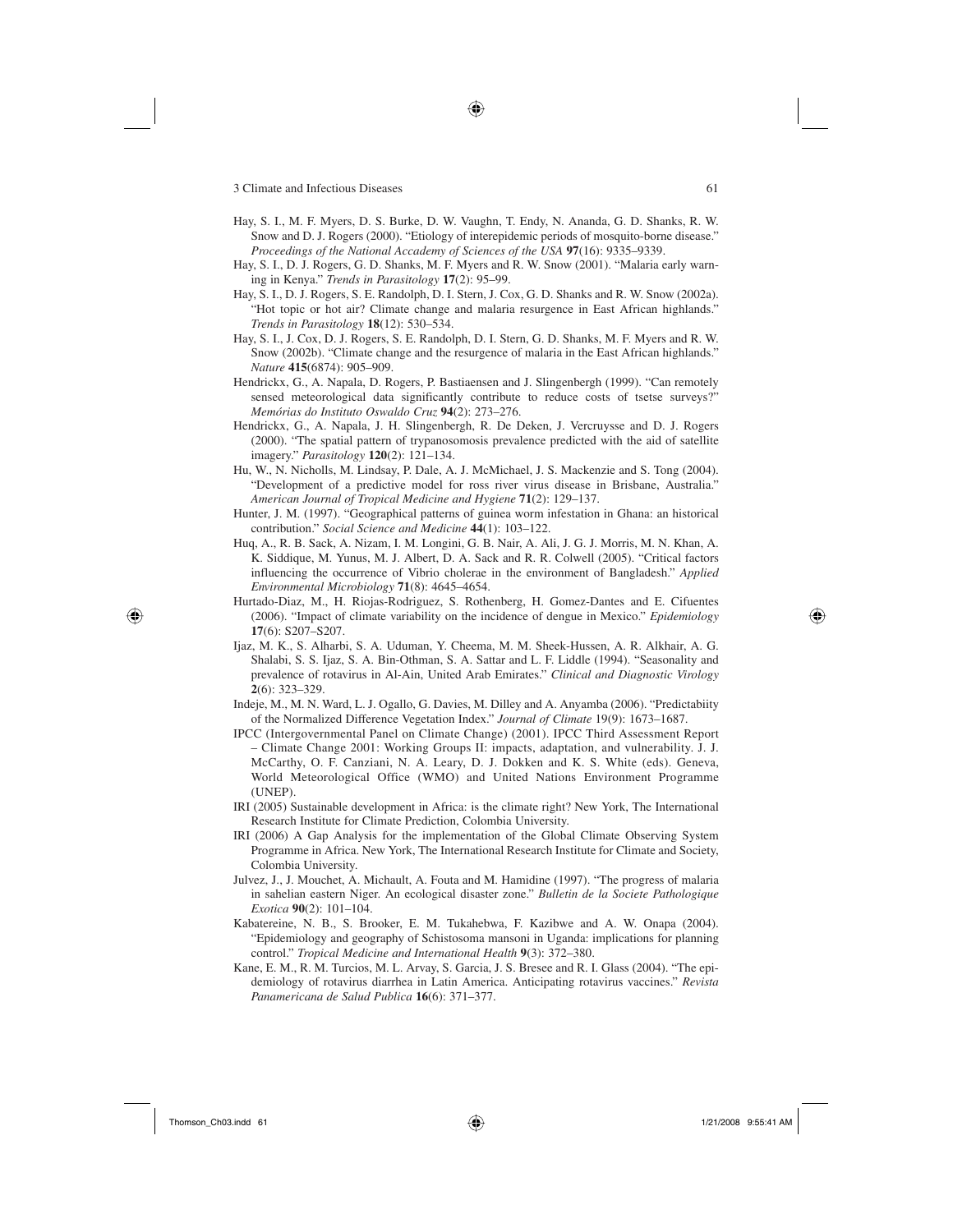Hay, S. I., M. F. Myers, D. S. Burke, D. W. Vaughn, T. Endy, N. Ananda, G. D. Shanks, R. W. Snow and D. J. Rogers (2000). "Etiology of interepidemic periods of mosquito-borne disease." *Proceedings of the National Accademy of Sciences of the USA* **97**(16): 9335–9339.

Hay, S. I., D. J. Rogers, G. D. Shanks, M. F. Myers and R. W. Snow (2001). "Malaria early warning in Kenya." *Trends in Parasitology* **17**(2): 95–99.

Hay, S. I., D. J. Rogers, S. E. Randolph, D. I. Stern, J. Cox, G. D. Shanks and R. W. Snow (2002a). "Hot topic or hot air? Climate change and malaria resurgence in East African highlands." *Trends in Parasitology* **18**(12): 530–534.

Hay, S. I., J. Cox, D. J. Rogers, S. E. Randolph, D. I. Stern, G. D. Shanks, M. F. Myers and R. W. Snow (2002b). "Climate change and the resurgence of malaria in the East African highlands." *Nature* **415**(6874): 905–909.

Hendrickx, G., A. Napala, D. Rogers, P. Bastiaensen and J. Slingenbergh (1999). "Can remotely sensed meteorological data significantly contribute to reduce costs of tsetse surveys?" *Memórias do Instituto Oswaldo Cruz* **94**(2): 273–276.

Hendrickx, G., A. Napala, J. H. Slingenbergh, R. De Deken, J. Vercruysse and D. J. Rogers (2000). "The spatial pattern of trypanosomosis prevalence predicted with the aid of satellite imagery." *Parasitology* **120**(2): 121–134.

Hu, W., N. Nicholls, M. Lindsay, P. Dale, A. J. McMichael, J. S. Mackenzie and S. Tong (2004). "Development of a predictive model for ross river virus disease in Brisbane, Australia." *American Journal of Tropical Medicine and Hygiene* **71**(2): 129–137.

Hunter, J. M. (1997). "Geographical patterns of guinea worm infestation in Ghana: an historical contribution." *Social Science and Medicine* **44**(1): 103–122.

Huq, A., R. B. Sack, A. Nizam, I. M. Longini, G. B. Nair, A. Ali, J. G. J. Morris, M. N. Khan, A. K. Siddique, M. Yunus, M. J. Albert, D. A. Sack and R. R. Colwell (2005). "Critical factors influencing the occurrence of Vibrio cholerae in the environment of Bangladesh." *Applied Environmental Microbiology* **71**(8): 4645–4654.

Hurtado-Diaz, M., H. Riojas-Rodriguez, S. Rothenberg, H. Gomez-Dantes and E. Cifuentes (2006). "Impact of climate variability on the incidence of dengue in Mexico." *Epidemiology* **17**(6): S207–S207.

Ijaz, M. K., S. Alharbi, S. A. Uduman, Y. Cheema, M. M. Sheek-Hussen, A. R. Alkhair, A. G. Shalabi, S. S. Ijaz, S. A. Bin-Othman, S. A. Sattar and L. F. Liddle (1994). "Seasonality and prevalence of rotavirus in Al-Ain, United Arab Emirates." *Clinical and Diagnostic Virology* **2**(6): 323–329.

Indeje, M., M. N. Ward, L. J. Ogallo, G. Davies, M. Dilley and A. Anyamba (2006). "Predictabiity of the Normalized Difference Vegetation Index." *Journal of Climate* 19(9): 1673–1687.

IPCC (Intergovernmental Panel on Climate Change) (2001). IPCC Third Assessment Report – Climate Change 2001: Working Groups II: impacts, adaptation, and vulnerability. J. J. McCarthy, O. F. Canziani, N. A. Leary, D. J. Dokken and K. S. White (eds). Geneva, World Meteorological Office (WMO) and United Nations Environment Programme (UNEP).

IRI (2005) Sustainable development in Africa: is the climate right? New York, The International Research Institute for Climate Prediction, Colombia University.

IRI (2006) A Gap Analysis for the implementation of the Global Climate Observing System Programme in Africa. New York, The International Research Institute for Climate and Society, Colombia University.

Julvez, J., J. Mouchet, A. Michault, A. Fouta and M. Hamidine (1997). "The progress of malaria in sahelian eastern Niger. An ecological disaster zone." *Bulletin de la Societe Pathologique Exotica* **90**(2): 101–104.

Kabatereine, N. B., S. Brooker, E. M. Tukahebwa, F. Kazibwe and A. W. Onapa (2004). "Epidemiology and geography of Schistosoma mansoni in Uganda: implications for planning control." *Tropical Medicine and International Health* **9**(3): 372–380.

Kane, E. M., R. M. Turcios, M. L. Arvay, S. Garcia, J. S. Bresee and R. I. Glass (2004). "The epidemiology of rotavirus diarrhea in Latin America. Anticipating rotavirus vaccines." *Revista Panamericana de Salud Publica* **16**(6): 371–377.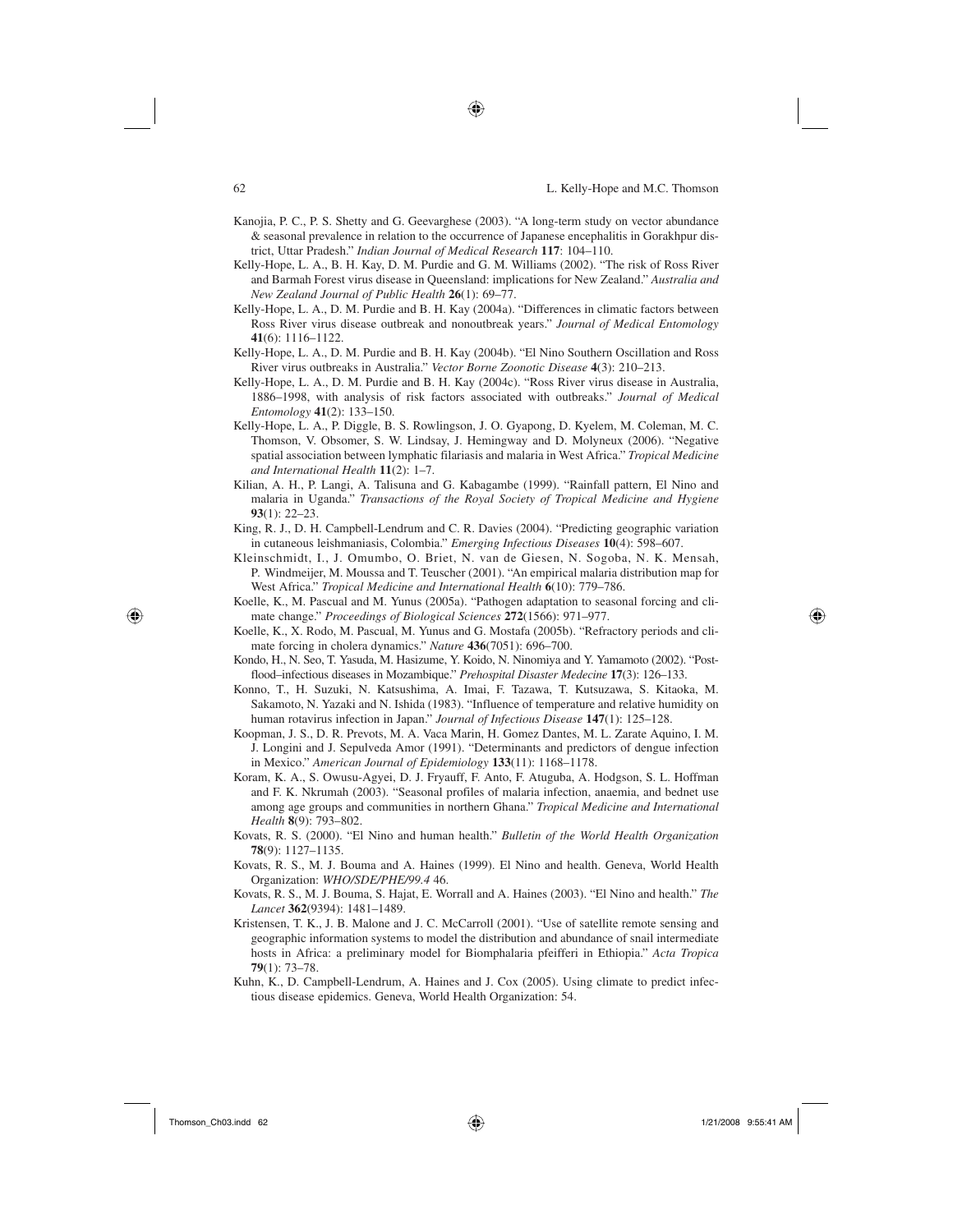Kanojia, P. C., P. S. Shetty and G. Geevarghese (2003). "A long-term study on vector abundance & seasonal prevalence in relation to the occurrence of Japanese encephalitis in Gorakhpur district, Uttar Pradesh." *Indian Journal of Medical Research* **117**: 104–110.

Kelly-Hope, L. A., B. H. Kay, D. M. Purdie and G. M. Williams (2002). "The risk of Ross River and Barmah Forest virus disease in Queensland: implications for New Zealand." *Australia and New Zealand Journal of Public Health* **26**(1): 69–77.

Kelly-Hope, L. A., D. M. Purdie and B. H. Kay (2004a). "Differences in climatic factors between Ross River virus disease outbreak and nonoutbreak years." *Journal of Medical Entomology* **41**(6): 1116–1122.

Kelly-Hope, L. A., D. M. Purdie and B. H. Kay (2004b). "El Nino Southern Oscillation and Ross River virus outbreaks in Australia." *Vector Borne Zoonotic Disease* **4**(3): 210–213.

Kelly-Hope, L. A., D. M. Purdie and B. H. Kay (2004c). "Ross River virus disease in Australia, 1886–1998, with analysis of risk factors associated with outbreaks." *Journal of Medical Entomology* **41**(2): 133–150.

Kelly-Hope, L. A., P. Diggle, B. S. Rowlingson, J. O. Gyapong, D. Kyelem, M. Coleman, M. C. Thomson, V. Obsomer, S. W. Lindsay, J. Hemingway and D. Molyneux (2006). "Negative spatial association between lymphatic filariasis and malaria in West Africa." *Tropical Medicine and International Health* **11**(2): 1–7.

Kilian, A. H., P. Langi, A. Talisuna and G. Kabagambe (1999). "Rainfall pattern, El Nino and malaria in Uganda." *Transactions of the Royal Society of Tropical Medicine and Hygiene* **93**(1): 22–23.

King, R. J., D. H. Campbell-Lendrum and C. R. Davies (2004). "Predicting geographic variation in cutaneous leishmaniasis, Colombia." *Emerging Infectious Diseases* **10**(4): 598–607.

Kleinschmidt, I., J. Omumbo, O. Briet, N. van de Giesen, N. Sogoba, N. K. Mensah, P. Windmeijer, M. Moussa and T. Teuscher (2001). "An empirical malaria distribution map for West Africa." *Tropical Medicine and International Health* **6**(10): 779–786.

Koelle, K., M. Pascual and M. Yunus (2005a). "Pathogen adaptation to seasonal forcing and climate change." *Proceedings of Biological Sciences* **272**(1566): 971–977.

Koelle, K., X. Rodo, M. Pascual, M. Yunus and G. Mostafa (2005b). "Refractory periods and climate forcing in cholera dynamics." *Nature* **436**(7051): 696–700.

Kondo, H., N. Seo, T. Yasuda, M. Hasizume, Y. Koido, N. Ninomiya and Y. Yamamoto (2002). "Post-flood–infectious diseases in Mozambique." *Prehospital Disaster Medecine* **17**(3): 126–133.

Konno, T., H. Suzuki, N. Katsushima, A. Imai, F. Tazawa, T. Kutsuzawa, S. Kitaoka, M. Sakamoto, N. Yazaki and N. Ishida (1983). "Influence of temperature and relative humidity on human rotavirus infection in Japan." *Journal of Infectious Disease* **147**(1): 125–128.

Koopman, J. S., D. R. Prevots, M. A. Vaca Marin, H. Gomez Dantes, M. L. Zarate Aquino, I. M. J. Longini and J. Sepulveda Amor (1991). "Determinants and predictors of dengue infection in Mexico." *American Journal of Epidemiology* **133**(11): 1168–1178.

Koram, K. A., S. Owusu-Agyei, D. J. Fryauff, F. Anto, F. Atuguba, A. Hodgson, S. L. Hoffman and F. K. Nkrumah (2003). "Seasonal profiles of malaria infection, anaemia, and bednet use among age groups and communities in northern Ghana." *Tropical Medicine and International Health* **8**(9): 793–802.

Kovats, R. S. (2000). "El Nino and human health." *Bulletin of the World Health Organization* **78**(9): 1127–1135.

Kovats, R. S., M. J. Bouma and A. Haines (1999). El Nino and health. Geneva, World Health Organization: *WHO/SDE/PHE/99.4* 46.

Kovats, R. S., M. J. Bouma, S. Hajat, E. Worrall and A. Haines (2003). "El Nino and health." *The Lancet* **362**(9394): 1481–1489.

Kristensen, T. K., J. B. Malone and J. C. McCarroll (2001). "Use of satellite remote sensing and geographic information systems to model the distribution and abundance of snail intermediate hosts in Africa: a preliminary model for Biomphalaria pfeifferi in Ethiopia." *Acta Tropica* **79**(1): 73–78.

Kuhn, K., D. Campbell-Lendrum, A. Haines and J. Cox (2005). Using climate to predict infectious disease epidemics. Geneva, World Health Organization: 54.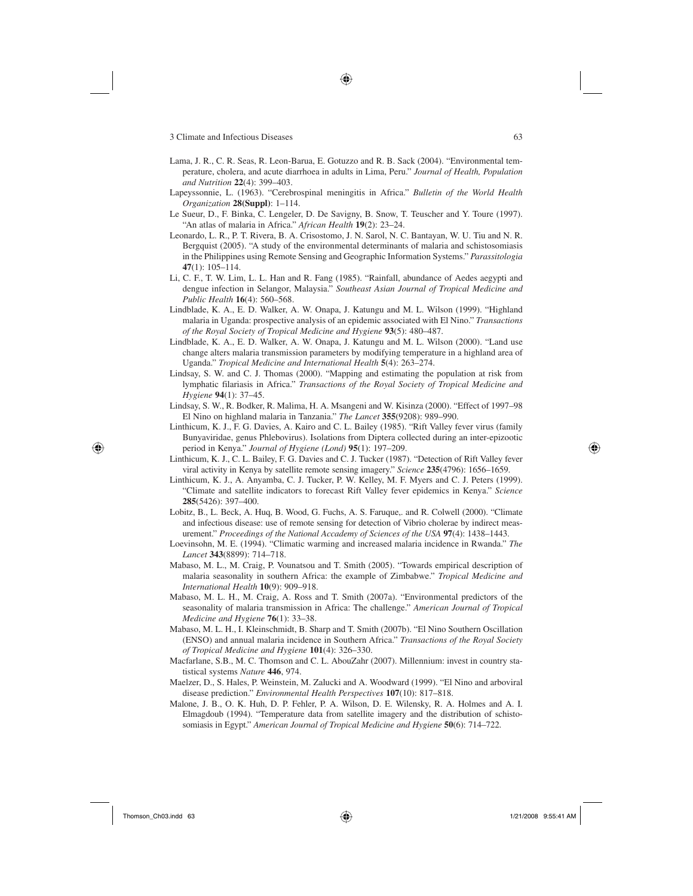Lama, J. R., C. R. Seas, R. Leon-Barua, E. Gotuzzo and R. B. Sack (2004). "Environmental temperature, cholera, and acute diarrhoea in adults in Lima, Peru." *Journal of Health, Population and Nutrition* **22**(4): 399–403.

Lapeyssonnie, L. (1963). "Cerebrospinal meningitis in Africa." *Bulletin of the World Health Organization* **28(Suppl)**: 1–114.

Le Sueur, D., F. Binka, C. Lengeler, D. De Savigny, B. Snow, T. Teuscher and Y. Toure (1997). "An atlas of malaria in Africa." *African Health* **19**(2): 23–24.

Leonardo, L. R., P. T. Rivera, B. A. Crisostomo, J. N. Sarol, N. C. Bantayan, W. U. Tiu and N. R. Bergquist (2005). "A study of the environmental determinants of malaria and schistosomiasis in the Philippines using Remote Sensing and Geographic Information Systems." *Parassitologia* **47**(1): 105–114.

Li, C. F., T. W. Lim, L. L. Han and R. Fang (1985). "Rainfall, abundance of Aedes aegypti and dengue infection in Selangor, Malaysia." *Southeast Asian Journal of Tropical Medicine and Public Health* **16**(4): 560–568.

Lindblade, K. A., E. D. Walker, A. W. Onapa, J. Katungu and M. L. Wilson (1999). "Highland malaria in Uganda: prospective analysis of an epidemic associated with El Nino." *Transactions of the Royal Society of Tropical Medicine and Hygiene* **93**(5): 480–487.

Lindblade, K. A., E. D. Walker, A. W. Onapa, J. Katungu and M. L. Wilson (2000). "Land use change alters malaria transmission parameters by modifying temperature in a highland area of Uganda." *Tropical Medicine and International Health* **5**(4): 263–274.

Lindsay, S. W. and C. J. Thomas (2000). "Mapping and estimating the population at risk from lymphatic filariasis in Africa." *Transactions of the Royal Society of Tropical Medicine and Hygiene* **94**(1): 37–45.

Lindsay, S. W., R. Bodker, R. Malima, H. A. Msangeni and W. Kisinza (2000). "Effect of 1997–98 El Nino on highland malaria in Tanzania." *The Lancet* **355**(9208): 989–990.

Linthicum, K. J., F. G. Davies, A. Kairo and C. L. Bailey (1985). "Rift Valley fever virus (family Bunyaviridae, genus Phlebovirus). Isolations from Diptera collected during an inter-epizootic period in Kenya." *Journal of Hygiene (Lond)* **95**(1): 197–209.

Linthicum, K. J., C. L. Bailey, F. G. Davies and C. J. Tucker (1987). "Detection of Rift Valley fever viral activity in Kenya by satellite remote sensing imagery." *Science* **235**(4796): 1656–1659.

Linthicum, K. J., A. Anyamba, C. J. Tucker, P. W. Kelley, M. F. Myers and C. J. Peters (1999). "Climate and satellite indicators to forecast Rift Valley fever epidemics in Kenya." *Science* **285**(5426): 397–400.

Lobitz, B., L. Beck, A. Huq, B. Wood, G. Fuchs, A. S. Faruque,. and R. Colwell (2000). "Climate and infectious disease: use of remote sensing for detection of Vibrio cholerae by indirect measurement." *Proceedings of the National Accademy of Sciences of the USA* **97**(4): 1438–1443.

Loevinsohn, M. E. (1994). "Climatic warming and increased malaria incidence in Rwanda." *The Lancet* **343**(8899): 714–718.

Mabaso, M. L., M. Craig, P. Vounatsou and T. Smith (2005). "Towards empirical description of malaria seasonality in southern Africa: the example of Zimbabwe." *Tropical Medicine and International Health* **10**(9): 909–918.

Mabaso, M. L. H., M. Craig, A. Ross and T. Smith (2007a). "Environmental predictors of the seasonality of malaria transmission in Africa: The challenge." *American Journal of Tropical Medicine and Hygiene* **76**(1): 33–38.

Mabaso, M. L. H., I. Kleinschmidt, B. Sharp and T. Smith (2007b). "El Nino Southern Oscillation (ENSO) and annual malaria incidence in Southern Africa." *Transactions of the Royal Society of Tropical Medicine and Hygiene* **101**(4): 326–330.

Macfarlane, S.B., M. C. Thomson and C. L. AbouZahr (2007). Millennium: invest in country statistical systems *Nature* **446**, 974.

Maelzer, D., S. Hales, P. Weinstein, M. Zalucki and A. Woodward (1999). "El Nino and arboviral disease prediction." *Environmental Health Perspectives* **107**(10): 817–818.

Malone, J. B., O. K. Huh, D. P. Fehler, P. A. Wilson, D. E. Wilensky, R. A. Holmes and A. I. Elmagdoub (1994). "Temperature data from satellite imagery and the distribution of schistosomiasis in Egypt." *American Journal of Tropical Medicine and Hygiene* **50**(6): 714–722.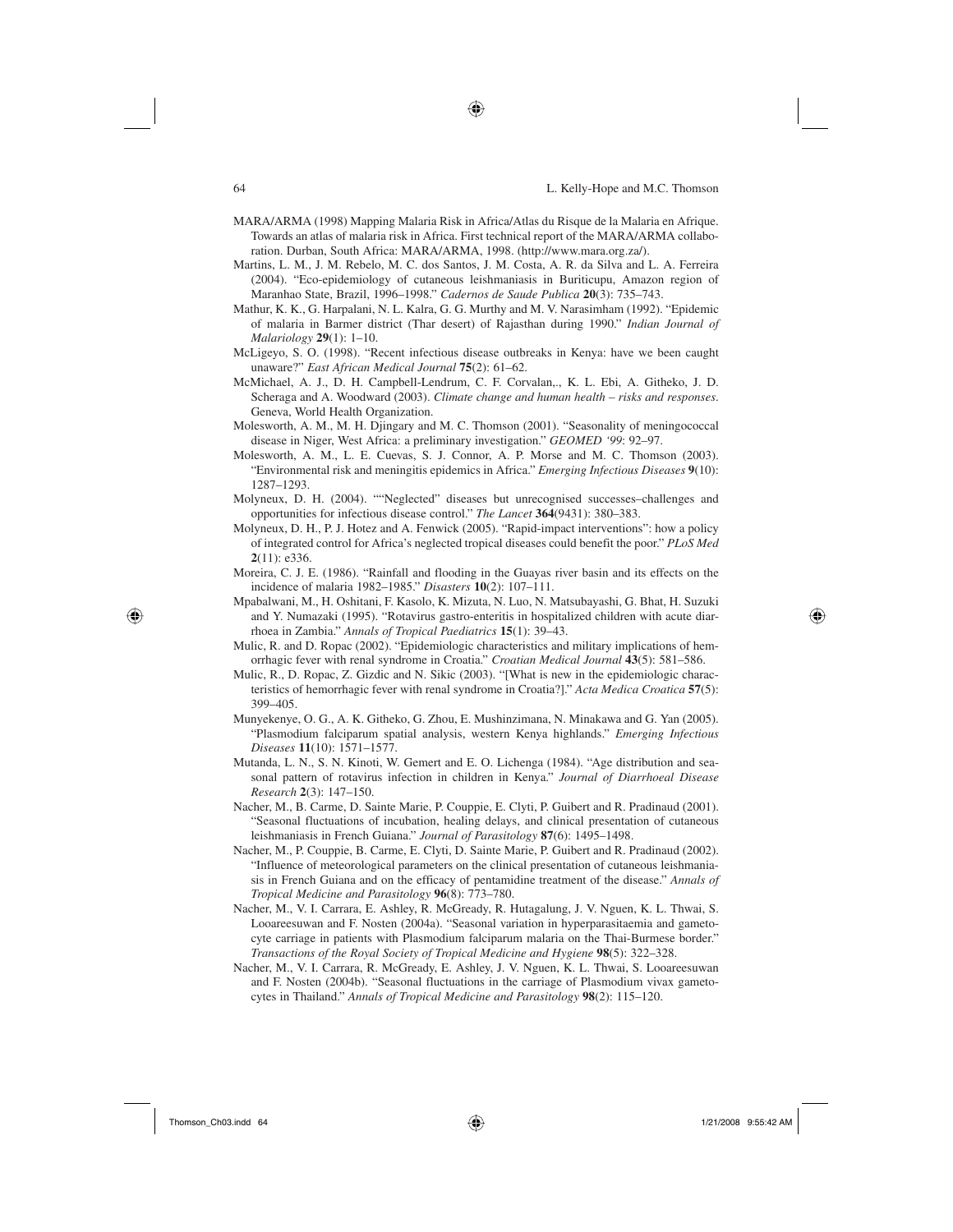MARA/ARMA (1998) Mapping Malaria Risk in Africa/Atlas du Risque de la Malaria en Afrique. Towards an atlas of malaria risk in Africa. First technical report of the MARA/ARMA collaboration. Durban, South Africa: MARA/ARMA, 1998. (http://www.mara.org.za/).

Martins, L. M., J. M. Rebelo, M. C. dos Santos, J. M. Costa, A. R. da Silva and L. A. Ferreira (2004). "Eco-epidemiology of cutaneous leishmaniasis in Buriticupu, Amazon region of Maranhao State, Brazil, 1996–1998." *Cadernos de Saude Publica* **20**(3): 735–743.

Mathur, K. K., G. Harpalani, N. L. Kalra, G. G. Murthy and M. V. Narasimham (1992). "Epidemic of malaria in Barmer district (Thar desert) of Rajasthan during 1990." *Indian Journal of Malariology* **29**(1): 1–10.

McLigeyo, S. O. (1998). "Recent infectious disease outbreaks in Kenya: have we been caught unaware?" *East African Medical Journal* **75**(2): 61–62.

McMichael, A. J., D. H. Campbell-Lendrum, C. F. Corvalan,., K. L. Ebi, A. Githeko, J. D. Scheraga and A. Woodward (2003). *Climate change and human health – risks and responses*. Geneva, World Health Organization.

Molesworth, A. M., M. H. Djingary and M. C. Thomson (2001). "Seasonality of meningococcal disease in Niger, West Africa: a preliminary investigation." *GEOMED '99*: 92–97.

Molesworth, A. M., L. E. Cuevas, S. J. Connor, A. P. Morse and M. C. Thomson (2003). "Environmental risk and meningitis epidemics in Africa." *Emerging Infectious Diseases* **9**(10): 1287–1293.

Molyneux, D. H. (2004). ""Neglected" diseases but unrecognised successes–challenges and opportunities for infectious disease control." *The Lancet* **364**(9431): 380–383.

Molyneux, D. H., P. J. Hotez and A. Fenwick (2005). "Rapid-impact interventions": how a policy of integrated control for Africa's neglected tropical diseases could benefit the poor." *PLoS Med* **2**(11): e336.

Moreira, C. J. E. (1986). "Rainfall and flooding in the Guayas river basin and its effects on the incidence of malaria 1982–1985." *Disasters* **10**(2): 107–111.

Mpabalwani, M., H. Oshitani, F. Kasolo, K. Mizuta, N. Luo, N. Matsubayashi, G. Bhat, H. Suzuki and Y. Numazaki (1995). "Rotavirus gastro-enteritis in hospitalized children with acute diarrhoea in Zambia." *Annals of Tropical Paediatrics* **15**(1): 39–43.

Mulic, R. and D. Ropac (2002). "Epidemiologic characteristics and military implications of hemorrhagic fever with renal syndrome in Croatia." *Croatian Medical Journal* **43**(5): 581–586.

Mulic, R., D. Ropac, Z. Gizdic and N. Sikic (2003). "[What is new in the epidemiologic characteristics of hemorrhagic fever with renal syndrome in Croatia?]." *Acta Medica Croatica* **57**(5): 399–405.

Munyekenye, O. G., A. K. Githeko, G. Zhou, E. Mushinzimana, N. Minakawa and G. Yan (2005). "Plasmodium falciparum spatial analysis, western Kenya highlands." *Emerging Infectious Diseases* **11**(10): 1571–1577.

Mutanda, L. N., S. N. Kinoti, W. Gemert and E. O. Lichenga (1984). "Age distribution and seasonal pattern of rotavirus infection in children in Kenya." *Journal of Diarrhoeal Disease Research* **2**(3): 147–150.

Nacher, M., B. Carme, D. Sainte Marie, P. Couppie, E. Clyti, P. Guibert and R. Pradinaud (2001). "Seasonal fluctuations of incubation, healing delays, and clinical presentation of cutaneous leishmaniasis in French Guiana." *Journal of Parasitology* **87**(6): 1495–1498.

Nacher, M., P. Couppie, B. Carme, E. Clyti, D. Sainte Marie, P. Guibert and R. Pradinaud (2002). "Influence of meteorological parameters on the clinical presentation of cutaneous leishmaniasis in French Guiana and on the efficacy of pentamidine treatment of the disease." *Annals of Tropical Medicine and Parasitology* **96**(8): 773–780.

Nacher, M., V. I. Carrara, E. Ashley, R. McGready, R. Hutagalung, J. V. Nguen, K. L. Thwai, S. Looareesuwan and F. Nosten (2004a). "Seasonal variation in hyperparasitaemia and gametocyte carriage in patients with Plasmodium falciparum malaria on the Thai-Burmese border." *Transactions of the Royal Society of Tropical Medicine and Hygiene* **98**(5): 322–328.

Nacher, M., V. I. Carrara, R. McGready, E. Ashley, J. V. Nguen, K. L. Thwai, S. Looareesuwan and F. Nosten (2004b). "Seasonal fluctuations in the carriage of Plasmodium vivax gametocytes in Thailand." *Annals of Tropical Medicine and Parasitology* **98**(2): 115–120.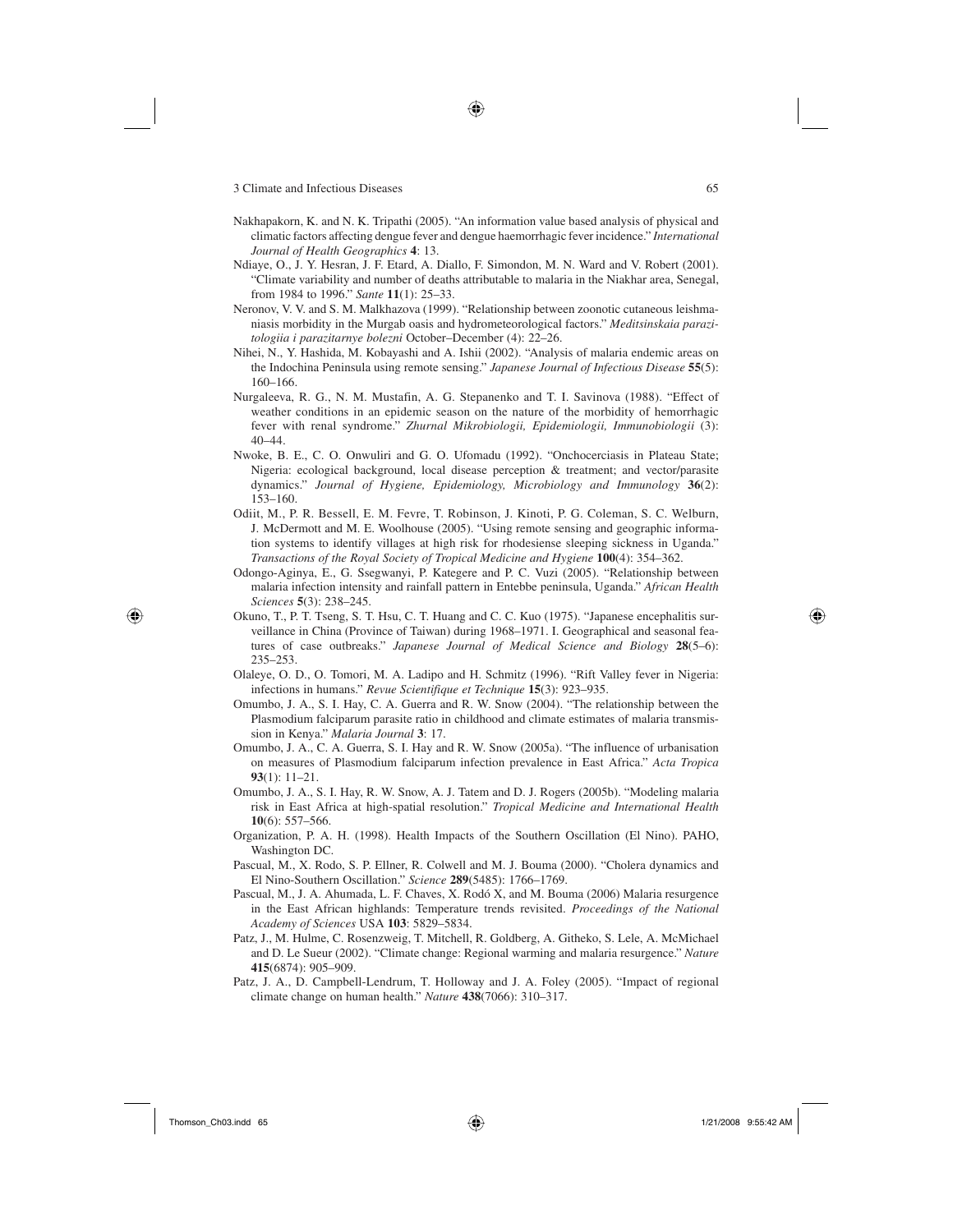Nakhapakorn, K. and N. K. Tripathi (2005). "An information value based analysis of physical and climatic factors affecting dengue fever and dengue haemorrhagic fever incidence." *International Journal of Health Geographics* **4**: 13.

Ndiaye, O., J. Y. Hesran, J. F. Etard, A. Diallo, F. Simondon, M. N. Ward and V. Robert (2001). "Climate variability and number of deaths attributable to malaria in the Niakhar area, Senegal, from 1984 to 1996." *Sante* **11**(1): 25–33.

Neronov, V. V. and S. M. Malkhazova (1999). "Relationship between zoonotic cutaneous leishmaniasis morbidity in the Murgab oasis and hydrometeorological factors." *Meditsinskaia parazitologiia i parazitarnye bolezni* October–December (4): 22–26.

Nihei, N., Y. Hashida, M. Kobayashi and A. Ishii (2002). "Analysis of malaria endemic areas on the Indochina Peninsula using remote sensing." *Japanese Journal of Infectious Disease* **55**(5): 160–166.

Nurgaleeva, R. G., N. M. Mustafin, A. G. Stepanenko and T. I. Savinova (1988). "Effect of weather conditions in an epidemic season on the nature of the morbidity of hemorrhagic fever with renal syndrome." *Zhurnal Mikrobiologii, Epidemiologii, Immunobiologii* (3): 40–44.

Nwoke, B. E., C. O. Onwuliri and G. O. Ufomadu (1992). "Onchocerciasis in Plateau State; Nigeria: ecological background, local disease perception & treatment; and vector/parasite dynamics." *Journal of Hygiene, Epidemiology, Microbiology and Immunology* **36**(2): 153–160.

Odiit, M., P. R. Bessell, E. M. Fevre, T. Robinson, J. Kinoti, P. G. Coleman, S. C. Welburn, J. McDermott and M. E. Woolhouse (2005). "Using remote sensing and geographic information systems to identify villages at high risk for rhodesiense sleeping sickness in Uganda." *Transactions of the Royal Society of Tropical Medicine and Hygiene* **100**(4): 354–362.

Odongo-Aginya, E., G. Ssegwanyi, P. Kategere and P. C. Vuzi (2005). "Relationship between malaria infection intensity and rainfall pattern in Entebbe peninsula, Uganda." *African Health Sciences* **5**(3): 238–245.

Okuno, T., P. T. Tseng, S. T. Hsu, C. T. Huang and C. C. Kuo (1975). "Japanese encephalitis surveillance in China (Province of Taiwan) during 1968–1971. I. Geographical and seasonal features of case outbreaks." *Japanese Journal of Medical Science and Biology* **28**(5–6): 235–253.

Olaleye, O. D., O. Tomori, M. A. Ladipo and H. Schmitz (1996). "Rift Valley fever in Nigeria: infections in humans." *Revue Scientifique et Technique* **15**(3): 923–935.

Omumbo, J. A., S. I. Hay, C. A. Guerra and R. W. Snow (2004). "The relationship between the Plasmodium falciparum parasite ratio in childhood and climate estimates of malaria transmission in Kenya." *Malaria Journal* **3**: 17.

Omumbo, J. A., C. A. Guerra, S. I. Hay and R. W. Snow (2005a). "The influence of urbanisation on measures of Plasmodium falciparum infection prevalence in East Africa." *Acta Tropica* **93**(1): 11–21.

Omumbo, J. A., S. I. Hay, R. W. Snow, A. J. Tatem and D. J. Rogers (2005b). "Modeling malaria risk in East Africa at high-spatial resolution." *Tropical Medicine and International Health* **10**(6): 557–566.

Organization, P. A. H. (1998). Health Impacts of the Southern Oscillation (El Nino). PAHO, Washington DC.

Pascual, M., X. Rodo, S. P. Ellner, R. Colwell and M. J. Bouma (2000). "Cholera dynamics and El Nino-Southern Oscillation." *Science* **289**(5485): 1766–1769.

Pascual, M., J. A. Ahumada, L. F. Chaves, X. Rodó X, and M. Bouma (2006) Malaria resurgence in the East African highlands: Temperature trends revisited. *Proceedings of the National Academy of Sciences* USA **103**: 5829–5834.

Patz, J., M. Hulme, C. Rosenzweig, T. Mitchell, R. Goldberg, A. Githeko, S. Lele, A. McMichael and D. Le Sueur (2002). "Climate change: Regional warming and malaria resurgence." *Nature* **415**(6874): 905–909.

Patz, J. A., D. Campbell-Lendrum, T. Holloway and J. A. Foley (2005). "Impact of regional climate change on human health." *Nature* **438**(7066): 310–317.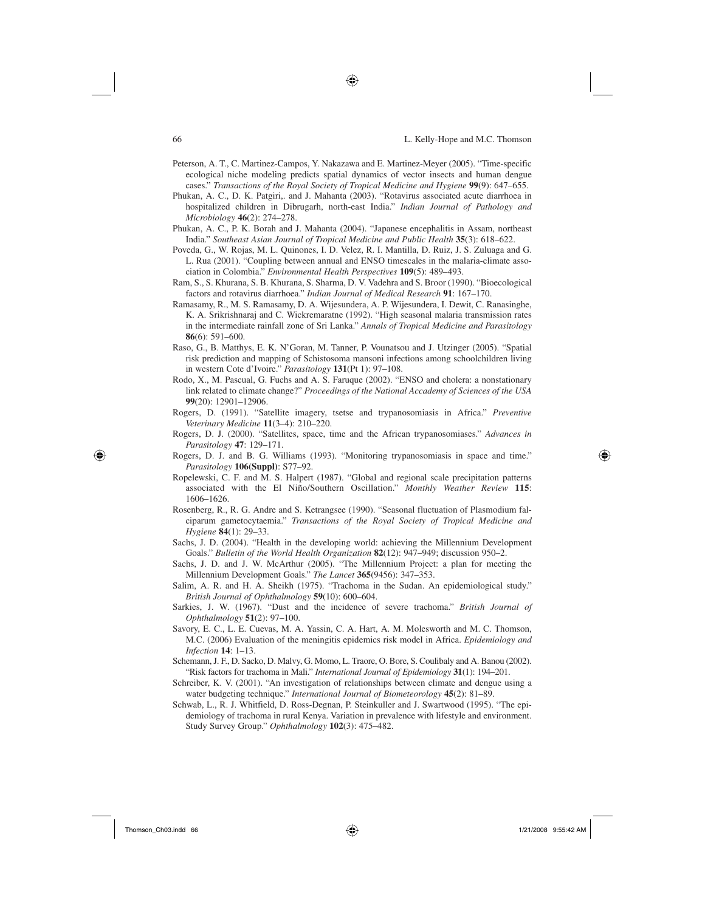Peterson, A. T., C. Martinez-Campos, Y. Nakazawa and E. Martinez-Meyer (2005). "Time-specific ecological niche modeling predicts spatial dynamics of vector insects and human dengue cases." *Transactions of the Royal Society of Tropical Medicine and Hygiene* **99**(9): 647–655.

Phukan, A. C., D. K. Patgiri,. and J. Mahanta (2003). "Rotavirus associated acute diarrhoea in hospitalized children in Dibrugarh, north-east India." *Indian Journal of Pathology and Microbiology* **46**(2): 274–278.

Phukan, A. C., P. K. Borah and J. Mahanta (2004). "Japanese encephalitis in Assam, northeast India." *Southeast Asian Journal of Tropical Medicine and Public Health* **35**(3): 618–622.

Poveda, G., W. Rojas, M. L. Quinones, I. D. Velez, R. I. Mantilla, D. Ruiz, J. S. Zuluaga and G. L. Rua (2001). "Coupling between annual and ENSO timescales in the malaria-climate association in Colombia." *Environmental Health Perspectives* **109**(5): 489–493.

Ram, S., S. Khurana, S. B. Khurana, S. Sharma, D. V. Vadehra and S. Broor (1990). "Bioecological factors and rotavirus diarrhoea." *Indian Journal of Medical Research* **91**: 167–170.

Ramasamy, R., M. S. Ramasamy, D. A. Wijesundera, A. P. Wijesundera, I. Dewit, C. Ranasinghe, K. A. Srikrishnaraj and C. Wickremaratne (1992). "High seasonal malaria transmission rates in the intermediate rainfall zone of Sri Lanka." *Annals of Tropical Medicine and Parasitology* **86**(6): 591–600.

Raso, G., B. Matthys, E. K. N'Goran, M. Tanner, P. Vounatsou and J. Utzinger (2005). "Spatial risk prediction and mapping of Schistosoma mansoni infections among schoolchildren living in western Cote d'Ivoire." *Parasitology* **131**(Pt 1): 97–108.

Rodo, X., M. Pascual, G. Fuchs and A. S. Faruque (2002). "ENSO and cholera: a nonstationary link related to climate change?" *Proceedings of the National Accademy of Sciences of the USA* **99**(20): 12901–12906.

Rogers, D. (1991). "Satellite imagery, tsetse and trypanosomiasis in Africa." *Preventive Veterinary Medicine* **11**(3–4): 210–220.

Rogers, D. J. (2000). "Satellites, space, time and the African trypanosomiases." *Advances in Parasitology* **47**: 129–171.

Rogers, D. J. and B. G. Williams (1993). "Monitoring trypanosomiasis in space and time." *Parasitology* **106(Suppl)**: S77–92.

Ropelewski, C. F. and M. S. Halpert (1987). "Global and regional scale precipitation patterns associated with the El Niño/Southern Oscillation." *Monthly Weather Review* **115**: 1606–1626.

Rosenberg, R., R. G. Andre and S. Ketrangsee (1990). "Seasonal fluctuation of Plasmodium falciparum gametocytaemia." *Transactions of the Royal Society of Tropical Medicine and Hygiene* **84**(1): 29–33.

Sachs, J. D. (2004). "Health in the developing world: achieving the Millennium Development Goals." *Bulletin of the World Health Organization* **82**(12): 947–949; discussion 950–2.

Sachs, J. D. and J. W. McArthur (2005). "The Millennium Project: a plan for meeting the Millennium Development Goals." *The Lancet* **365**(9456): 347–353.

Salim, A. R. and H. A. Sheikh (1975). "Trachoma in the Sudan. An epidemiological study." *British Journal of Ophthalmology* **59**(10): 600–604.

Sarkies, J. W. (1967). "Dust and the incidence of severe trachoma." *British Journal of Ophthalmology* **51**(2): 97–100.

Savory, E. C., L. E. Cuevas, M. A. Yassin, C. A. Hart, A. M. Molesworth and M. C. Thomson, M.C. (2006) Evaluation of the meningitis epidemics risk model in Africa. *Epidemiology and Infection* **14**: 1–13.

Schemann, J. F., D. Sacko, D. Malvy, G. Momo, L. Traore, O. Bore, S. Coulibaly and A. Banou (2002). "Risk factors for trachoma in Mali." *International Journal of Epidemiology* **31**(1): 194–201.

Schreiber, K. V. (2001). "An investigation of relationships between climate and dengue using a water budgeting technique." *International Journal of Biometeorology* **45**(2): 81–89.

Schwab, L., R. J. Whitfield, D. Ross-Degnan, P. Steinkuller and J. Swartwood (1995). "The epidemiology of trachoma in rural Kenya. Variation in prevalence with lifestyle and environment. Study Survey Group." *Ophthalmology* **102**(3): 475–482.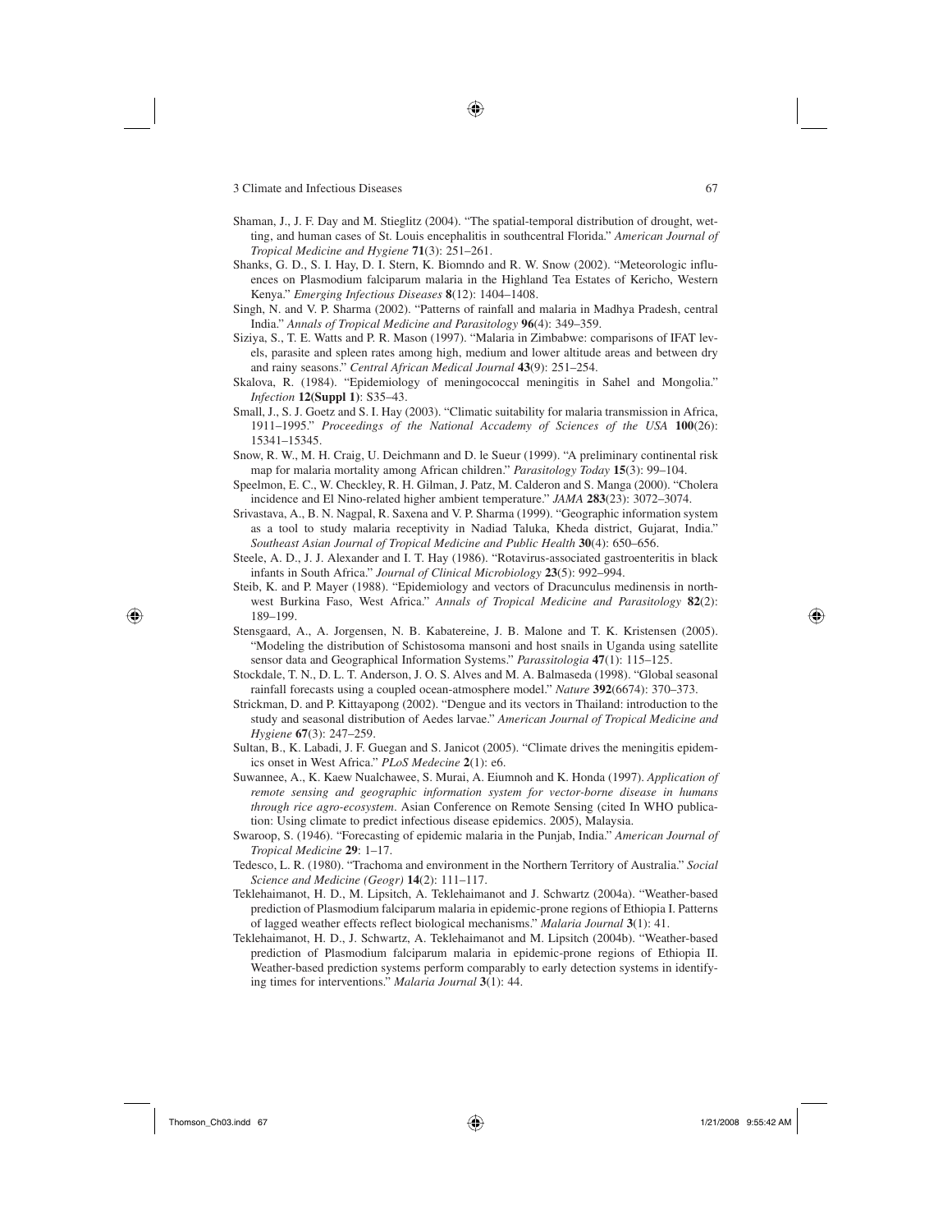Shaman, J., J. F. Day and M. Stieglitz (2004). "The spatial-temporal distribution of drought, wetting, and human cases of St. Louis encephalitis in southcentral Florida." *American Journal of Tropical Medicine and Hygiene* **71**(3): 251–261.

Shanks, G. D., S. I. Hay, D. I. Stern, K. Biomndo and R. W. Snow (2002). "Meteorologic influences on Plasmodium falciparum malaria in the Highland Tea Estates of Kericho, Western Kenya." *Emerging Infectious Diseases* **8**(12): 1404–1408.

Singh, N. and V. P. Sharma (2002). "Patterns of rainfall and malaria in Madhya Pradesh, central India." *Annals of Tropical Medicine and Parasitology* **96**(4): 349–359.

Siziya, S., T. E. Watts and P. R. Mason (1997). "Malaria in Zimbabwe: comparisons of IFAT levels, parasite and spleen rates among high, medium and lower altitude areas and between dry and rainy seasons." *Central African Medical Journal* **43**(9): 251–254.

Skalova, R. (1984). "Epidemiology of meningococcal meningitis in Sahel and Mongolia." *Infection* **12(Suppl 1)**: S35–43.

Small, J., S. J. Goetz and S. I. Hay (2003). "Climatic suitability for malaria transmission in Africa, 1911–1995." *Proceedings of the National Accademy of Sciences of the USA* **100**(26): 15341–15345.

Snow, R. W., M. H. Craig, U. Deichmann and D. le Sueur (1999). "A preliminary continental risk map for malaria mortality among African children." *Parasitology Today* **15**(3): 99–104.

Speelmon, E. C., W. Checkley, R. H. Gilman, J. Patz, M. Calderon and S. Manga (2000). "Cholera incidence and El Nino-related higher ambient temperature." *JAMA* **283**(23): 3072–3074.

Srivastava, A., B. N. Nagpal, R. Saxena and V. P. Sharma (1999). "Geographic information system as a tool to study malaria receptivity in Nadiad Taluka, Kheda district, Gujarat, India." *Southeast Asian Journal of Tropical Medicine and Public Health* **30**(4): 650–656.

Steele, A. D., J. J. Alexander and I. T. Hay (1986). "Rotavirus-associated gastroenteritis in black infants in South Africa." *Journal of Clinical Microbiology* **23**(5): 992–994.

Steib, K. and P. Mayer (1988). "Epidemiology and vectors of Dracunculus medinensis in northwest Burkina Faso, West Africa." *Annals of Tropical Medicine and Parasitology* **82**(2): 189–199.

Stensgaard, A., A. Jorgensen, N. B. Kabatereine, J. B. Malone and T. K. Kristensen (2005). "Modeling the distribution of Schistosoma mansoni and host snails in Uganda using satellite sensor data and Geographical Information Systems." *Parassitologia* **47**(1): 115–125.

Stockdale, T. N., D. L. T. Anderson, J. O. S. Alves and M. A. Balmaseda (1998). "Global seasonal rainfall forecasts using a coupled ocean-atmosphere model." *Nature* **392**(6674): 370–373.

Strickman, D. and P. Kittayapong (2002). "Dengue and its vectors in Thailand: introduction to the study and seasonal distribution of Aedes larvae." *American Journal of Tropical Medicine and Hygiene* **67**(3): 247–259.

Sultan, B., K. Labadi, J. F. Guegan and S. Janicot (2005). "Climate drives the meningitis epidemics onset in West Africa." *PLoS Medecine* **2**(1): e6.

Suwannee, A., K. Kaew Nualchawee, S. Murai, A. Eiumnoh and K. Honda (1997). *Application of remote sensing and geographic information system for vector-borne disease in humans through rice agro-ecosystem*. Asian Conference on Remote Sensing (cited In WHO publication: Using climate to predict infectious disease epidemics. 2005), Malaysia.

Swaroop, S. (1946). "Forecasting of epidemic malaria in the Punjab, India." *American Journal of Tropical Medicine* **29**: 1–17.

Tedesco, L. R. (1980). "Trachoma and environment in the Northern Territory of Australia." *Social Science and Medicine (Geogr)* **14**(2): 111–117.

Teklehaimanot, H. D., M. Lipsitch, A. Teklehaimanot and J. Schwartz (2004a). "Weather-based prediction of Plasmodium falciparum malaria in epidemic-prone regions of Ethiopia I. Patterns of lagged weather effects reflect biological mechanisms." *Malaria Journal* **3**(1): 41.

Teklehaimanot, H. D., J. Schwartz, A. Teklehaimanot and M. Lipsitch (2004b). "Weather-based prediction of Plasmodium falciparum malaria in epidemic-prone regions of Ethiopia II. Weather-based prediction systems perform comparably to early detection systems in identifying times for interventions." *Malaria Journal* **3**(1): 44.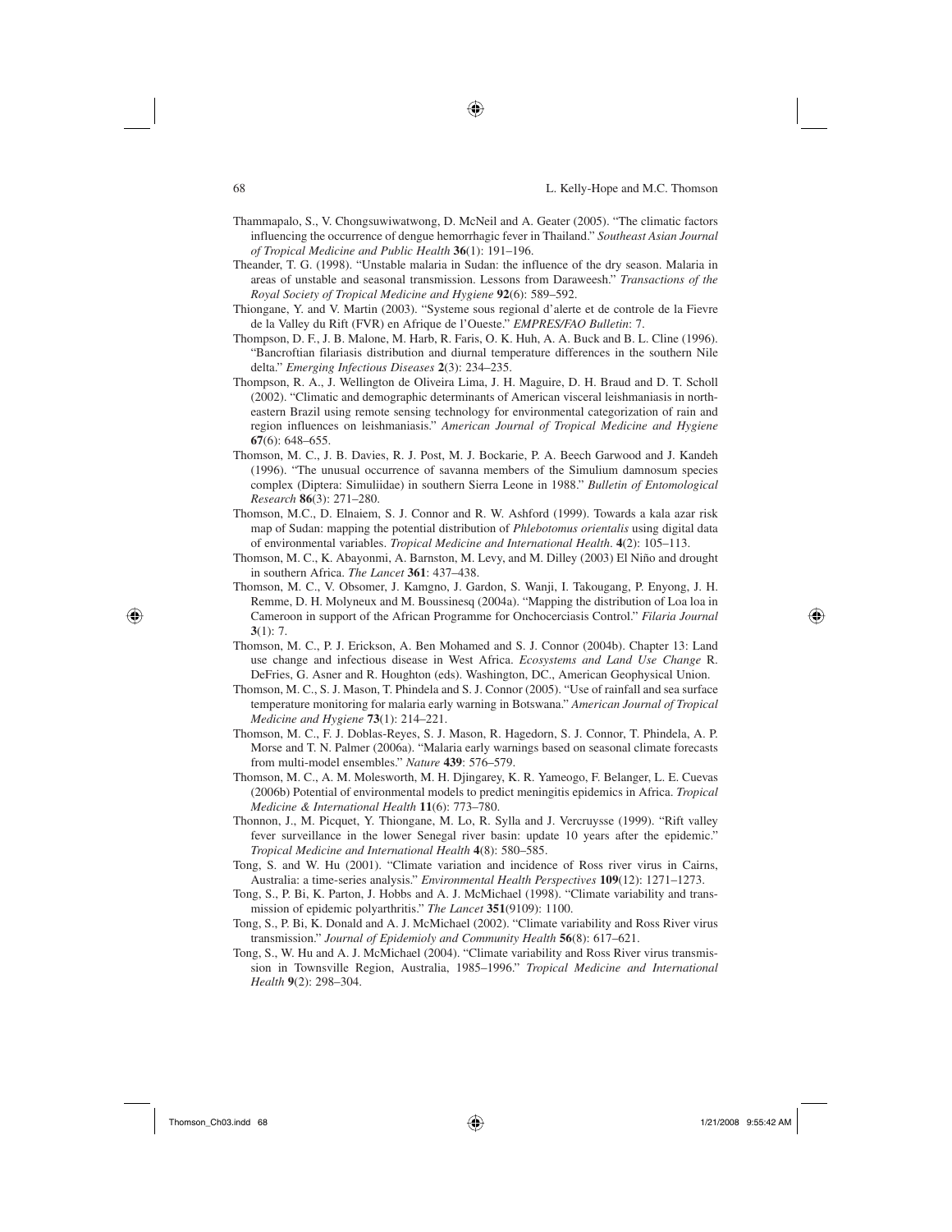Thammapalo, S., V. Chongsuwiwatwong, D. McNeil and A. Geater (2005). "The climatic factors influencing the occurrence of dengue hemorrhagic fever in Thailand." *Southeast Asian Journal of Tropical Medicine and Public Health* **36**(1): 191–196.

Theander, T. G. (1998). "Unstable malaria in Sudan: the influence of the dry season. Malaria in areas of unstable and seasonal transmission. Lessons from Daraweesh." *Transactions of the Royal Society of Tropical Medicine and Hygiene* **92**(6): 589–592.

Thiongane, Y. and V. Martin (2003). "Systeme sous regional d'alerte et de controle de la Fievre de la Valley du Rift (FVR) en Afrique de l'Oueste." *EMPRES/FAO Bulletin*: 7.

Thompson, D. F., J. B. Malone, M. Harb, R. Faris, O. K. Huh, A. A. Buck and B. L. Cline (1996). "Bancroftian filariasis distribution and diurnal temperature differences in the southern Nile delta." *Emerging Infectious Diseases* **2**(3): 234–235.

Thompson, R. A., J. Wellington de Oliveira Lima, J. H. Maguire, D. H. Braud and D. T. Scholl (2002). "Climatic and demographic determinants of American visceral leishmaniasis in northeastern Brazil using remote sensing technology for environmental categorization of rain and region influences on leishmaniasis." *American Journal of Tropical Medicine and Hygiene* **67**(6): 648–655.

Thomson, M. C., J. B. Davies, R. J. Post, M. J. Bockarie, P. A. Beech Garwood and J. Kandeh (1996). "The unusual occurrence of savanna members of the Simulium damnosum species complex (Diptera: Simuliidae) in southern Sierra Leone in 1988." *Bulletin of Entomological Research* **86**(3): 271–280.

Thomson, M.C., D. Elnaiem, S. J. Connor and R. W. Ashford (1999). Towards a kala azar risk map of Sudan: mapping the potential distribution of *Phlebotomus orientalis* using digital data of environmental variables. *Tropical Medicine and International Health*. **4**(2): 105–113.

Thomson, M. C., K. Abayonmi, A. Barnston, M. Levy, and M. Dilley (2003) El Niño and drought in southern Africa. *The Lancet* **361**: 437–438.

Thomson, M. C., V. Obsomer, J. Kamgno, J. Gardon, S. Wanji, I. Takougang, P. Enyong, J. H. Remme, D. H. Molyneux and M. Boussinesq (2004a). "Mapping the distribution of Loa loa in Cameroon in support of the African Programme for Onchocerciasis Control." *Filaria Journal* **3**(1): 7.

Thomson, M. C., P. J. Erickson, A. Ben Mohamed and S. J. Connor (2004b). Chapter 13: Land use change and infectious disease in West Africa. *Ecosystems and Land Use Change* R. DeFries, G. Asner and R. Houghton (eds). Washington, DC., American Geophysical Union.

Thomson, M. C., S. J. Mason, T. Phindela and S. J. Connor (2005). "Use of rainfall and sea surface temperature monitoring for malaria early warning in Botswana." *American Journal of Tropical Medicine and Hygiene* **73**(1): 214–221.

Thomson, M. C., F. J. Doblas-Reyes, S. J. Mason, R. Hagedorn, S. J. Connor, T. Phindela, A. P. Morse and T. N. Palmer (2006a). "Malaria early warnings based on seasonal climate forecasts from multi-model ensembles." *Nature* **439**: 576–579.

Thomson, M. C., A. M. Molesworth, M. H. Djingarey, K. R. Yameogo, F. Belanger, L. E. Cuevas (2006b) Potential of environmental models to predict meningitis epidemics in Africa. *Tropical Medicine & International Health* **11**(6): 773–780.

Thonnon, J., M. Picquet, Y. Thiongane, M. Lo, R. Sylla and J. Vercruysse (1999). "Rift valley fever surveillance in the lower Senegal river basin: update 10 years after the epidemic." *Tropical Medicine and International Health* **4**(8): 580–585.

Tong, S. and W. Hu (2001). "Climate variation and incidence of Ross river virus in Cairns, Australia: a time-series analysis." *Environmental Health Perspectives* **109**(12): 1271–1273.

Tong, S., P. Bi, K. Parton, J. Hobbs and A. J. McMichael (1998). "Climate variability and transmission of epidemic polyarthritis." *The Lancet* **351**(9109): 1100.

Tong, S., P. Bi, K. Donald and A. J. McMichael (2002). "Climate variability and Ross River virus transmission." *Journal of Epidemioly and Community Health* **56**(8): 617–621.

Tong, S., W. Hu and A. J. McMichael (2004). "Climate variability and Ross River virus transmission in Townsville Region, Australia, 1985–1996." *Tropical Medicine and International Health* **9**(2): 298–304.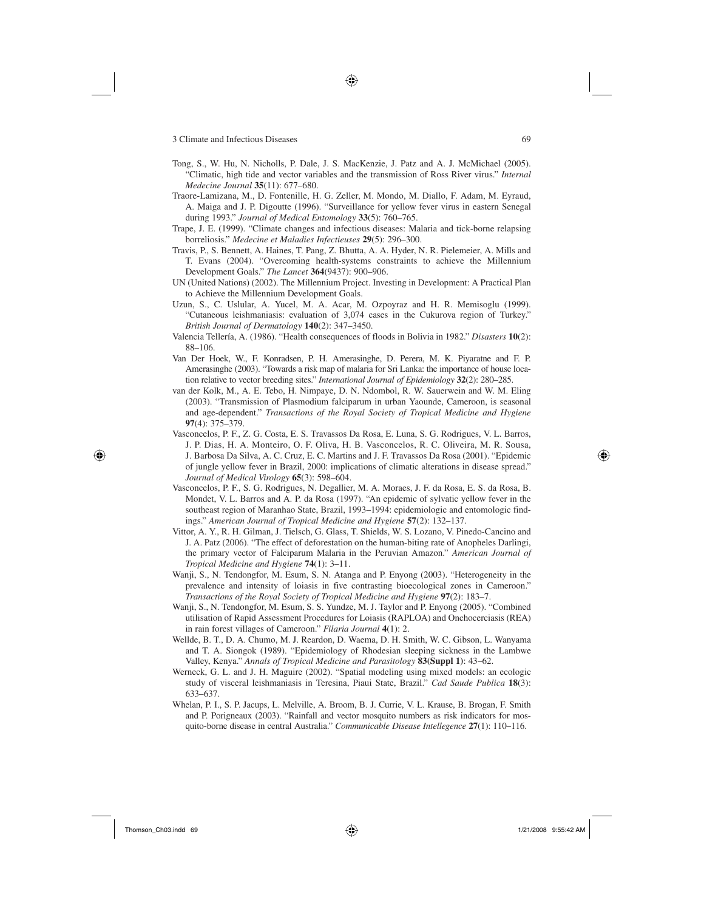Tong, S., W. Hu, N. Nicholls, P. Dale, J. S. MacKenzie, J. Patz and A. J. McMichael (2005). "Climatic, high tide and vector variables and the transmission of Ross River virus." *Internal Medecine Journal* **35**(11): 677–680.

Traore-Lamizana, M., D. Fontenille, H. G. Zeller, M. Mondo, M. Diallo, F. Adam, M. Eyraud, A. Maiga and J. P. Digoutte (1996). "Surveillance for yellow fever virus in eastern Senegal during 1993." *Journal of Medical Entomology* **33**(5): 760–765.

Trape, J. E. (1999). "Climate changes and infectious diseases: Malaria and tick-borne relapsing borreliosis." *Medecine et Maladies Infectieuses* **29**(5): 296–300.

Travis, P., S. Bennett, A. Haines, T. Pang, Z. Bhutta, A. A. Hyder, N. R. Pielemeier, A. Mills and T. Evans (2004). "Overcoming health-systems constraints to achieve the Millennium Development Goals." *The Lancet* **364**(9437): 900–906.

UN (United Nations) (2002). The Millennium Project. Investing in Development: A Practical Plan to Achieve the Millennium Development Goals.

Uzun, S., C. Uslular, A. Yucel, M. A. Acar, M. Ozpoyraz and H. R. Memisoglu (1999). "Cutaneous leishmaniasis: evaluation of 3,074 cases in the Cukurova region of Turkey." *British Journal of Dermatology* **140**(2): 347–3450.

Valencia Tellería, A. (1986). "Health consequences of floods in Bolivia in 1982." *Disasters* **10**(2): 88–106.

Van Der Hoek, W., F. Konradsen, P. H. Amerasinghe, D. Perera, M. K. Piyaratne and F. P. Amerasinghe (2003). "Towards a risk map of malaria for Sri Lanka: the importance of house location relative to vector breeding sites." *International Journal of Epidemiology* **32**(2): 280–285.

van der Kolk, M., A. E. Tebo, H. Nimpaye, D. N. Ndombol, R. W. Sauerwein and W. M. Eling (2003). "Transmission of Plasmodium falciparum in urban Yaounde, Cameroon, is seasonal and age-dependent." *Transactions of the Royal Society of Tropical Medicine and Hygiene* **97**(4): 375–379.

Vasconcelos, P. F., Z. G. Costa, E. S. Travassos Da Rosa, E. Luna, S. G. Rodrigues, V. L. Barros, J. P. Dias, H. A. Monteiro, O. F. Oliva, H. B. Vasconcelos, R. C. Oliveira, M. R. Sousa, J. Barbosa Da Silva, A. C. Cruz, E. C. Martins and J. F. Travassos Da Rosa (2001). "Epidemic of jungle yellow fever in Brazil, 2000: implications of climatic alterations in disease spread." *Journal of Medical Virology* **65**(3): 598–604.

Vasconcelos, P. F., S. G. Rodrigues, N. Degallier, M. A. Moraes, J. F. da Rosa, E. S. da Rosa, B. Mondet, V. L. Barros and A. P. da Rosa (1997). "An epidemic of sylvatic yellow fever in the southeast region of Maranhao State, Brazil, 1993–1994: epidemiologic and entomologic findings." *American Journal of Tropical Medicine and Hygiene* **57**(2): 132–137.

Vittor, A. Y., R. H. Gilman, J. Tielsch, G. Glass, T. Shields, W. S. Lozano, V. Pinedo-Cancino and J. A. Patz (2006). "The effect of deforestation on the human-biting rate of Anopheles Darlingi, the primary vector of Falciparum Malaria in the Peruvian Amazon." *American Journal of Tropical Medicine and Hygiene* **74**(1): 3–11.

Wanji, S., N. Tendongfor, M. Esum, S. N. Atanga and P. Enyong (2003). "Heterogeneity in the prevalence and intensity of loiasis in five contrasting bioecological zones in Cameroon." *Transactions of the Royal Society of Tropical Medicine and Hygiene* **97**(2): 183–7.

Wanji, S., N. Tendongfor, M. Esum, S. S. Yundze, M. J. Taylor and P. Enyong (2005). "Combined utilisation of Rapid Assessment Procedures for Loiasis (RAPLOA) and Onchocerciasis (REA) in rain forest villages of Cameroon." *Filaria Journal* **4**(1): 2.

Wellde, B. T., D. A. Chumo, M. J. Reardon, D. Waema, D. H. Smith, W. C. Gibson, L. Wanyama and T. A. Siongok (1989). "Epidemiology of Rhodesian sleeping sickness in the Lambwe Valley, Kenya." *Annals of Tropical Medicine and Parasitology* **83(Suppl 1)**: 43–62.

Werneck, G. L. and J. H. Maguire (2002). "Spatial modeling using mixed models: an ecologic study of visceral leishmaniasis in Teresina, Piaui State, Brazil." *Cad Saude Publica* **18**(3): 633–637.

Whelan, P. I., S. P. Jacups, L. Melville, A. Broom, B. J. Currie, V. L. Krause, B. Brogan, F. Smith and P. Porigneaux (2003). "Rainfall and vector mosquito numbers as risk indicators for mosquito-borne disease in central Australia." *Communicable Disease Intellegence* **27**(1): 110–116.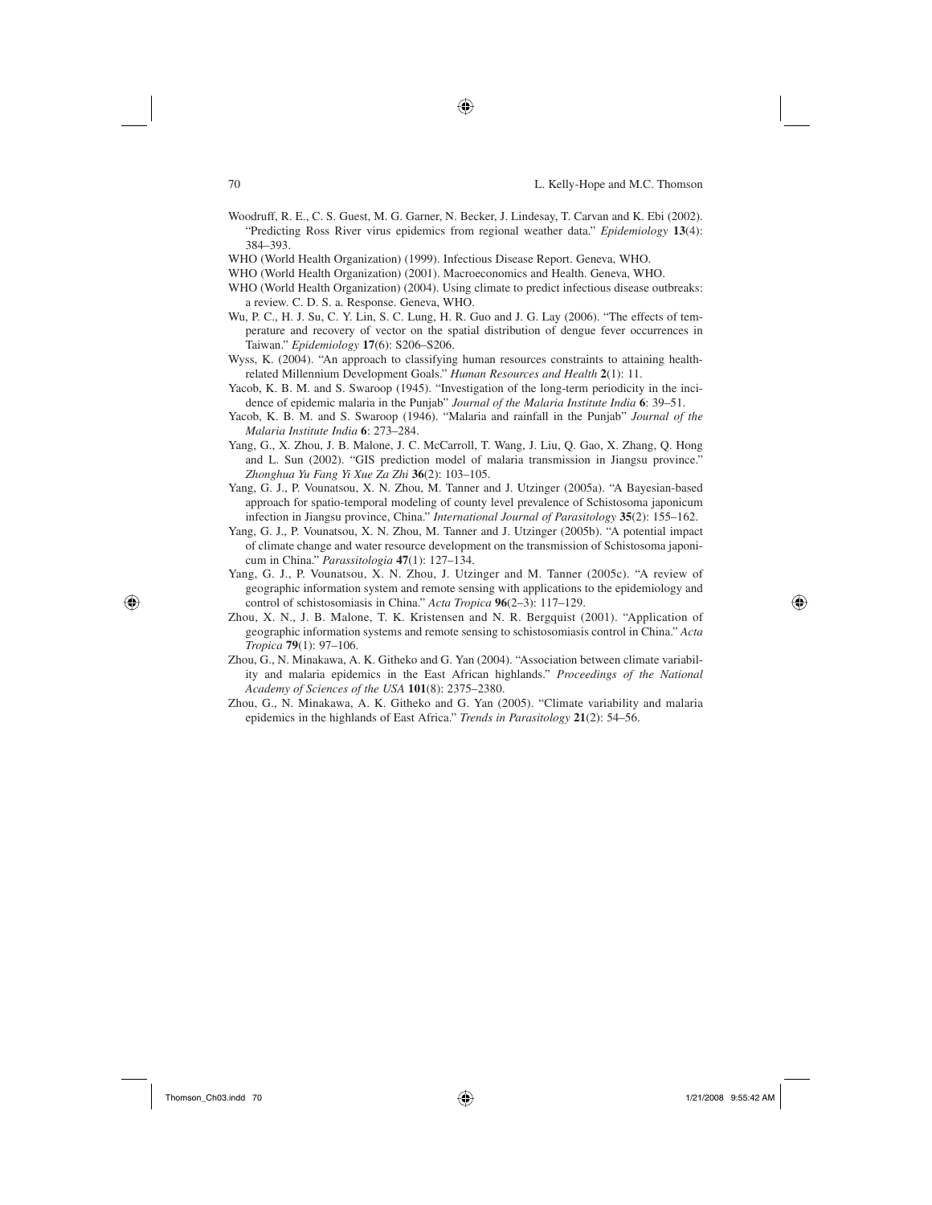Woodruff, R. E., C. S. Guest, M. G. Garner, N. Becker, J. Lindesay, T. Carvan and K. Ebi (2002). "Predicting Ross River virus epidemics from regional weather data." *Epidemiology* **13**(4): 384–393.

WHO (World Health Organization) (1999). Infectious Disease Report. Geneva, WHO.

WHO (World Health Organization) (2001). Macroeconomics and Health. Geneva, WHO.

WHO (World Health Organization) (2004). Using climate to predict infectious disease outbreaks: a review. C. D. S. a. Response. Geneva, WHO.

Wu, P. C., H. J. Su, C. Y. Lin, S. C. Lung, H. R. Guo and J. G. Lay (2006). "The effects of temperature and recovery of vector on the spatial distribution of dengue fever occurrences in Taiwan." *Epidemiology* **17**(6): S206–S206.

Wyss, K. (2004). "An approach to classifying human resources constraints to attaining health-related Millennium Development Goals." *Human Resources and Health* **2**(1): 11.

Yacob, K. B. M. and S. Swaroop (1945). "Investigation of the long-term periodicity in the incidence of epidemic malaria in the Punjab" *Journal of the Malaria Institute India* **6**: 39–51.

Yacob, K. B. M. and S. Swaroop (1946). "Malaria and rainfall in the Punjab" *Journal of the Malaria Institute India* **6**: 273–284.

Yang, G., X. Zhou, J. B. Malone, J. C. McCarroll, T. Wang, J. Liu, Q. Gao, X. Zhang, Q. Hong and L. Sun (2002). "GIS prediction model of malaria transmission in Jiangsu province." *Zhonghua Yu Fang Yi Xue Za Zhi* **36**(2): 103–105.

Yang, G. J., P. Vounatsou, X. N. Zhou, M. Tanner and J. Utzinger (2005a). "A Bayesian-based approach for spatio-temporal modeling of county level prevalence of Schistosoma japonicum infection in Jiangsu province, China." *International Journal of Parasitology* **35**(2): 155–162.

Yang, G. J., P. Vounatsou, X. N. Zhou, M. Tanner and J. Utzinger (2005b). "A potential impact of climate change and water resource development on the transmission of Schistosoma japonicum in China." *Parassitologia* **47**(1): 127–134.

Yang, G. J., P. Vounatsou, X. N. Zhou, J. Utzinger and M. Tanner (2005c). "A review of geographic information system and remote sensing with applications to the epidemiology and control of schistosomiasis in China." *Acta Tropica* **96**(2–3): 117–129.

Zhou, X. N., J. B. Malone, T. K. Kristensen and N. R. Bergquist (2001). "Application of geographic information systems and remote sensing to schistosomiasis control in China." *Acta Tropica* **79**(1): 97–106.

Zhou, G., N. Minakawa, A. K. Githeko and G. Yan (2004). "Association between climate variability and malaria epidemics in the East African highlands." *Proceedings of the National Academy of Sciences of the USA* **101**(8): 2375–2380.

Zhou, G., N. Minakawa, A. K. Githeko and G. Yan (2005). "Climate variability and malaria epidemics in the highlands of East Africa." *Trends in Parasitology* **21**(2): 54–56.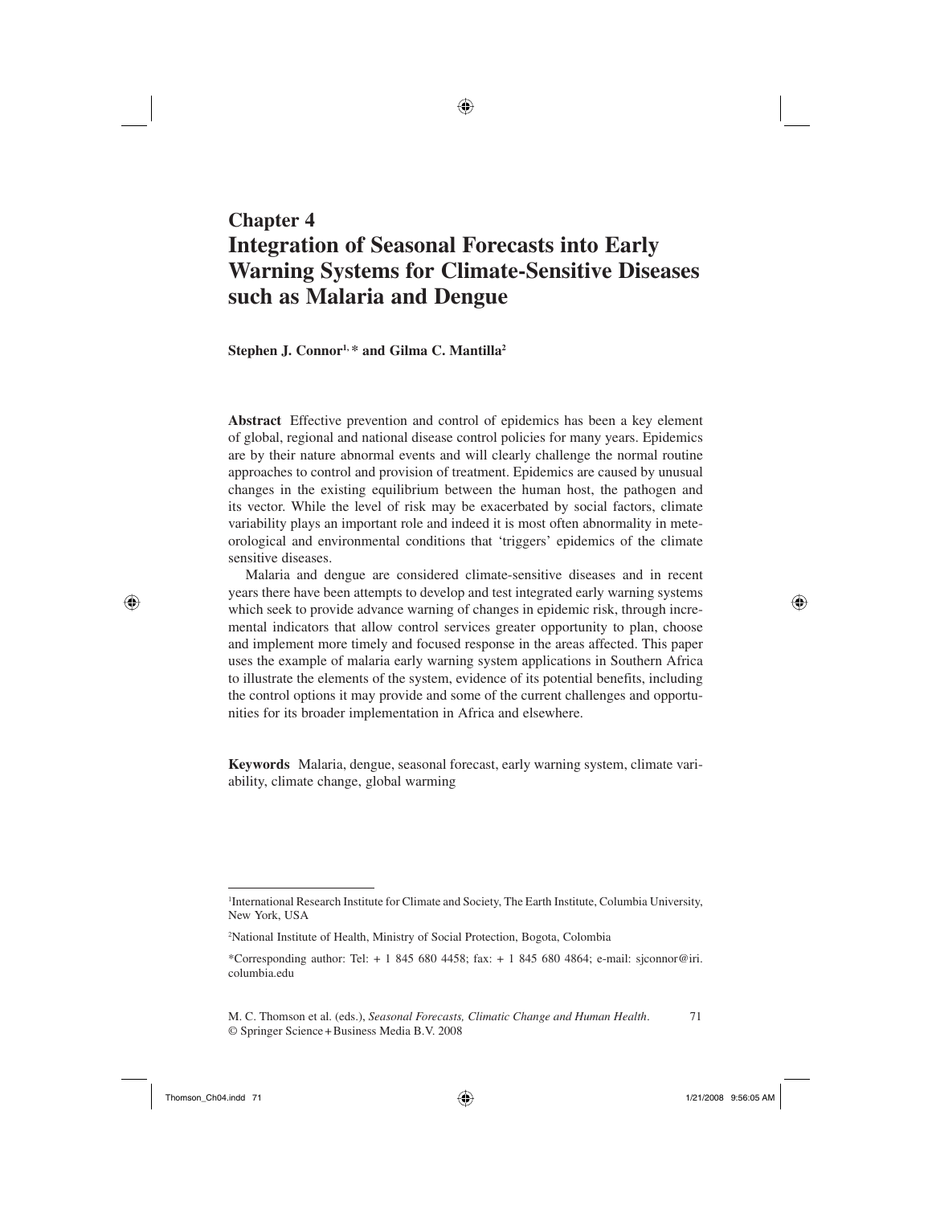# Chapter 4
# Integration of Seasonal Forecasts into Early Warning Systems for Climate-Sensitive Diseases such as Malaria and Dengue

**Stephen J. Connor**[1,*] **and Gilma C. Mantilla**[2]

**Abstract** Effective prevention and control of epidemics has been a key element of global, regional and national disease control policies for many years. Epidemics are by their nature abnormal events and will clearly challenge the normal routine approaches to control and provision of treatment. Epidemics are caused by unusual changes in the existing equilibrium between the human host, the pathogen and its vector. While the level of risk may be exacerbated by social factors, climate variability plays an important role and indeed it is most often abnormality in meteorological and environmental conditions that 'triggers' epidemics of the climate sensitive diseases.

Malaria and dengue are considered climate-sensitive diseases and in recent years there have been attempts to develop and test integrated early warning systems which seek to provide advance warning of changes in epidemic risk, through incremental indicators that allow control services greater opportunity to plan, choose and implement more timely and focused response in the areas affected. This paper uses the example of malaria early warning system applications in Southern Africa to illustrate the elements of the system, evidence of its potential benefits, including the control options it may provide and some of the current challenges and opportunities for its broader implementation in Africa and elsewhere.

**Keywords** Malaria, dengue, seasonal forecast, early warning system, climate variability, climate change, global warming

---

[1] International Research Institute for Climate and Society, The Earth Institute, Columbia University, New York, USA

[2] National Institute of Health, Ministry of Social Protection, Bogota, Colombia

*Corresponding author: Tel: + 1 845 680 4458; fax: + 1 845 680 4864; e-mail: sjconnor@iri.columbia.edu

M. C. Thomson et al. (eds.), *Seasonal Forecasts, Climatic Change and Human Health*.
© Springer Science + Business Media B.V. 2008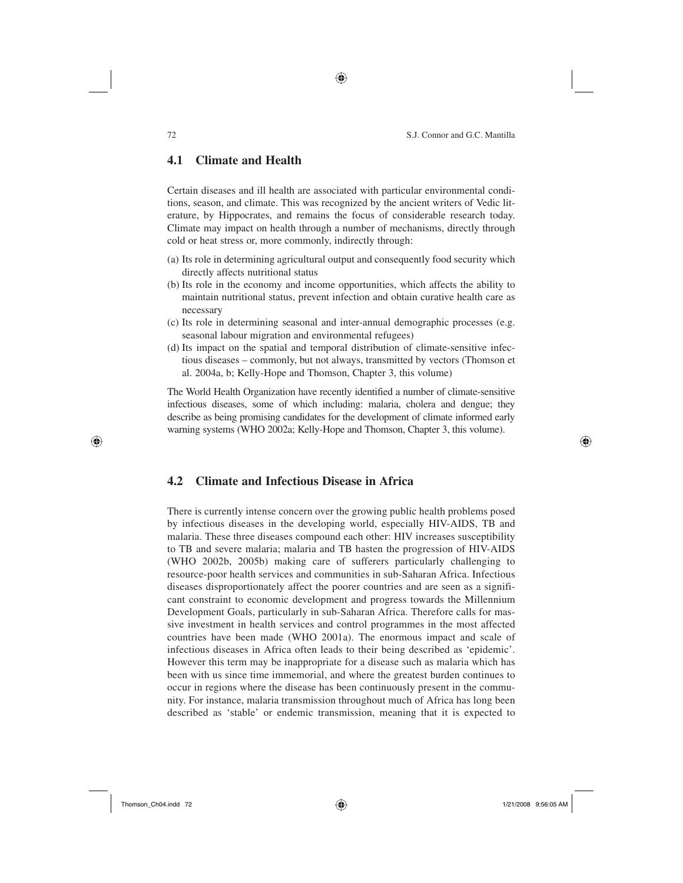## 4.1 Climate and Health

Certain diseases and ill health are associated with particular environmental conditions, season, and climate. This was recognized by the ancient writers of Vedic literature, by Hippocrates, and remains the focus of considerable research today. Climate may impact on health through a number of mechanisms, directly through cold or heat stress or, more commonly, indirectly through:

(a) Its role in determining agricultural output and consequently food security which directly affects nutritional status
(b) Its role in the economy and income opportunities, which affects the ability to maintain nutritional status, prevent infection and obtain curative health care as necessary
(c) Its role in determining seasonal and inter-annual demographic processes (e.g. seasonal labour migration and environmental refugees)
(d) Its impact on the spatial and temporal distribution of climate-sensitive infectious diseases – commonly, but not always, transmitted by vectors (Thomson et al. 2004a, b; Kelly-Hope and Thomson, Chapter 3, this volume)

The World Health Organization have recently identified a number of climate-sensitive infectious diseases, some of which including: malaria, cholera and dengue; they describe as being promising candidates for the development of climate informed early warning systems (WHO 2002a; Kelly-Hope and Thomson, Chapter 3, this volume).

## 4.2 Climate and Infectious Disease in Africa

There is currently intense concern over the growing public health problems posed by infectious diseases in the developing world, especially HIV-AIDS, TB and malaria. These three diseases compound each other: HIV increases susceptibility to TB and severe malaria; malaria and TB hasten the progression of HIV-AIDS (WHO 2002b, 2005b) making care of sufferers particularly challenging to resource-poor health services and communities in sub-Saharan Africa. Infectious diseases disproportionately affect the poorer countries and are seen as a significant constraint to economic development and progress towards the Millennium Development Goals, particularly in sub-Saharan Africa. Therefore calls for massive investment in health services and control programmes in the most affected countries have been made (WHO 2001a). The enormous impact and scale of infectious diseases in Africa often leads to their being described as 'epidemic'. However this term may be inappropriate for a disease such as malaria which has been with us since time immemorial, and where the greatest burden continues to occur in regions where the disease has been continuously present in the community. For instance, malaria transmission throughout much of Africa has long been described as 'stable' or endemic transmission, meaning that it is expected to